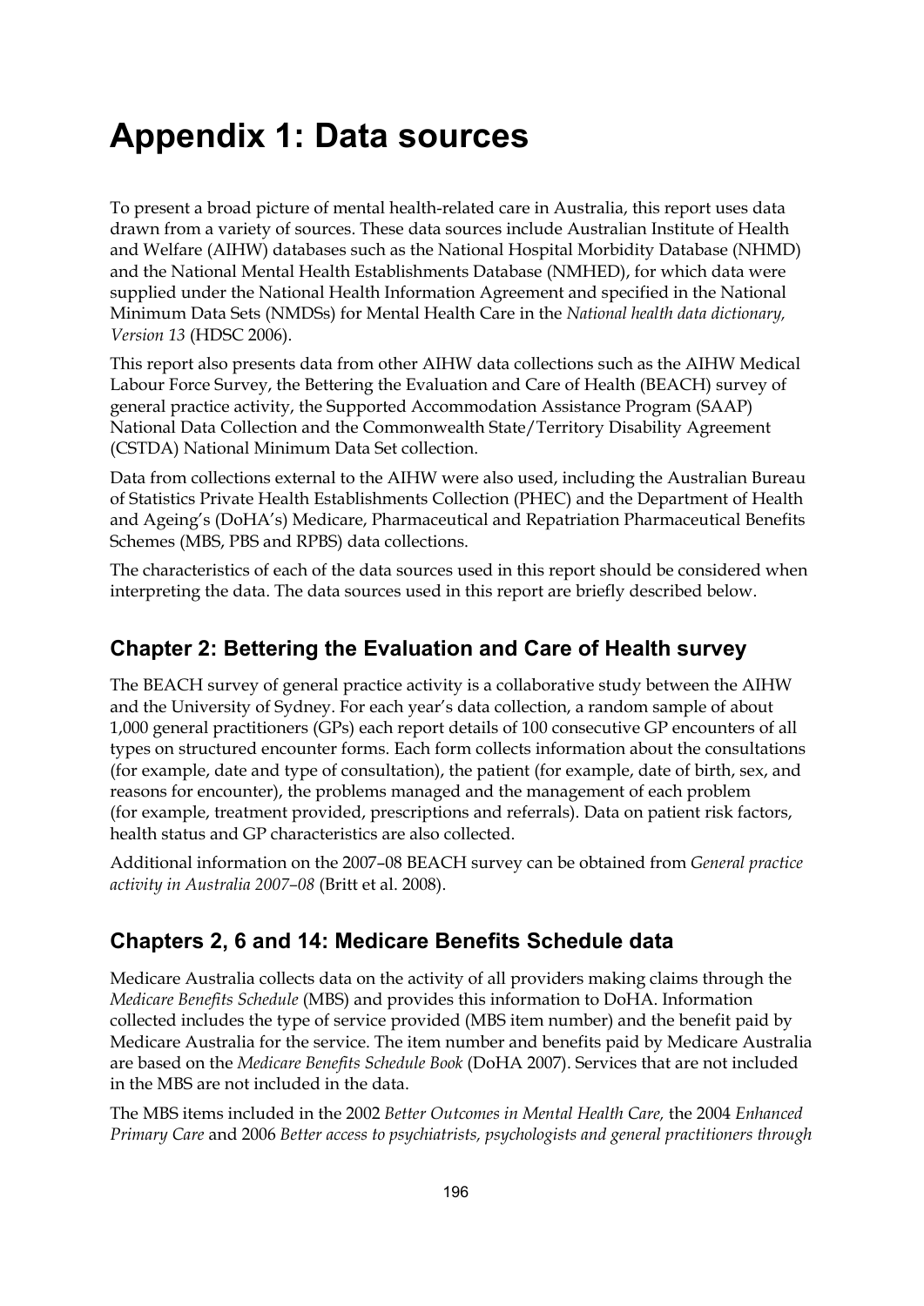# Appendix 1: Data sources

To present a broad picture of mental health-related care in Australia, this report uses data drawn from a variety of sources. These data sources include Australian Institute of Health and Welfare (AIHW) databases such as the National Hospital Morbidity Database (NHMD) and the National Mental Health Establishments Database (NMHED), for which data were supplied under the National Health Information Agreement and specified in the National Minimum Data Sets (NMDSs) for Mental Health Care in the *National health data dictionary, Version 13* (HDSC 2006).

This report also presents data from other AIHW data collections such as the AIHW Medical Labour Force Survey, the Bettering the Evaluation and Care of Health (BEACH) survey of general practice activity, the Supported Accommodation Assistance Program (SAAP) National Data Collection and the Commonwealth State/Territory Disability Agreement (CSTDA) National Minimum Data Set collection.

Data from collections external to the AIHW were also used, including the Australian Bureau of Statistics Private Health Establishments Collection (PHEC) and the Department of Health and Ageing's (DoHA's) Medicare, Pharmaceutical and Repatriation Pharmaceutical Benefits Schemes (MBS, PBS and RPBS) data collections.

The characteristics of each of the data sources used in this report should be considered when interpreting the data. The data sources used in this report are briefly described below.

## Chapter 2: Bettering the Evaluation and Care of Health survey

The BEACH survey of general practice activity is a collaborative study between the AIHW and the University of Sydney. For each year's data collection, a random sample of about 1,000 general practitioners (GPs) each report details of 100 consecutive GP encounters of all types on structured encounter forms. Each form collects information about the consultations (for example, date and type of consultation), the patient (for example, date of birth, sex, and reasons for encounter), the problems managed and the management of each problem (for example, treatment provided, prescriptions and referrals). Data on patient risk factors, health status and GP characteristics are also collected.

Additional information on the 2007–08 BEACH survey can be obtained from *General practice activity in Australia 2007–08* (Britt et al. 2008).

## Chapters 2, 6 and 14: Medicare Benefits Schedule data

Medicare Australia collects data on the activity of all providers making claims through the *Medicare Benefits Schedule* (MBS) and provides this information to DoHA. Information collected includes the type of service provided (MBS item number) and the benefit paid by Medicare Australia for the service. The item number and benefits paid by Medicare Australia are based on the *Medicare Benefits Schedule Book* (DoHA 2007). Services that are not included in the MBS are not included in the data.

The MBS items included in the 2002 *Better Outcomes in Mental Health Care,* the 2004 *Enhanced Primary Care* and 2006 *Better access to psychiatrists, psychologists and general practitioners through*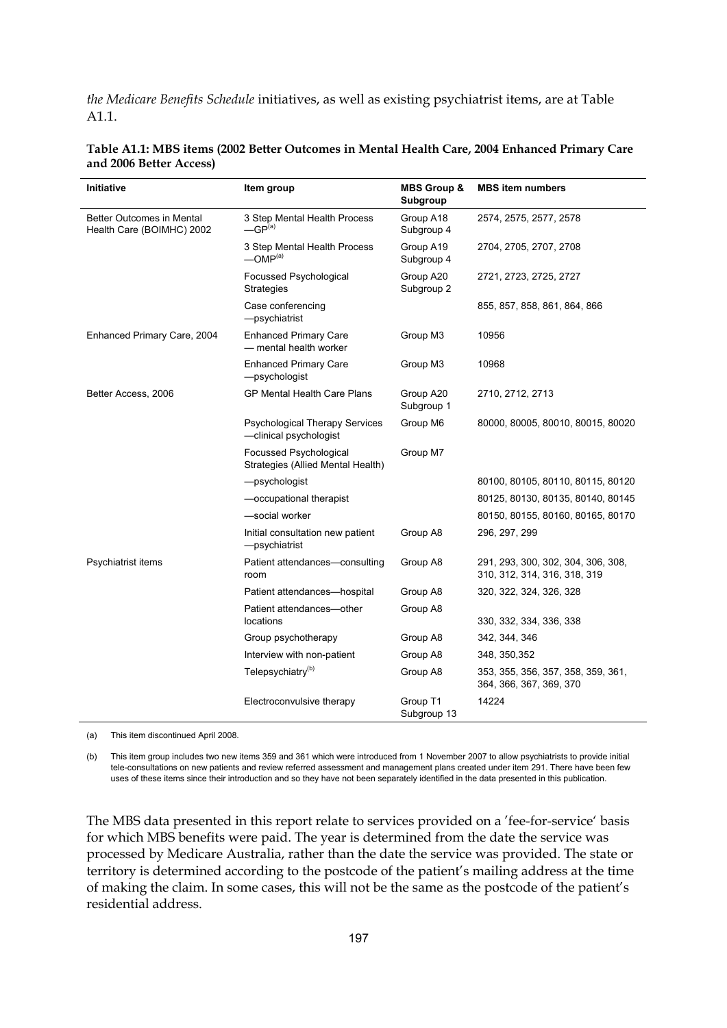*the Medicare Benefits Schedule* initiatives, as well as existing psychiatrist items, are at Table A1.1.

**Table A1.1: MBS items (2002 Better Outcomes in Mental Health Care, 2004 Enhanced Primary Care and 2006 Better Access)**

| Initiative | Item group | MBS Group & Subgroup | MBS item numbers |
|---|---|---|---|
| Better Outcomes in Mental Health Care (BOIMHC) 2002 | 3 Step Mental Health Process —GP[(a)] | Group A18 Subgroup 4 | 2574, 2575, 2577, 2578 |
| | 3 Step Mental Health Process —OMP[(a)] | Group A19 Subgroup 4 | 2704, 2705, 2707, 2708 |
| | Focussed Psychological Strategies | Group A20 Subgroup 2 | 2721, 2723, 2725, 2727 |
| | Case conferencing —psychiatrist | | 855, 857, 858, 861, 864, 866 |
| Enhanced Primary Care, 2004 | Enhanced Primary Care — mental health worker | Group M3 | 10956 |
| | Enhanced Primary Care —psychologist | Group M3 | 10968 |
| Better Access, 2006 | GP Mental Health Care Plans | Group A20 Subgroup 1 | 2710, 2712, 2713 |
| | Psychological Therapy Services —clinical psychologist | Group M6 | 80000, 80005, 80010, 80015, 80020 |
| | Focussed Psychological Strategies (Allied Mental Health) | Group M7 | |
| | —psychologist | | 80100, 80105, 80110, 80115, 80120 |
| | —occupational therapist | | 80125, 80130, 80135, 80140, 80145 |
| | —social worker | | 80150, 80155, 80160, 80165, 80170 |
| | Initial consultation new patient —psychiatrist | Group A8 | 296, 297, 299 |
| Psychiatrist items | Patient attendances—consulting room | Group A8 | 291, 293, 300, 302, 304, 306, 308, 310, 312, 314, 316, 318, 319 |
| | Patient attendances—hospital | Group A8 | 320, 322, 324, 326, 328 |
| | Patient attendances—other locations | Group A8 | 330, 332, 334, 336, 338 |
| | Group psychotherapy | Group A8 | 342, 344, 346 |
| | Interview with non-patient | Group A8 | 348, 350,352 |
| | Telepsychiatry[(b)] | Group A8 | 353, 355, 356, 357, 358, 359, 361, 364, 366, 367, 369, 370 |
| | Electroconvulsive therapy | Group T1 Subgroup 13 | 14224 |

(a) This item discontinued April 2008.

(b) This item group includes two new items 359 and 361 which were introduced from 1 November 2007 to allow psychiatrists to provide initial tele-consultations on new patients and review referred assessment and management plans created under item 291. There have been few uses of these items since their introduction and so they have not been separately identified in the data presented in this publication.

The MBS data presented in this report relate to services provided on a 'fee-for-service' basis for which MBS benefits were paid. The year is determined from the date the service was processed by Medicare Australia, rather than the date the service was provided. The state or territory is determined according to the postcode of the patient's mailing address at the time of making the claim. In some cases, this will not be the same as the postcode of the patient's residential address.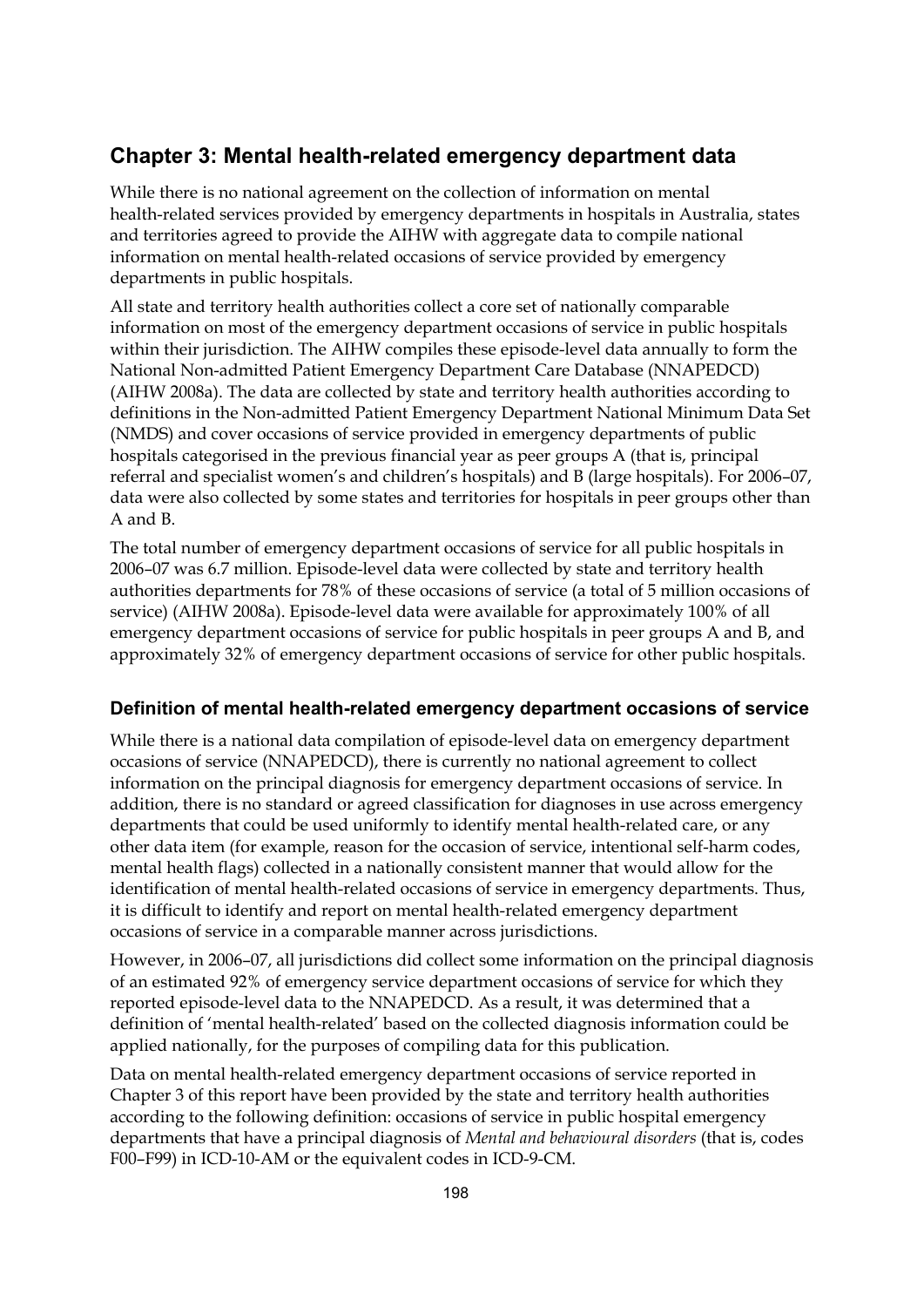## Chapter 3: Mental health-related emergency department data

While there is no national agreement on the collection of information on mental health-related services provided by emergency departments in hospitals in Australia, states and territories agreed to provide the AIHW with aggregate data to compile national information on mental health-related occasions of service provided by emergency departments in public hospitals.

All state and territory health authorities collect a core set of nationally comparable information on most of the emergency department occasions of service in public hospitals within their jurisdiction. The AIHW compiles these episode-level data annually to form the National Non-admitted Patient Emergency Department Care Database (NNAPEDCD) (AIHW 2008a). The data are collected by state and territory health authorities according to definitions in the Non-admitted Patient Emergency Department National Minimum Data Set (NMDS) and cover occasions of service provided in emergency departments of public hospitals categorised in the previous financial year as peer groups A (that is, principal referral and specialist women's and children's hospitals) and B (large hospitals). For 2006–07, data were also collected by some states and territories for hospitals in peer groups other than A and B.

The total number of emergency department occasions of service for all public hospitals in 2006–07 was 6.7 million. Episode-level data were collected by state and territory health authorities departments for 78% of these occasions of service (a total of 5 million occasions of service) (AIHW 2008a). Episode-level data were available for approximately 100% of all emergency department occasions of service for public hospitals in peer groups A and B, and approximately 32% of emergency department occasions of service for other public hospitals.

### Definition of mental health-related emergency department occasions of service

While there is a national data compilation of episode-level data on emergency department occasions of service (NNAPEDCD), there is currently no national agreement to collect information on the principal diagnosis for emergency department occasions of service. In addition, there is no standard or agreed classification for diagnoses in use across emergency departments that could be used uniformly to identify mental health-related care, or any other data item (for example, reason for the occasion of service, intentional self-harm codes, mental health flags) collected in a nationally consistent manner that would allow for the identification of mental health-related occasions of service in emergency departments. Thus, it is difficult to identify and report on mental health-related emergency department occasions of service in a comparable manner across jurisdictions.

However, in 2006–07, all jurisdictions did collect some information on the principal diagnosis of an estimated 92% of emergency service department occasions of service for which they reported episode-level data to the NNAPEDCD. As a result, it was determined that a definition of 'mental health-related' based on the collected diagnosis information could be applied nationally, for the purposes of compiling data for this publication.

Data on mental health-related emergency department occasions of service reported in Chapter 3 of this report have been provided by the state and territory health authorities according to the following definition: occasions of service in public hospital emergency departments that have a principal diagnosis of *Mental and behavioural disorders* (that is, codes F00–F99) in ICD-10-AM or the equivalent codes in ICD-9-CM.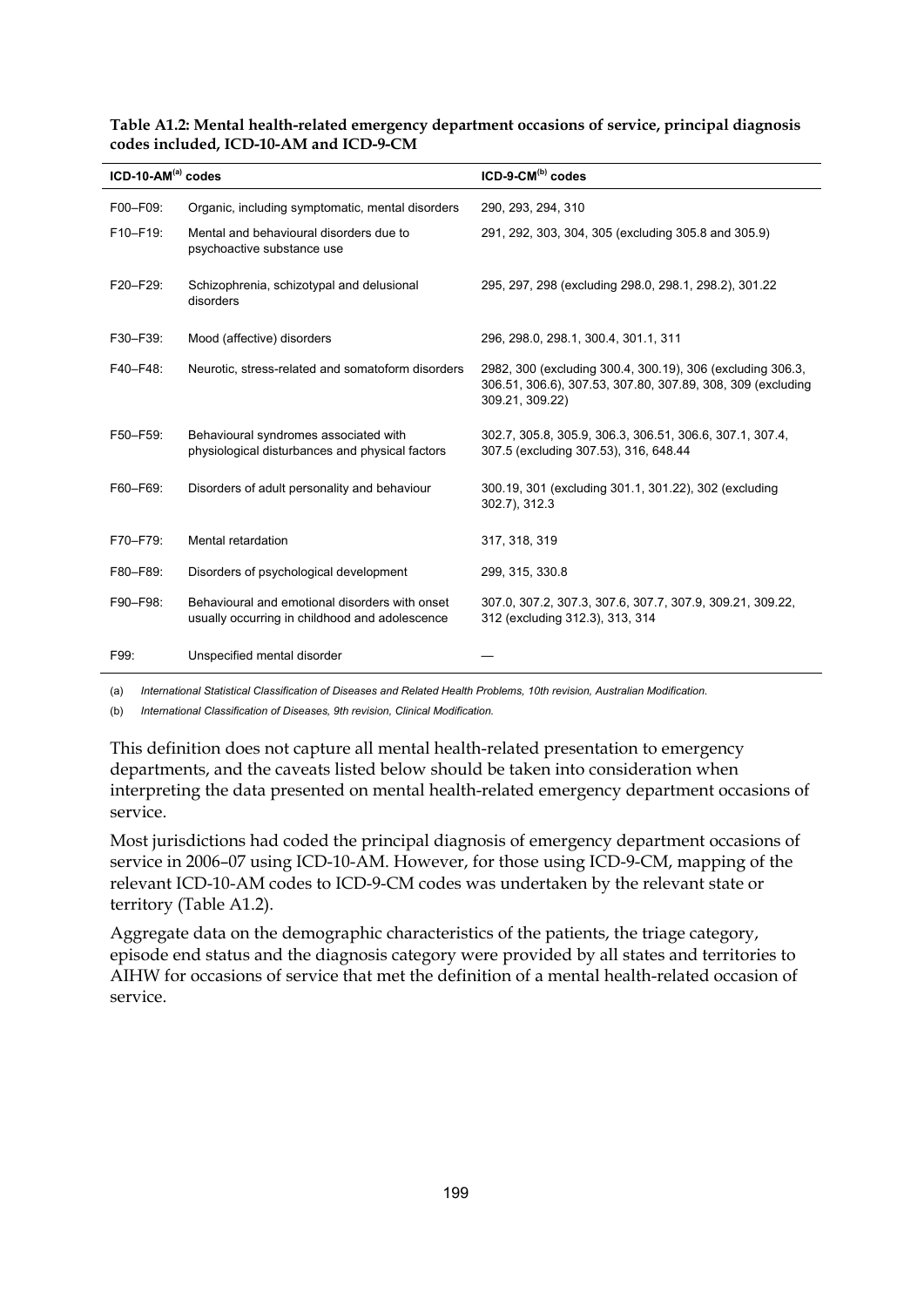**Table A1.2: Mental health-related emergency department occasions of service, principal diagnosis codes included, ICD-10-AM and ICD-9-CM**

| ICD-10-AM[(a)] codes | | ICD-9-CM[(b)] codes |
|---|---|---|
| F00–F09: | Organic, including symptomatic, mental disorders | 290, 293, 294, 310 |
| F10–F19: | Mental and behavioural disorders due to psychoactive substance use | 291, 292, 303, 304, 305 (excluding 305.8 and 305.9) |
| F20–F29: | Schizophrenia, schizotypal and delusional disorders | 295, 297, 298 (excluding 298.0, 298.1, 298.2), 301.22 |
| F30–F39: | Mood (affective) disorders | 296, 298.0, 298.1, 300.4, 301.1, 311 |
| F40–F48: | Neurotic, stress-related and somatoform disorders | 2982, 300 (excluding 300.4, 300.19), 306 (excluding 306.3, 306.51, 306.6), 307.53, 307.80, 307.89, 308, 309 (excluding 309.21, 309.22) |
| F50–F59: | Behavioural syndromes associated with physiological disturbances and physical factors | 302.7, 305.8, 305.9, 306.3, 306.51, 306.6, 307.1, 307.4, 307.5 (excluding 307.53), 316, 648.44 |
| F60–F69: | Disorders of adult personality and behaviour | 300.19, 301 (excluding 301.1, 301.22), 302 (excluding 302.7), 312.3 |
| F70–F79: | Mental retardation | 317, 318, 319 |
| F80–F89: | Disorders of psychological development | 299, 315, 330.8 |
| F90–F98: | Behavioural and emotional disorders with onset usually occurring in childhood and adolescence | 307.0, 307.2, 307.3, 307.6, 307.7, 307.9, 309.21, 309.22, 312 (excluding 312.3), 313, 314 |
| F99: | Unspecified mental disorder | — |

(a) *International Statistical Classification of Diseases and Related Health Problems, 10th revision, Australian Modification.*

(b) *International Classification of Diseases, 9th revision, Clinical Modification.*

This definition does not capture all mental health-related presentation to emergency departments, and the caveats listed below should be taken into consideration when interpreting the data presented on mental health-related emergency department occasions of service.

Most jurisdictions had coded the principal diagnosis of emergency department occasions of service in 2006–07 using ICD-10-AM. However, for those using ICD-9-CM, mapping of the relevant ICD-10-AM codes to ICD-9-CM codes was undertaken by the relevant state or territory (Table A1.2).

Aggregate data on the demographic characteristics of the patients, the triage category, episode end status and the diagnosis category were provided by all states and territories to AIHW for occasions of service that met the definition of a mental health-related occasion of service.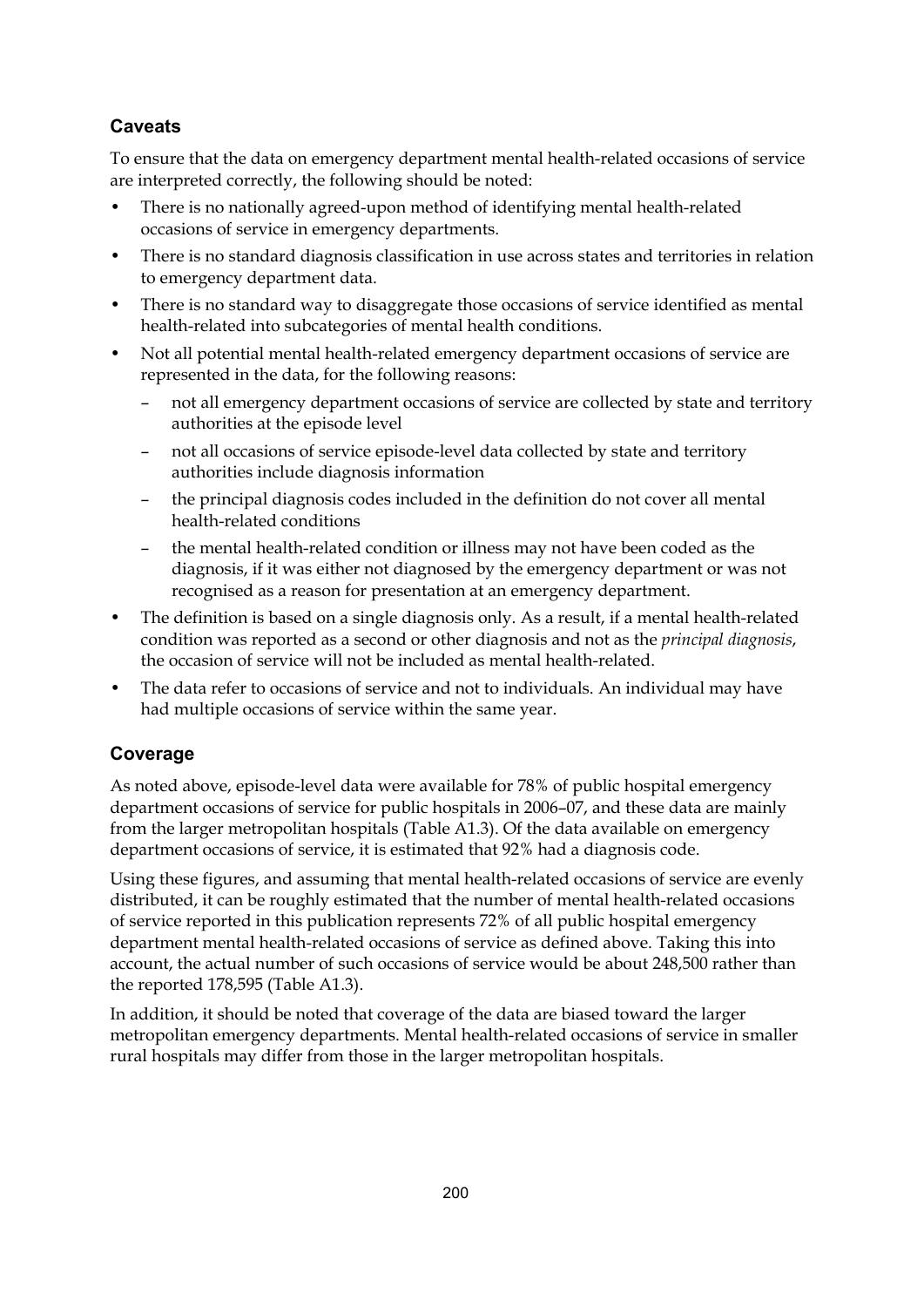### Caveats

To ensure that the data on emergency department mental health-related occasions of service are interpreted correctly, the following should be noted:

- There is no nationally agreed-upon method of identifying mental health-related occasions of service in emergency departments.
- There is no standard diagnosis classification in use across states and territories in relation to emergency department data.
- There is no standard way to disaggregate those occasions of service identified as mental health-related into subcategories of mental health conditions.
- Not all potential mental health-related emergency department occasions of service are represented in the data, for the following reasons:
  - not all emergency department occasions of service are collected by state and territory authorities at the episode level
  - not all occasions of service episode-level data collected by state and territory authorities include diagnosis information
  - the principal diagnosis codes included in the definition do not cover all mental health-related conditions
  - the mental health-related condition or illness may not have been coded as the diagnosis, if it was either not diagnosed by the emergency department or was not recognised as a reason for presentation at an emergency department.
- The definition is based on a single diagnosis only. As a result, if a mental health-related condition was reported as a second or other diagnosis and not as the *principal diagnosis*, the occasion of service will not be included as mental health-related.
- The data refer to occasions of service and not to individuals. An individual may have had multiple occasions of service within the same year.

### Coverage

As noted above, episode-level data were available for 78% of public hospital emergency department occasions of service for public hospitals in 2006–07, and these data are mainly from the larger metropolitan hospitals (Table A1.3). Of the data available on emergency department occasions of service, it is estimated that 92% had a diagnosis code.

Using these figures, and assuming that mental health-related occasions of service are evenly distributed, it can be roughly estimated that the number of mental health-related occasions of service reported in this publication represents 72% of all public hospital emergency department mental health-related occasions of service as defined above. Taking this into account, the actual number of such occasions of service would be about 248,500 rather than the reported 178,595 (Table A1.3).

In addition, it should be noted that coverage of the data are biased toward the larger metropolitan emergency departments. Mental health-related occasions of service in smaller rural hospitals may differ from those in the larger metropolitan hospitals.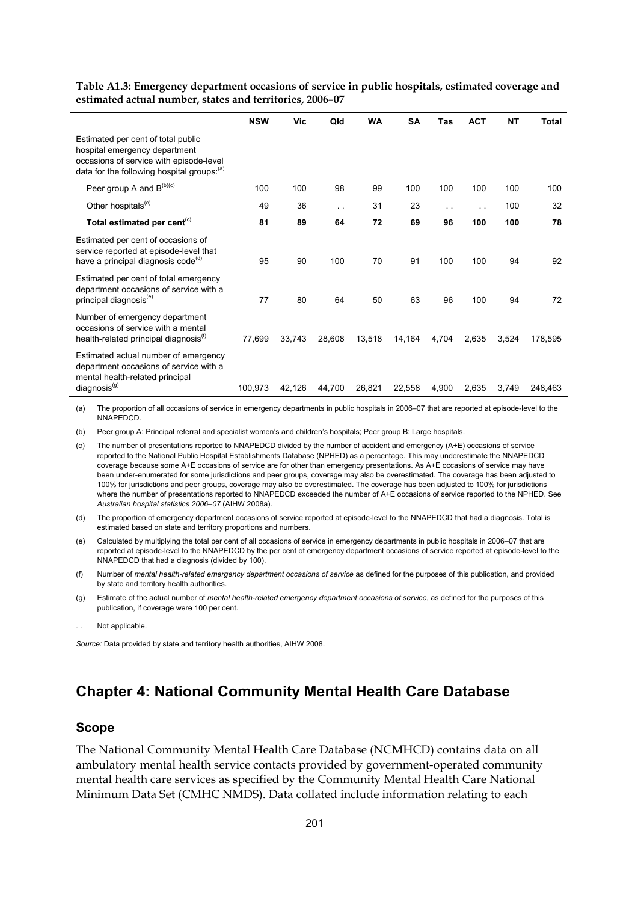**Table A1.3: Emergency department occasions of service in public hospitals, estimated coverage and estimated actual number, states and territories, 2006–07**

| | NSW | Vic | Qld | WA | SA | Tas | ACT | NT | Total |
|---|---|---|---|---|---|---|---|---|---|
| Estimated per cent of total public hospital emergency department occasions of service with episode-level data for the following hospital groups:[(a)] | | | | | | | | | |
| Peer group A and B[(b)(c)] | 100 | 100 | 98 | 99 | 100 | 100 | 100 | 100 | 100 |
| Other hospitals[(c)] | 49 | 36 | . . | 31 | 23 | . . | . . | 100 | 32 |
| **Total estimated per cent[(c)]** | **81** | **89** | **64** | **72** | **69** | **96** | **100** | **100** | **78** |
| Estimated per cent of occasions of service reported at episode-level that have a principal diagnosis code[(d)] | 95 | 90 | 100 | 70 | 91 | 100 | 100 | 94 | 92 |
| Estimated per cent of total emergency department occasions of service with a principal diagnosis[(e)] | 77 | 80 | 64 | 50 | 63 | 96 | 100 | 94 | 72 |
| Number of emergency department occasions of service with a mental health-related principal diagnosis[(f)] | 77,699 | 33,743 | 28,608 | 13,518 | 14,164 | 4,704 | 2,635 | 3,524 | 178,595 |
| Estimated actual number of emergency department occasions of service with a mental health-related principal diagnosis[(g)] | 100,973 | 42,126 | 44,700 | 26,821 | 22,558 | 4,900 | 2,635 | 3,749 | 248,463 |

(a) The proportion of all occasions of service in emergency departments in public hospitals in 2006–07 that are reported at episode-level to the NNAPEDCD.

(b) Peer group A: Principal referral and specialist women's and children's hospitals; Peer group B: Large hospitals.

(c) The number of presentations reported to NNAPEDCD divided by the number of accident and emergency (A+E) occasions of service reported to the National Public Hospital Establishments Database (NPHED) as a percentage. This may underestimate the NNAPEDCD coverage because some A+E occasions of service are for other than emergency presentations. As A+E occasions of service may have been under-enumerated for some jurisdictions and peer groups, coverage may also be overestimated. The coverage has been adjusted to 100% for jurisdictions and peer groups, coverage may also be overestimated. The coverage has been adjusted to 100% for jurisdictions where the number of presentations reported to NNAPEDCD exceeded the number of A+E occasions of service reported to the NPHED. See *Australian hospital statistics 2006–07* (AIHW 2008a).

(d) The proportion of emergency department occasions of service reported at episode-level to the NNAPEDCD that had a diagnosis. Total is estimated based on state and territory proportions and numbers.

(e) Calculated by multiplying the total per cent of all occasions of service in emergency departments in public hospitals in 2006–07 that are reported at episode-level to the NNAPEDCD by the per cent of emergency department occasions of service reported at episode-level to the NNAPEDCD that had a diagnosis (divided by 100).

(f) Number of *mental health-related emergency department occasions of service* as defined for the purposes of this publication, and provided by state and territory health authorities.

(g) Estimate of the actual number of *mental health-related emergency department occasions of service*, as defined for the purposes of this publication, if coverage were 100 per cent.

. . Not applicable.

*Source:* Data provided by state and territory health authorities, AIHW 2008.

## Chapter 4: National Community Mental Health Care Database

### Scope

The National Community Mental Health Care Database (NCMHCD) contains data on all ambulatory mental health service contacts provided by government-operated community mental health care services as specified by the Community Mental Health Care National Minimum Data Set (CMHC NMDS). Data collated include information relating to each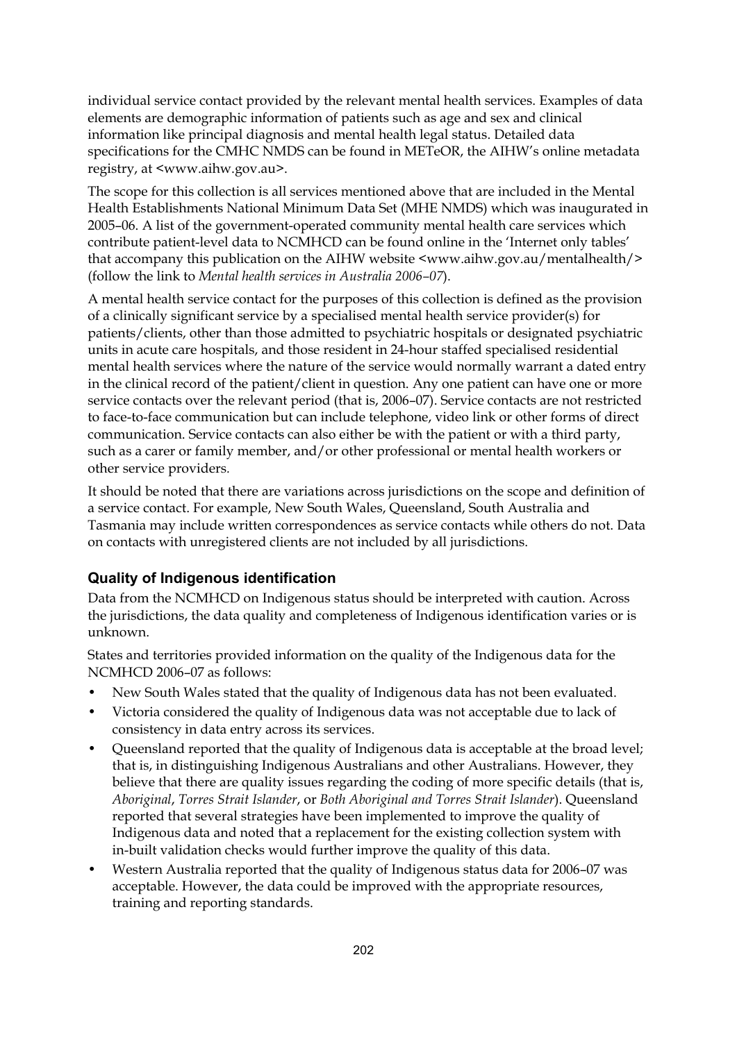individual service contact provided by the relevant mental health services. Examples of data elements are demographic information of patients such as age and sex and clinical information like principal diagnosis and mental health legal status. Detailed data specifications for the CMHC NMDS can be found in METeOR, the AIHW's online metadata registry, at <www.aihw.gov.au>.

The scope for this collection is all services mentioned above that are included in the Mental Health Establishments National Minimum Data Set (MHE NMDS) which was inaugurated in 2005–06. A list of the government-operated community mental health care services which contribute patient-level data to NCMHCD can be found online in the 'Internet only tables' that accompany this publication on the AIHW website <www.aihw.gov.au/mentalhealth/> (follow the link to *Mental health services in Australia 2006–07*).

A mental health service contact for the purposes of this collection is defined as the provision of a clinically significant service by a specialised mental health service provider(s) for patients/clients, other than those admitted to psychiatric hospitals or designated psychiatric units in acute care hospitals, and those resident in 24-hour staffed specialised residential mental health services where the nature of the service would normally warrant a dated entry in the clinical record of the patient/client in question. Any one patient can have one or more service contacts over the relevant period (that is, 2006–07). Service contacts are not restricted to face-to-face communication but can include telephone, video link or other forms of direct communication. Service contacts can also either be with the patient or with a third party, such as a carer or family member, and/or other professional or mental health workers or other service providers.

It should be noted that there are variations across jurisdictions on the scope and definition of a service contact. For example, New South Wales, Queensland, South Australia and Tasmania may include written correspondences as service contacts while others do not. Data on contacts with unregistered clients are not included by all jurisdictions.

### Quality of Indigenous identification

Data from the NCMHCD on Indigenous status should be interpreted with caution. Across the jurisdictions, the data quality and completeness of Indigenous identification varies or is unknown.

States and territories provided information on the quality of the Indigenous data for the NCMHCD 2006–07 as follows:

- New South Wales stated that the quality of Indigenous data has not been evaluated.
- Victoria considered the quality of Indigenous data was not acceptable due to lack of consistency in data entry across its services.
- Queensland reported that the quality of Indigenous data is acceptable at the broad level; that is, in distinguishing Indigenous Australians and other Australians. However, they believe that there are quality issues regarding the coding of more specific details (that is, *Aboriginal*, *Torres Strait Islander*, or *Both Aboriginal and Torres Strait Islander*). Queensland reported that several strategies have been implemented to improve the quality of Indigenous data and noted that a replacement for the existing collection system with in-built validation checks would further improve the quality of this data.
- Western Australia reported that the quality of Indigenous status data for 2006–07 was acceptable. However, the data could be improved with the appropriate resources, training and reporting standards.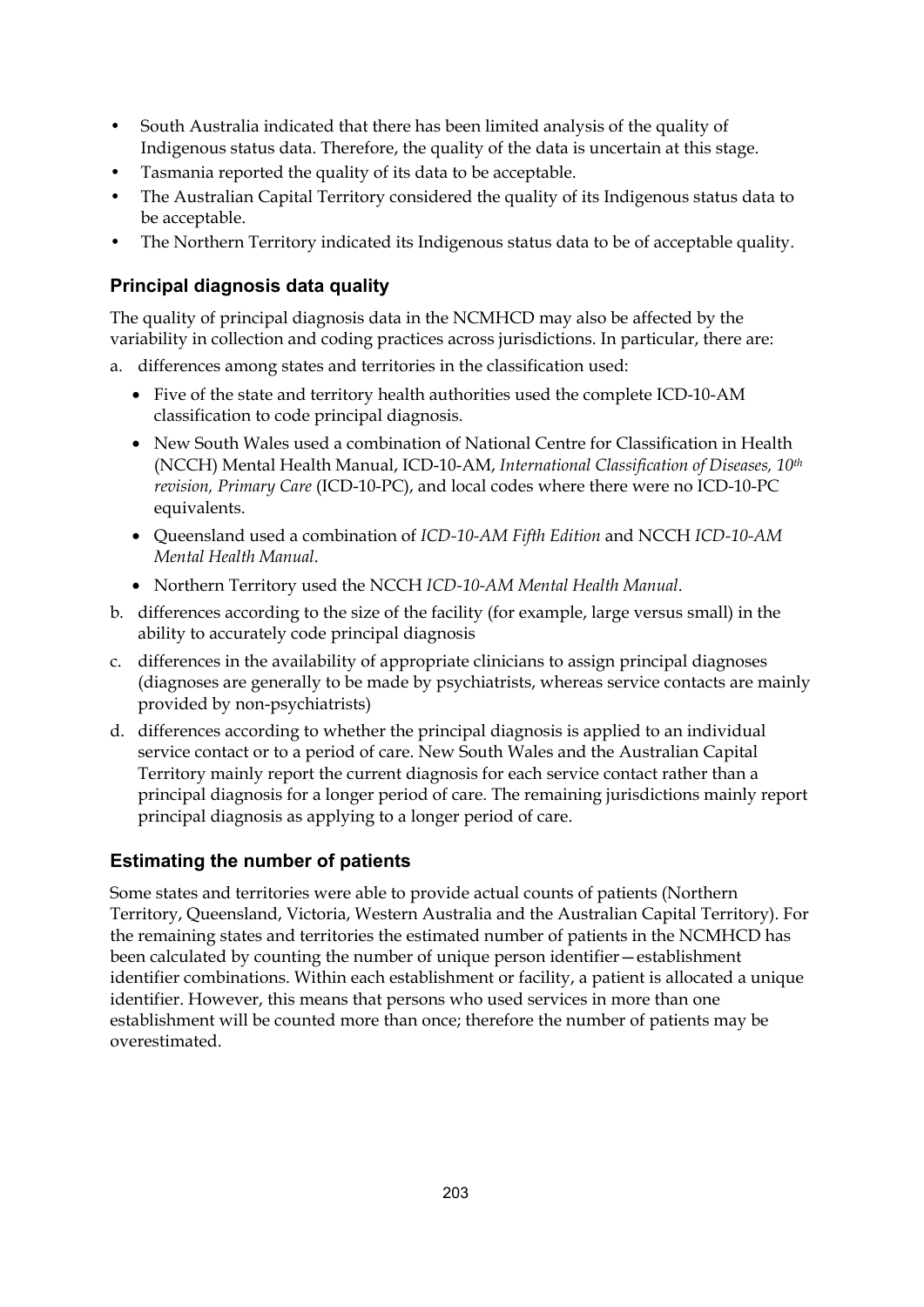- South Australia indicated that there has been limited analysis of the quality of Indigenous status data. Therefore, the quality of the data is uncertain at this stage.
- Tasmania reported the quality of its data to be acceptable.
- The Australian Capital Territory considered the quality of its Indigenous status data to be acceptable.
- The Northern Territory indicated its Indigenous status data to be of acceptable quality.

### Principal diagnosis data quality

The quality of principal diagnosis data in the NCMHCD may also be affected by the variability in collection and coding practices across jurisdictions. In particular, there are:

a. differences among states and territories in the classification used:
   - Five of the state and territory health authorities used the complete ICD-10-AM classification to code principal diagnosis.
   - New South Wales used a combination of National Centre for Classification in Health (NCCH) Mental Health Manual, ICD-10-AM, *International Classification of Diseases, 10th revision, Primary Care* (ICD-10-PC), and local codes where there were no ICD-10-PC equivalents.
   - Queensland used a combination of *ICD-10-AM Fifth Edition* and NCCH *ICD-10-AM Mental Health Manual*.
   - Northern Territory used the NCCH *ICD-10-AM Mental Health Manual*.

b. differences according to the size of the facility (for example, large versus small) in the ability to accurately code principal diagnosis

c. differences in the availability of appropriate clinicians to assign principal diagnoses (diagnoses are generally to be made by psychiatrists, whereas service contacts are mainly provided by non-psychiatrists)

d. differences according to whether the principal diagnosis is applied to an individual service contact or to a period of care. New South Wales and the Australian Capital Territory mainly report the current diagnosis for each service contact rather than a principal diagnosis for a longer period of care. The remaining jurisdictions mainly report principal diagnosis as applying to a longer period of care.

### Estimating the number of patients

Some states and territories were able to provide actual counts of patients (Northern Territory, Queensland, Victoria, Western Australia and the Australian Capital Territory). For the remaining states and territories the estimated number of patients in the NCMHCD has been calculated by counting the number of unique person identifier—establishment identifier combinations. Within each establishment or facility, a patient is allocated a unique identifier. However, this means that persons who used services in more than one establishment will be counted more than once; therefore the number of patients may be overestimated.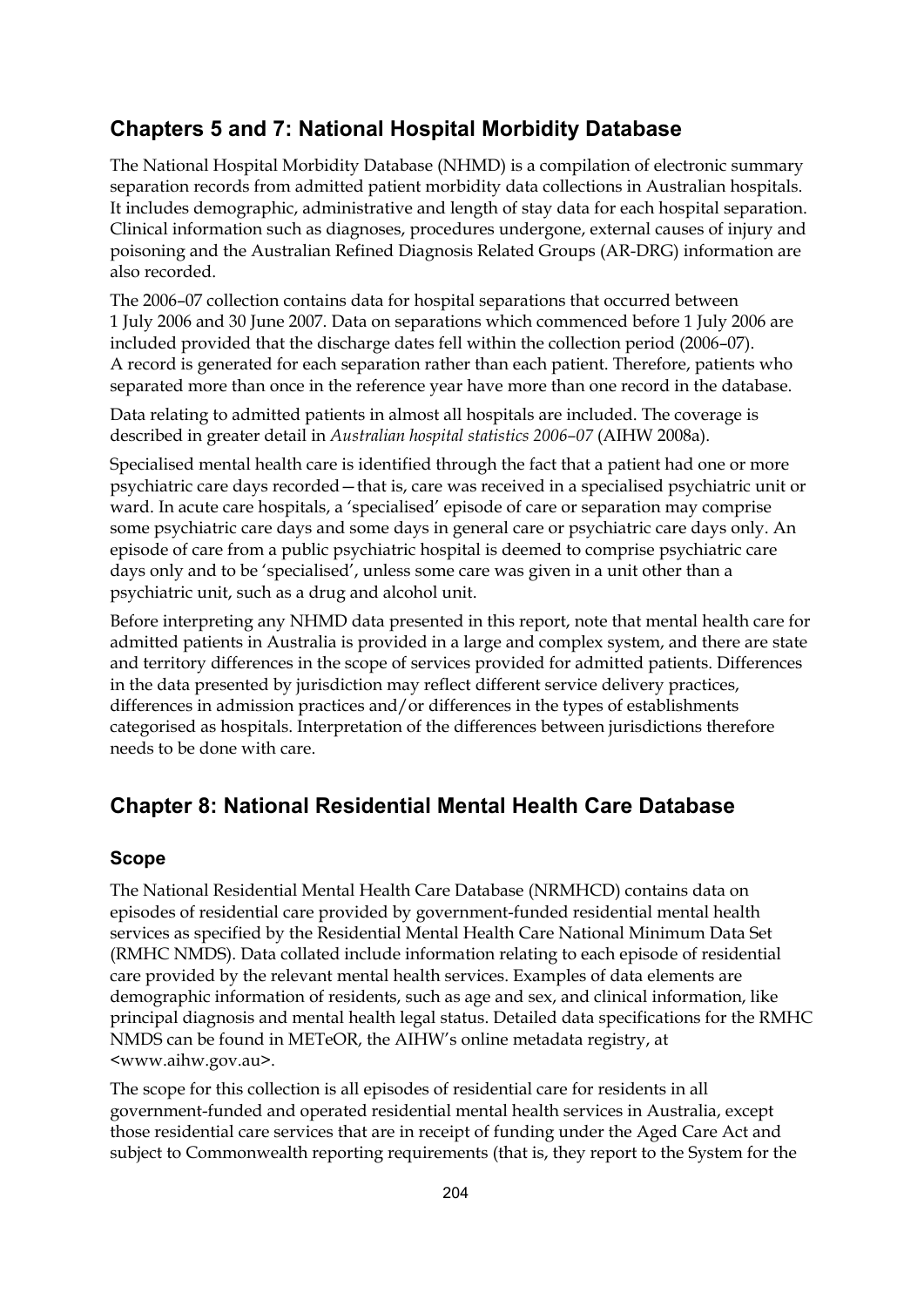## Chapters 5 and 7: National Hospital Morbidity Database

The National Hospital Morbidity Database (NHMD) is a compilation of electronic summary separation records from admitted patient morbidity data collections in Australian hospitals. It includes demographic, administrative and length of stay data for each hospital separation. Clinical information such as diagnoses, procedures undergone, external causes of injury and poisoning and the Australian Refined Diagnosis Related Groups (AR-DRG) information are also recorded.

The 2006–07 collection contains data for hospital separations that occurred between 1 July 2006 and 30 June 2007. Data on separations which commenced before 1 July 2006 are included provided that the discharge dates fell within the collection period (2006–07). A record is generated for each separation rather than each patient. Therefore, patients who separated more than once in the reference year have more than one record in the database.

Data relating to admitted patients in almost all hospitals are included. The coverage is described in greater detail in *Australian hospital statistics 2006–07* (AIHW 2008a).

Specialised mental health care is identified through the fact that a patient had one or more psychiatric care days recorded—that is, care was received in a specialised psychiatric unit or ward. In acute care hospitals, a 'specialised' episode of care or separation may comprise some psychiatric care days and some days in general care or psychiatric care days only. An episode of care from a public psychiatric hospital is deemed to comprise psychiatric care days only and to be 'specialised', unless some care was given in a unit other than a psychiatric unit, such as a drug and alcohol unit.

Before interpreting any NHMD data presented in this report, note that mental health care for admitted patients in Australia is provided in a large and complex system, and there are state and territory differences in the scope of services provided for admitted patients. Differences in the data presented by jurisdiction may reflect different service delivery practices, differences in admission practices and/or differences in the types of establishments categorised as hospitals. Interpretation of the differences between jurisdictions therefore needs to be done with care.

## Chapter 8: National Residential Mental Health Care Database

### Scope

The National Residential Mental Health Care Database (NRMHCD) contains data on episodes of residential care provided by government-funded residential mental health services as specified by the Residential Mental Health Care National Minimum Data Set (RMHC NMDS). Data collated include information relating to each episode of residential care provided by the relevant mental health services. Examples of data elements are demographic information of residents, such as age and sex, and clinical information, like principal diagnosis and mental health legal status. Detailed data specifications for the RMHC NMDS can be found in METeOR, the AIHW's online metadata registry, at <www.aihw.gov.au>.

The scope for this collection is all episodes of residential care for residents in all government-funded and operated residential mental health services in Australia, except those residential care services that are in receipt of funding under the Aged Care Act and subject to Commonwealth reporting requirements (that is, they report to the System for the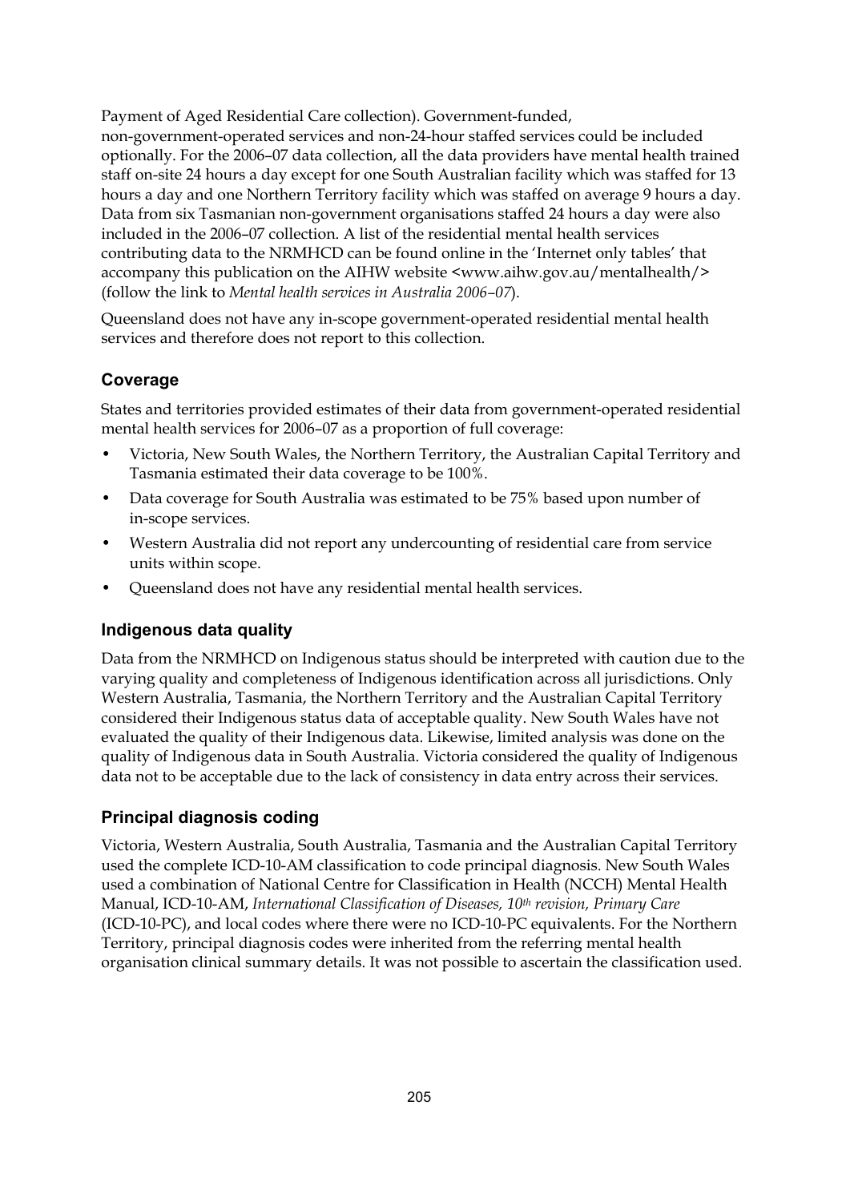Payment of Aged Residential Care collection). Government-funded, non-government-operated services and non-24-hour staffed services could be included optionally. For the 2006–07 data collection, all the data providers have mental health trained staff on-site 24 hours a day except for one South Australian facility which was staffed for 13 hours a day and one Northern Territory facility which was staffed on average 9 hours a day. Data from six Tasmanian non-government organisations staffed 24 hours a day were also included in the 2006–07 collection. A list of the residential mental health services contributing data to the NRMHCD can be found online in the 'Internet only tables' that accompany this publication on the AIHW website <www.aihw.gov.au/mentalhealth/> (follow the link to *Mental health services in Australia 2006–07*).

Queensland does not have any in-scope government-operated residential mental health services and therefore does not report to this collection.

### Coverage

States and territories provided estimates of their data from government-operated residential mental health services for 2006–07 as a proportion of full coverage:

- Victoria, New South Wales, the Northern Territory, the Australian Capital Territory and Tasmania estimated their data coverage to be 100%.
- Data coverage for South Australia was estimated to be 75% based upon number of in-scope services.
- Western Australia did not report any undercounting of residential care from service units within scope.
- Queensland does not have any residential mental health services.

### Indigenous data quality

Data from the NRMHCD on Indigenous status should be interpreted with caution due to the varying quality and completeness of Indigenous identification across all jurisdictions. Only Western Australia, Tasmania, the Northern Territory and the Australian Capital Territory considered their Indigenous status data of acceptable quality. New South Wales have not evaluated the quality of their Indigenous data. Likewise, limited analysis was done on the quality of Indigenous data in South Australia. Victoria considered the quality of Indigenous data not to be acceptable due to the lack of consistency in data entry across their services.

### Principal diagnosis coding

Victoria, Western Australia, South Australia, Tasmania and the Australian Capital Territory used the complete ICD-10-AM classification to code principal diagnosis. New South Wales used a combination of National Centre for Classification in Health (NCCH) Mental Health Manual, ICD-10-AM, *International Classification of Diseases, 10th revision, Primary Care* (ICD-10-PC), and local codes where there were no ICD-10-PC equivalents. For the Northern Territory, principal diagnosis codes were inherited from the referring mental health organisation clinical summary details. It was not possible to ascertain the classification used.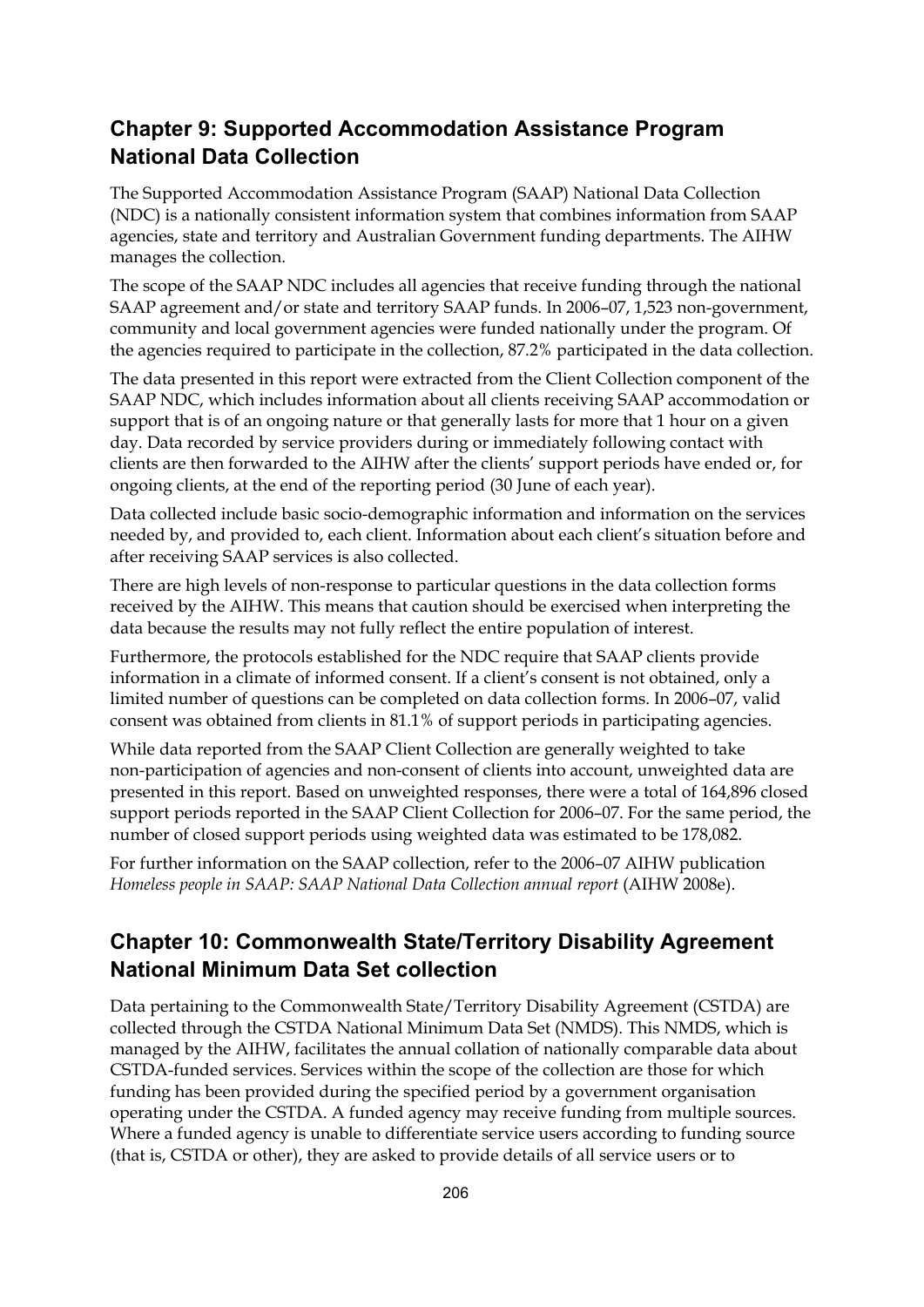## Chapter 9: Supported Accommodation Assistance Program National Data Collection

The Supported Accommodation Assistance Program (SAAP) National Data Collection (NDC) is a nationally consistent information system that combines information from SAAP agencies, state and territory and Australian Government funding departments. The AIHW manages the collection.

The scope of the SAAP NDC includes all agencies that receive funding through the national SAAP agreement and/or state and territory SAAP funds. In 2006–07, 1,523 non-government, community and local government agencies were funded nationally under the program. Of the agencies required to participate in the collection, 87.2% participated in the data collection.

The data presented in this report were extracted from the Client Collection component of the SAAP NDC, which includes information about all clients receiving SAAP accommodation or support that is of an ongoing nature or that generally lasts for more that 1 hour on a given day. Data recorded by service providers during or immediately following contact with clients are then forwarded to the AIHW after the clients' support periods have ended or, for ongoing clients, at the end of the reporting period (30 June of each year).

Data collected include basic socio-demographic information and information on the services needed by, and provided to, each client. Information about each client's situation before and after receiving SAAP services is also collected.

There are high levels of non-response to particular questions in the data collection forms received by the AIHW. This means that caution should be exercised when interpreting the data because the results may not fully reflect the entire population of interest.

Furthermore, the protocols established for the NDC require that SAAP clients provide information in a climate of informed consent. If a client's consent is not obtained, only a limited number of questions can be completed on data collection forms. In 2006–07, valid consent was obtained from clients in 81.1% of support periods in participating agencies.

While data reported from the SAAP Client Collection are generally weighted to take non-participation of agencies and non-consent of clients into account, unweighted data are presented in this report. Based on unweighted responses, there were a total of 164,896 closed support periods reported in the SAAP Client Collection for 2006–07. For the same period, the number of closed support periods using weighted data was estimated to be 178,082.

For further information on the SAAP collection, refer to the 2006–07 AIHW publication *Homeless people in SAAP: SAAP National Data Collection annual report* (AIHW 2008e).

## Chapter 10: Commonwealth State/Territory Disability Agreement National Minimum Data Set collection

Data pertaining to the Commonwealth State/Territory Disability Agreement (CSTDA) are collected through the CSTDA National Minimum Data Set (NMDS). This NMDS, which is managed by the AIHW, facilitates the annual collation of nationally comparable data about CSTDA-funded services. Services within the scope of the collection are those for which funding has been provided during the specified period by a government organisation operating under the CSTDA. A funded agency may receive funding from multiple sources. Where a funded agency is unable to differentiate service users according to funding source (that is, CSTDA or other), they are asked to provide details of all service users or to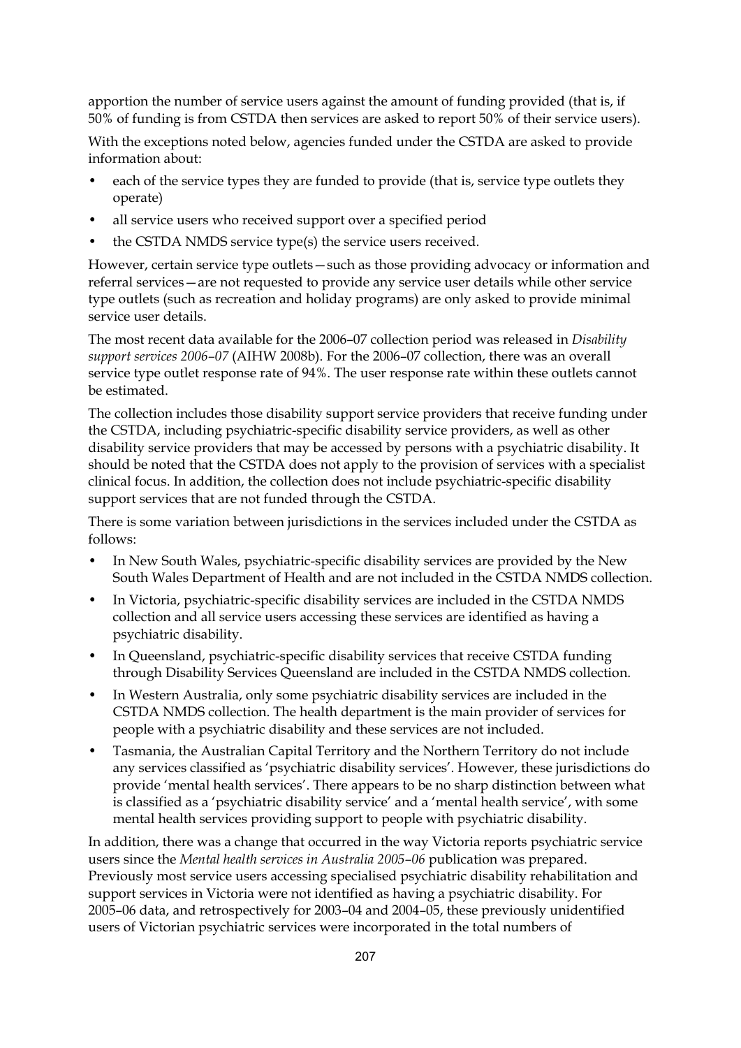apportion the number of service users against the amount of funding provided (that is, if 50% of funding is from CSTDA then services are asked to report 50% of their service users).

With the exceptions noted below, agencies funded under the CSTDA are asked to provide information about:

- each of the service types they are funded to provide (that is, service type outlets they operate)
- all service users who received support over a specified period
- the CSTDA NMDS service type(s) the service users received.

However, certain service type outlets—such as those providing advocacy or information and referral services—are not requested to provide any service user details while other service type outlets (such as recreation and holiday programs) are only asked to provide minimal service user details.

The most recent data available for the 2006–07 collection period was released in *Disability support services 2006–07* (AIHW 2008b). For the 2006–07 collection, there was an overall service type outlet response rate of 94%. The user response rate within these outlets cannot be estimated.

The collection includes those disability support service providers that receive funding under the CSTDA, including psychiatric-specific disability service providers, as well as other disability service providers that may be accessed by persons with a psychiatric disability. It should be noted that the CSTDA does not apply to the provision of services with a specialist clinical focus. In addition, the collection does not include psychiatric-specific disability support services that are not funded through the CSTDA.

There is some variation between jurisdictions in the services included under the CSTDA as follows:

- In New South Wales, psychiatric-specific disability services are provided by the New South Wales Department of Health and are not included in the CSTDA NMDS collection.
- In Victoria, psychiatric-specific disability services are included in the CSTDA NMDS collection and all service users accessing these services are identified as having a psychiatric disability.
- In Queensland, psychiatric-specific disability services that receive CSTDA funding through Disability Services Queensland are included in the CSTDA NMDS collection.
- In Western Australia, only some psychiatric disability services are included in the CSTDA NMDS collection. The health department is the main provider of services for people with a psychiatric disability and these services are not included.
- Tasmania, the Australian Capital Territory and the Northern Territory do not include any services classified as 'psychiatric disability services'. However, these jurisdictions do provide 'mental health services'. There appears to be no sharp distinction between what is classified as a 'psychiatric disability service' and a 'mental health service', with some mental health services providing support to people with psychiatric disability.

In addition, there was a change that occurred in the way Victoria reports psychiatric service users since the *Mental health services in Australia 2005–06* publication was prepared. Previously most service users accessing specialised psychiatric disability rehabilitation and support services in Victoria were not identified as having a psychiatric disability. For 2005–06 data, and retrospectively for 2003–04 and 2004–05, these previously unidentified users of Victorian psychiatric services were incorporated in the total numbers of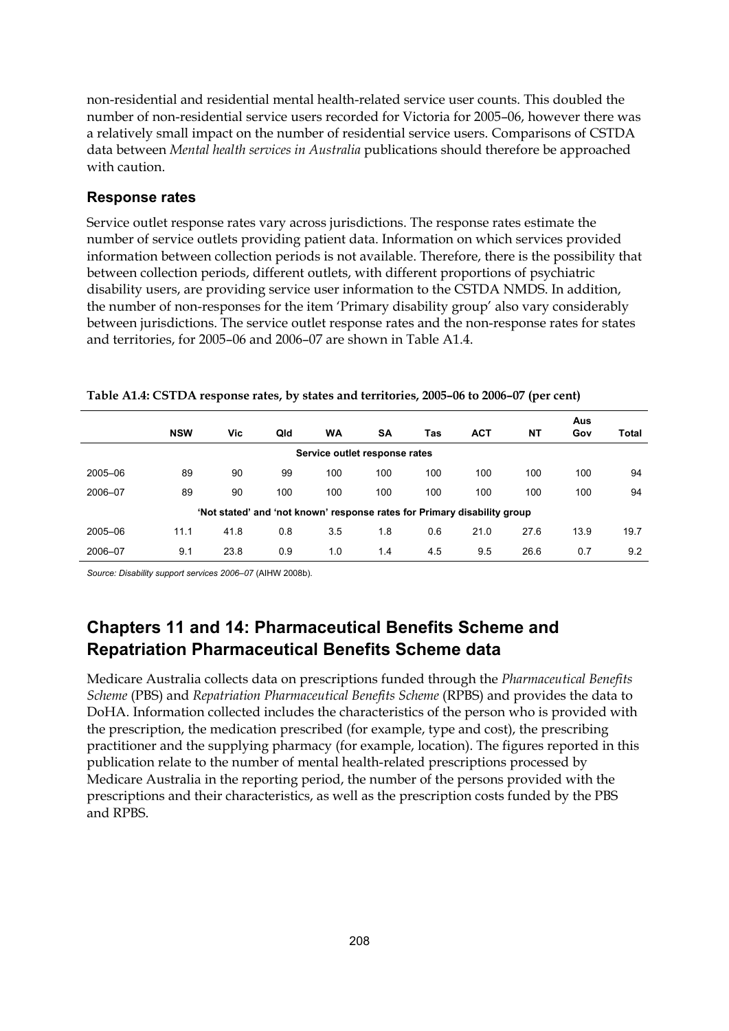non-residential and residential mental health-related service user counts. This doubled the number of non-residential service users recorded for Victoria for 2005–06, however there was a relatively small impact on the number of residential service users. Comparisons of CSTDA data between *Mental health services in Australia* publications should therefore be approached with caution.

### Response rates

Service outlet response rates vary across jurisdictions. The response rates estimate the number of service outlets providing patient data. Information on which services provided information between collection periods is not available. Therefore, there is the possibility that between collection periods, different outlets, with different proportions of psychiatric disability users, are providing service user information to the CSTDA NMDS. In addition, the number of non-responses for the item 'Primary disability group' also vary considerably between jurisdictions. The service outlet response rates and the non-response rates for states and territories, for 2005–06 and 2006–07 are shown in Table A1.4.

**Table A1.4: CSTDA response rates, by states and territories, 2005–06 to 2006–07 (per cent)**

| | NSW | Vic | Qld | WA | SA | Tas | ACT | NT | Aus Gov | Total |
|---|---|---|---|---|---|---|---|---|---|---|
| | | | | | **Service outlet response rates** | | | | | |
| 2005–06 | 89 | 90 | 99 | 100 | 100 | 100 | 100 | 100 | 100 | 94 |
| 2006–07 | 89 | 90 | 100 | 100 | 100 | 100 | 100 | 100 | 100 | 94 |
| | | | | | **'Not stated' and 'not known' response rates for Primary disability group** | | | | | |
| 2005–06 | 11.1 | 41.8 | 0.8 | 3.5 | 1.8 | 0.6 | 21.0 | 27.6 | 13.9 | 19.7 |
| 2006–07 | 9.1 | 23.8 | 0.9 | 1.0 | 1.4 | 4.5 | 9.5 | 26.6 | 0.7 | 9.2 |

*Source: Disability support services 2006–07* (AIHW 2008b).

## Chapters 11 and 14: Pharmaceutical Benefits Scheme and Repatriation Pharmaceutical Benefits Scheme data

Medicare Australia collects data on prescriptions funded through the *Pharmaceutical Benefits Scheme* (PBS) and *Repatriation Pharmaceutical Benefits Scheme* (RPBS) and provides the data to DoHA. Information collected includes the characteristics of the person who is provided with the prescription, the medication prescribed (for example, type and cost), the prescribing practitioner and the supplying pharmacy (for example, location). The figures reported in this publication relate to the number of mental health-related prescriptions processed by Medicare Australia in the reporting period, the number of the persons provided with the prescriptions and their characteristics, as well as the prescription costs funded by the PBS and RPBS.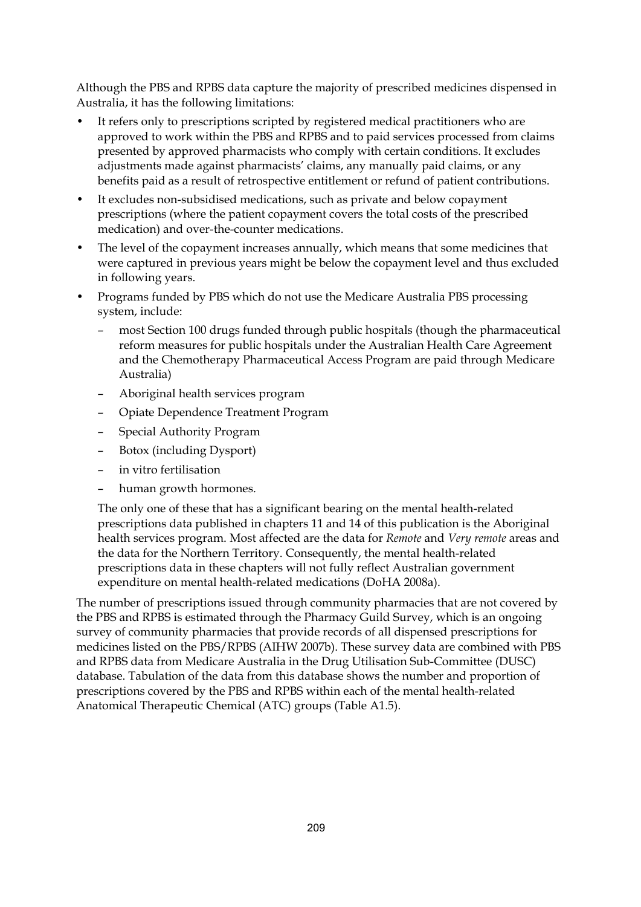Although the PBS and RPBS data capture the majority of prescribed medicines dispensed in Australia, it has the following limitations:

- It refers only to prescriptions scripted by registered medical practitioners who are approved to work within the PBS and RPBS and to paid services processed from claims presented by approved pharmacists who comply with certain conditions. It excludes adjustments made against pharmacists' claims, any manually paid claims, or any benefits paid as a result of retrospective entitlement or refund of patient contributions.
- It excludes non-subsidised medications, such as private and below copayment prescriptions (where the patient copayment covers the total costs of the prescribed medication) and over-the-counter medications.
- The level of the copayment increases annually, which means that some medicines that were captured in previous years might be below the copayment level and thus excluded in following years.
- Programs funded by PBS which do not use the Medicare Australia PBS processing system, include:
  - most Section 100 drugs funded through public hospitals (though the pharmaceutical reform measures for public hospitals under the Australian Health Care Agreement and the Chemotherapy Pharmaceutical Access Program are paid through Medicare Australia)
  - Aboriginal health services program
  - Opiate Dependence Treatment Program
  - Special Authority Program
  - Botox (including Dysport)
  - in vitro fertilisation
  - human growth hormones.

  The only one of these that has a significant bearing on the mental health-related prescriptions data published in chapters 11 and 14 of this publication is the Aboriginal health services program. Most affected are the data for *Remote* and *Very remote* areas and the data for the Northern Territory. Consequently, the mental health-related prescriptions data in these chapters will not fully reflect Australian government expenditure on mental health-related medications (DoHA 2008a).

The number of prescriptions issued through community pharmacies that are not covered by the PBS and RPBS is estimated through the Pharmacy Guild Survey, which is an ongoing survey of community pharmacies that provide records of all dispensed prescriptions for medicines listed on the PBS/RPBS (AIHW 2007b). These survey data are combined with PBS and RPBS data from Medicare Australia in the Drug Utilisation Sub-Committee (DUSC) database. Tabulation of the data from this database shows the number and proportion of prescriptions covered by the PBS and RPBS within each of the mental health-related Anatomical Therapeutic Chemical (ATC) groups (Table A1.5).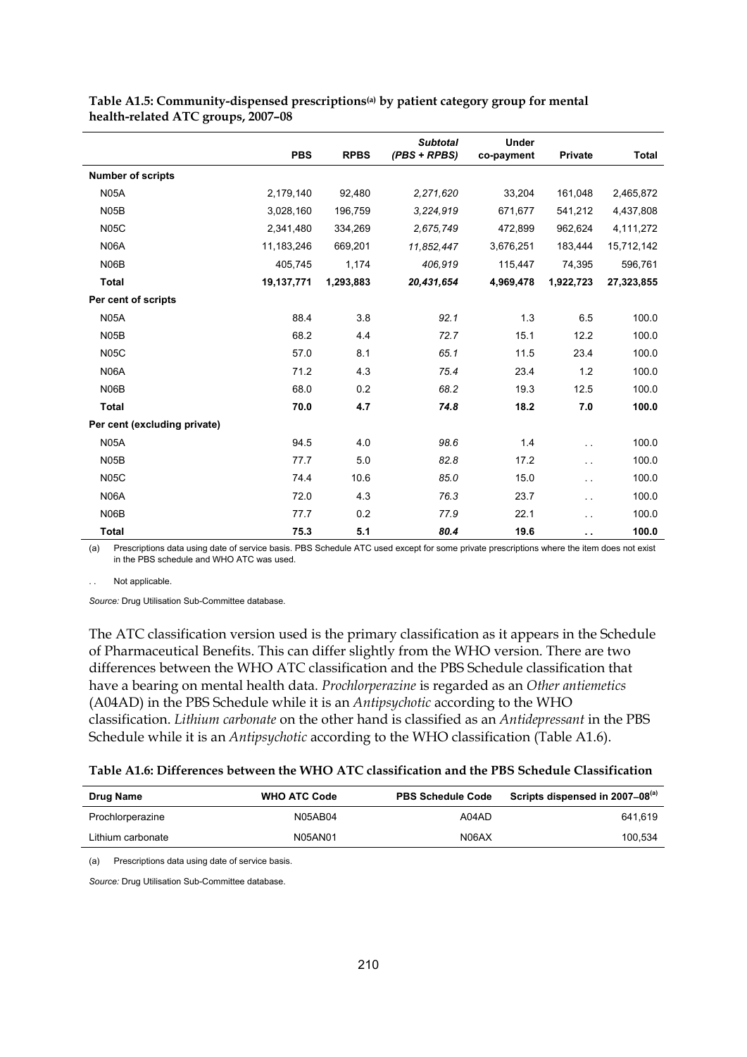**Table A1.5: Community-dispensed prescriptions[(a)] by patient category group for mental health-related ATC groups, 2007–08**

| | PBS | RPBS | *Subtotal (PBS + RPBS)* | Under co-payment | Private | Total |
|---|---|---|---|---|---|---|
| **Number of scripts** | | | | | | |
| N05A | 2,179,140 | 92,480 | *2,271,620* | 33,204 | 161,048 | 2,465,872 |
| N05B | 3,028,160 | 196,759 | *3,224,919* | 671,677 | 541,212 | 4,437,808 |
| N05C | 2,341,480 | 334,269 | *2,675,749* | 472,899 | 962,624 | 4,111,272 |
| N06A | 11,183,246 | 669,201 | *11,852,447* | 3,676,251 | 183,444 | 15,712,142 |
| N06B | 405,745 | 1,174 | *406,919* | 115,447 | 74,395 | 596,761 |
| **Total** | **19,137,771** | **1,293,883** | ***20,431,654*** | **4,969,478** | **1,922,723** | **27,323,855** |
| **Per cent of scripts** | | | | | | |
| N05A | 88.4 | 3.8 | *92.1* | 1.3 | 6.5 | 100.0 |
| N05B | 68.2 | 4.4 | *72.7* | 15.1 | 12.2 | 100.0 |
| N05C | 57.0 | 8.1 | *65.1* | 11.5 | 23.4 | 100.0 |
| N06A | 71.2 | 4.3 | *75.4* | 23.4 | 1.2 | 100.0 |
| N06B | 68.0 | 0.2 | *68.2* | 19.3 | 12.5 | 100.0 |
| **Total** | **70.0** | **4.7** | ***74.8*** | **18.2** | **7.0** | **100.0** |
| **Per cent (excluding private)** | | | | | | |
| N05A | 94.5 | 4.0 | *98.6* | 1.4 | . . | 100.0 |
| N05B | 77.7 | 5.0 | *82.8* | 17.2 | . . | 100.0 |
| N05C | 74.4 | 10.6 | *85.0* | 15.0 | . . | 100.0 |
| N06A | 72.0 | 4.3 | *76.3* | 23.7 | . . | 100.0 |
| N06B | 77.7 | 0.2 | *77.9* | 22.1 | . . | 100.0 |
| **Total** | **75.3** | **5.1** | ***80.4*** | **19.6** | **. .** | **100.0** |

(a) Prescriptions data using date of service basis. PBS Schedule ATC used except for some private prescriptions where the item does not exist in the PBS schedule and WHO ATC was used.

. . Not applicable.

*Source:* Drug Utilisation Sub-Committee database.

The ATC classification version used is the primary classification as it appears in the Schedule of Pharmaceutical Benefits. This can differ slightly from the WHO version. There are two differences between the WHO ATC classification and the PBS Schedule classification that have a bearing on mental health data. *Prochlorperazine* is regarded as an *Other antiemetics* (A04AD) in the PBS Schedule while it is an *Antipsychotic* according to the WHO classification. *Lithium carbonate* on the other hand is classified as an *Antidepressant* in the PBS Schedule while it is an *Antipsychotic* according to the WHO classification (Table A1.6).

**Table A1.6: Differences between the WHO ATC classification and the PBS Schedule Classification**

| Drug Name | WHO ATC Code | PBS Schedule Code | Scripts dispensed in 2007–08[(a)] |
|---|---|---|---|
| Prochlorperazine | N05AB04 | A04AD | 641,619 |
| Lithium carbonate | N05AN01 | N06AX | 100,534 |

(a) Prescriptions data using date of service basis.

*Source:* Drug Utilisation Sub-Committee database.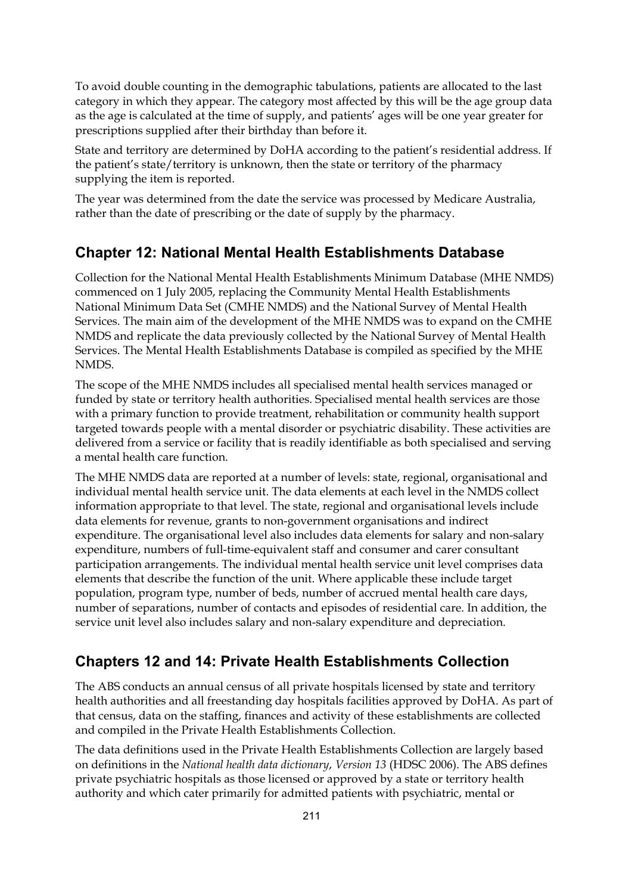To avoid double counting in the demographic tabulations, patients are allocated to the last category in which they appear. The category most affected by this will be the age group data as the age is calculated at the time of supply, and patients' ages will be one year greater for prescriptions supplied after their birthday than before it.

State and territory are determined by DoHA according to the patient's residential address. If the patient's state/territory is unknown, then the state or territory of the pharmacy supplying the item is reported.

The year was determined from the date the service was processed by Medicare Australia, rather than the date of prescribing or the date of supply by the pharmacy.

## Chapter 12: National Mental Health Establishments Database

Collection for the National Mental Health Establishments Minimum Database (MHE NMDS) commenced on 1 July 2005, replacing the Community Mental Health Establishments National Minimum Data Set (CMHE NMDS) and the National Survey of Mental Health Services. The main aim of the development of the MHE NMDS was to expand on the CMHE NMDS and replicate the data previously collected by the National Survey of Mental Health Services. The Mental Health Establishments Database is compiled as specified by the MHE NMDS.

The scope of the MHE NMDS includes all specialised mental health services managed or funded by state or territory health authorities. Specialised mental health services are those with a primary function to provide treatment, rehabilitation or community health support targeted towards people with a mental disorder or psychiatric disability. These activities are delivered from a service or facility that is readily identifiable as both specialised and serving a mental health care function.

The MHE NMDS data are reported at a number of levels: state, regional, organisational and individual mental health service unit. The data elements at each level in the NMDS collect information appropriate to that level. The state, regional and organisational levels include data elements for revenue, grants to non-government organisations and indirect expenditure. The organisational level also includes data elements for salary and non-salary expenditure, numbers of full-time-equivalent staff and consumer and carer consultant participation arrangements. The individual mental health service unit level comprises data elements that describe the function of the unit. Where applicable these include target population, program type, number of beds, number of accrued mental health care days, number of separations, number of contacts and episodes of residential care. In addition, the service unit level also includes salary and non-salary expenditure and depreciation.

## Chapters 12 and 14: Private Health Establishments Collection

The ABS conducts an annual census of all private hospitals licensed by state and territory health authorities and all freestanding day hospitals facilities approved by DoHA. As part of that census, data on the staffing, finances and activity of these establishments are collected and compiled in the Private Health Establishments Collection.

The data definitions used in the Private Health Establishments Collection are largely based on definitions in the *National health data dictionary, Version 13* (HDSC 2006). The ABS defines private psychiatric hospitals as those licensed or approved by a state or territory health authority and which cater primarily for admitted patients with psychiatric, mental or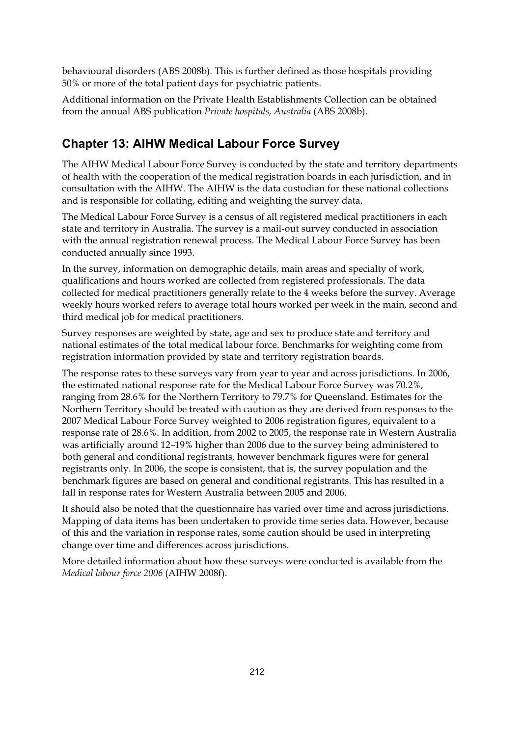behavioural disorders (ABS 2008b). This is further defined as those hospitals providing 50% or more of the total patient days for psychiatric patients.

Additional information on the Private Health Establishments Collection can be obtained from the annual ABS publication *Private hospitals, Australia* (ABS 2008b).

## Chapter 13: AIHW Medical Labour Force Survey

The AIHW Medical Labour Force Survey is conducted by the state and territory departments of health with the cooperation of the medical registration boards in each jurisdiction, and in consultation with the AIHW. The AIHW is the data custodian for these national collections and is responsible for collating, editing and weighting the survey data.

The Medical Labour Force Survey is a census of all registered medical practitioners in each state and territory in Australia. The survey is a mail-out survey conducted in association with the annual registration renewal process. The Medical Labour Force Survey has been conducted annually since 1993.

In the survey, information on demographic details, main areas and specialty of work, qualifications and hours worked are collected from registered professionals. The data collected for medical practitioners generally relate to the 4 weeks before the survey. Average weekly hours worked refers to average total hours worked per week in the main, second and third medical job for medical practitioners.

Survey responses are weighted by state, age and sex to produce state and territory and national estimates of the total medical labour force. Benchmarks for weighting come from registration information provided by state and territory registration boards.

The response rates to these surveys vary from year to year and across jurisdictions. In 2006, the estimated national response rate for the Medical Labour Force Survey was 70.2%, ranging from 28.6% for the Northern Territory to 79.7% for Queensland. Estimates for the Northern Territory should be treated with caution as they are derived from responses to the 2007 Medical Labour Force Survey weighted to 2006 registration figures, equivalent to a response rate of 28.6%. In addition, from 2002 to 2005, the response rate in Western Australia was artificially around 12–19% higher than 2006 due to the survey being administered to both general and conditional registrants, however benchmark figures were for general registrants only. In 2006, the scope is consistent, that is, the survey population and the benchmark figures are based on general and conditional registrants. This has resulted in a fall in response rates for Western Australia between 2005 and 2006.

It should also be noted that the questionnaire has varied over time and across jurisdictions. Mapping of data items has been undertaken to provide time series data. However, because of this and the variation in response rates, some caution should be used in interpreting change over time and differences across jurisdictions.

More detailed information about how these surveys were conducted is available from the *Medical labour force 2006* (AIHW 2008f).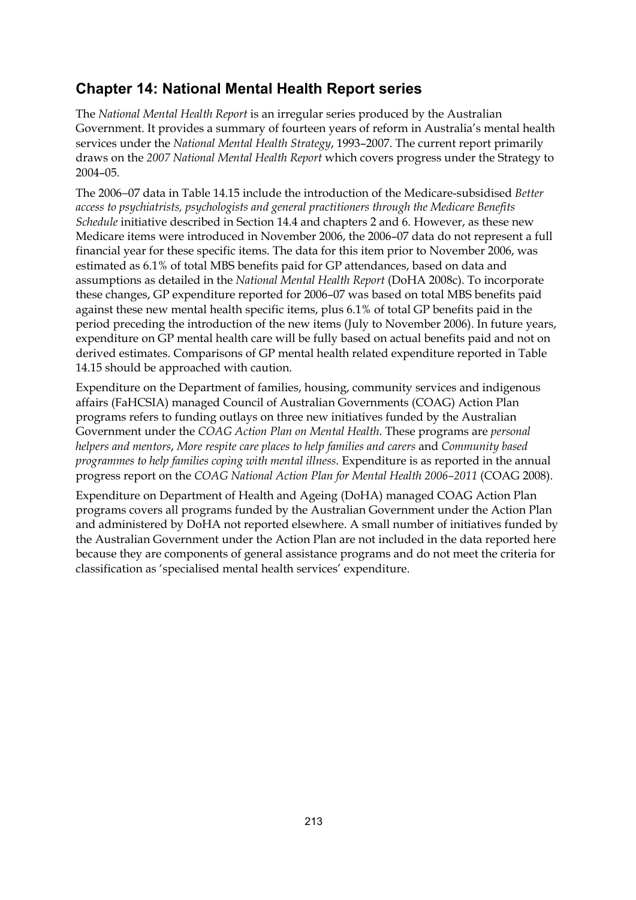## Chapter 14: National Mental Health Report series

The *National Mental Health Report* is an irregular series produced by the Australian Government. It provides a summary of fourteen years of reform in Australia's mental health services under the *National Mental Health Strategy*, 1993–2007. The current report primarily draws on the *2007 National Mental Health Report* which covers progress under the Strategy to 2004–05.

The 2006–07 data in Table 14.15 include the introduction of the Medicare-subsidised *Better access to psychiatrists, psychologists and general practitioners through the Medicare Benefits Schedule* initiative described in Section 14.4 and chapters 2 and 6. However, as these new Medicare items were introduced in November 2006, the 2006–07 data do not represent a full financial year for these specific items. The data for this item prior to November 2006, was estimated as 6.1% of total MBS benefits paid for GP attendances, based on data and assumptions as detailed in the *National Mental Health Report* (DoHA 2008c). To incorporate these changes, GP expenditure reported for 2006–07 was based on total MBS benefits paid against these new mental health specific items, plus 6.1% of total GP benefits paid in the period preceding the introduction of the new items (July to November 2006). In future years, expenditure on GP mental health care will be fully based on actual benefits paid and not on derived estimates. Comparisons of GP mental health related expenditure reported in Table 14.15 should be approached with caution.

Expenditure on the Department of families, housing, community services and indigenous affairs (FaHCSIA) managed Council of Australian Governments (COAG) Action Plan programs refers to funding outlays on three new initiatives funded by the Australian Government under the *COAG Action Plan on Mental Health*. These programs are *personal helpers and mentors*, *More respite care places to help families and carers* and *Community based programmes to help families coping with mental illness*. Expenditure is as reported in the annual progress report on the *COAG National Action Plan for Mental Health 2006–2011* (COAG 2008).

Expenditure on Department of Health and Ageing (DoHA) managed COAG Action Plan programs covers all programs funded by the Australian Government under the Action Plan and administered by DoHA not reported elsewhere. A small number of initiatives funded by the Australian Government under the Action Plan are not included in the data reported here because they are components of general assistance programs and do not meet the criteria for classification as 'specialised mental health services' expenditure.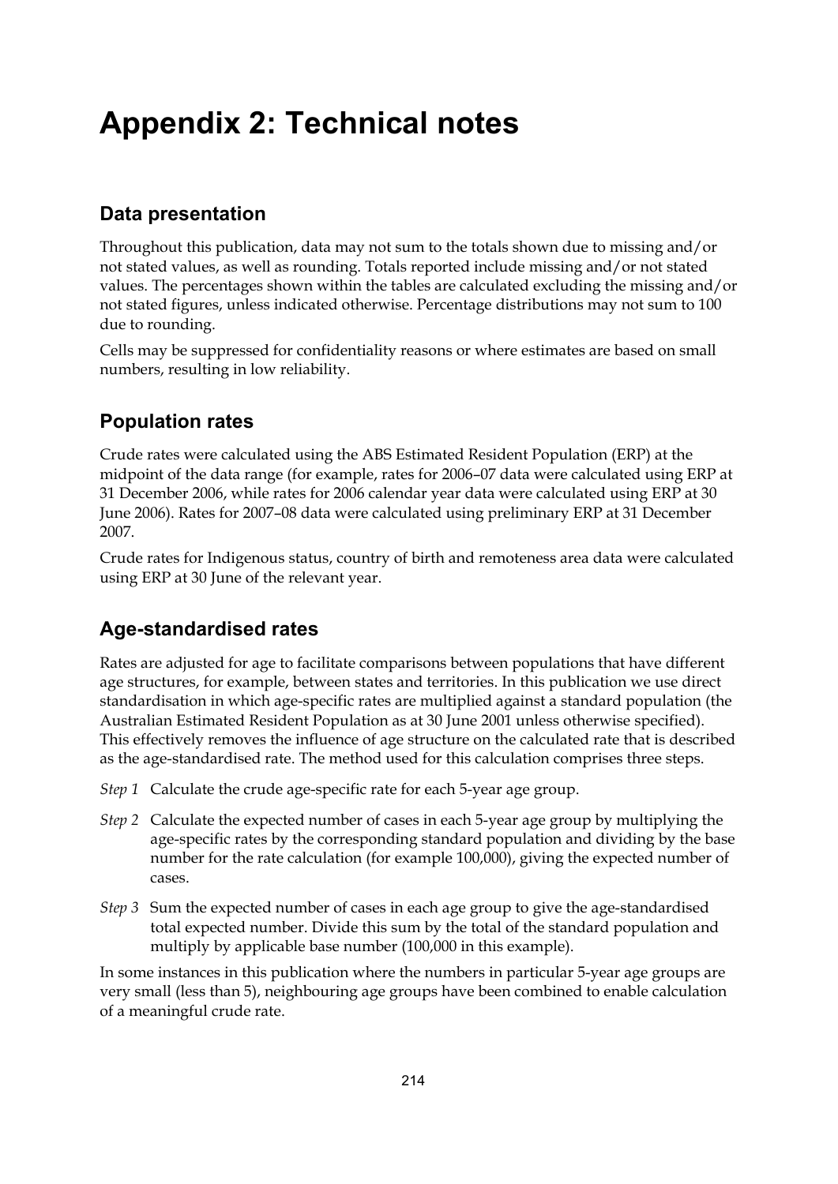# Appendix 2: Technical notes

## Data presentation

Throughout this publication, data may not sum to the totals shown due to missing and/or not stated values, as well as rounding. Totals reported include missing and/or not stated values. The percentages shown within the tables are calculated excluding the missing and/or not stated figures, unless indicated otherwise. Percentage distributions may not sum to 100 due to rounding.

Cells may be suppressed for confidentiality reasons or where estimates are based on small numbers, resulting in low reliability.

## Population rates

Crude rates were calculated using the ABS Estimated Resident Population (ERP) at the midpoint of the data range (for example, rates for 2006–07 data were calculated using ERP at 31 December 2006, while rates for 2006 calendar year data were calculated using ERP at 30 June 2006). Rates for 2007–08 data were calculated using preliminary ERP at 31 December 2007.

Crude rates for Indigenous status, country of birth and remoteness area data were calculated using ERP at 30 June of the relevant year.

## Age-standardised rates

Rates are adjusted for age to facilitate comparisons between populations that have different age structures, for example, between states and territories. In this publication we use direct standardisation in which age-specific rates are multiplied against a standard population (the Australian Estimated Resident Population as at 30 June 2001 unless otherwise specified). This effectively removes the influence of age structure on the calculated rate that is described as the age-standardised rate. The method used for this calculation comprises three steps.

*Step 1* Calculate the crude age-specific rate for each 5-year age group.

*Step 2* Calculate the expected number of cases in each 5-year age group by multiplying the age-specific rates by the corresponding standard population and dividing by the base number for the rate calculation (for example 100,000), giving the expected number of cases.

*Step 3* Sum the expected number of cases in each age group to give the age-standardised total expected number. Divide this sum by the total of the standard population and multiply by applicable base number (100,000 in this example).

In some instances in this publication where the numbers in particular 5-year age groups are very small (less than 5), neighbouring age groups have been combined to enable calculation of a meaningful crude rate.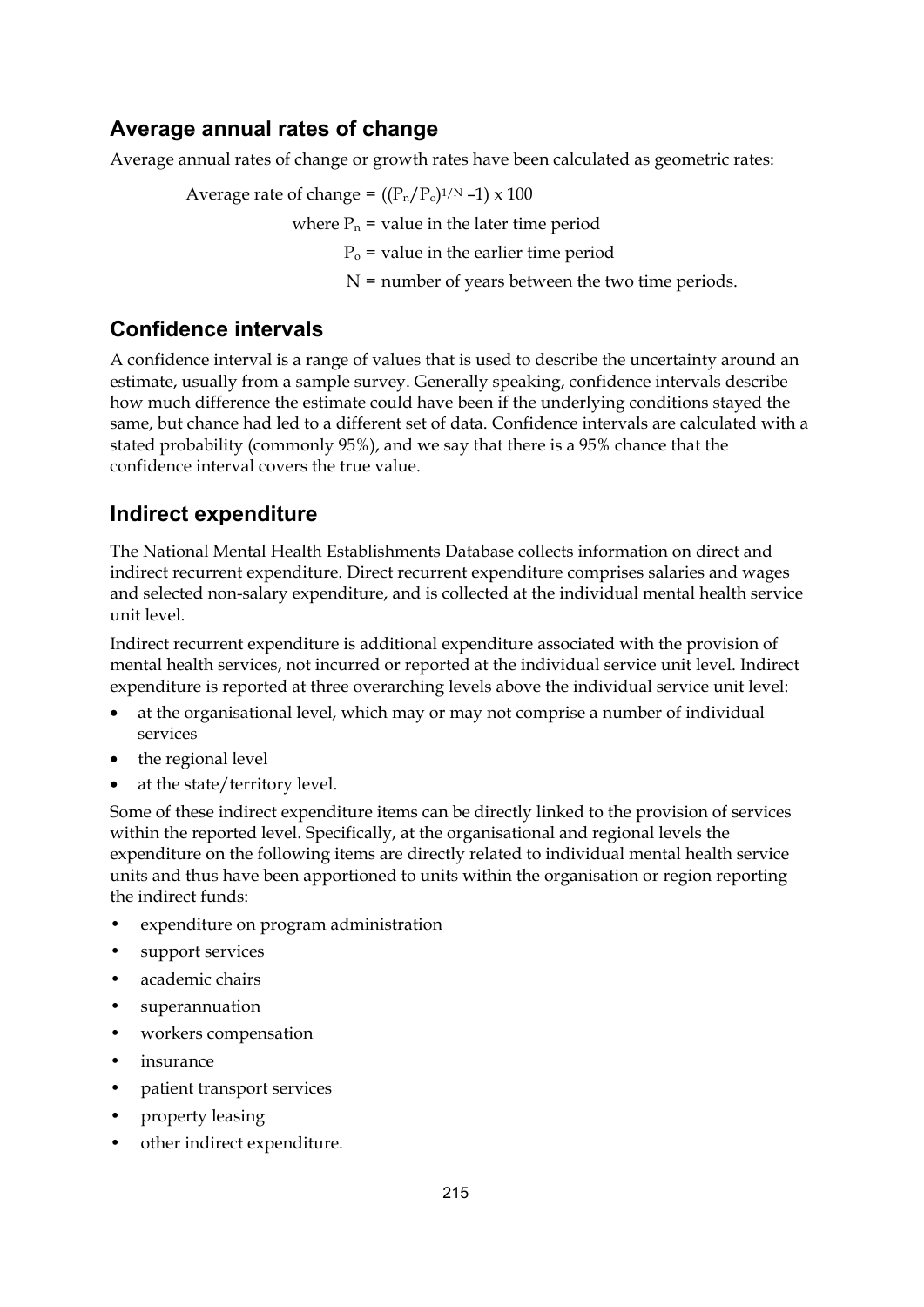## Average annual rates of change

Average annual rates of change or growth rates have been calculated as geometric rates:

Average rate of change = $((P_n/P_o)^{1/N} - 1) \times 100$

where $P_n$ = value in the later time period

$P_o$ = value in the earlier time period

N = number of years between the two time periods.

## Confidence intervals

A confidence interval is a range of values that is used to describe the uncertainty around an estimate, usually from a sample survey. Generally speaking, confidence intervals describe how much difference the estimate could have been if the underlying conditions stayed the same, but chance had led to a different set of data. Confidence intervals are calculated with a stated probability (commonly 95%), and we say that there is a 95% chance that the confidence interval covers the true value.

## Indirect expenditure

The National Mental Health Establishments Database collects information on direct and indirect recurrent expenditure. Direct recurrent expenditure comprises salaries and wages and selected non-salary expenditure, and is collected at the individual mental health service unit level.

Indirect recurrent expenditure is additional expenditure associated with the provision of mental health services, not incurred or reported at the individual service unit level. Indirect expenditure is reported at three overarching levels above the individual service unit level:

- at the organisational level, which may or may not comprise a number of individual services
- the regional level
- at the state/territory level.

Some of these indirect expenditure items can be directly linked to the provision of services within the reported level. Specifically, at the organisational and regional levels the expenditure on the following items are directly related to individual mental health service units and thus have been apportioned to units within the organisation or region reporting the indirect funds:

- expenditure on program administration
- support services
- academic chairs
- superannuation
- workers compensation
- insurance
- patient transport services
- property leasing
- other indirect expenditure.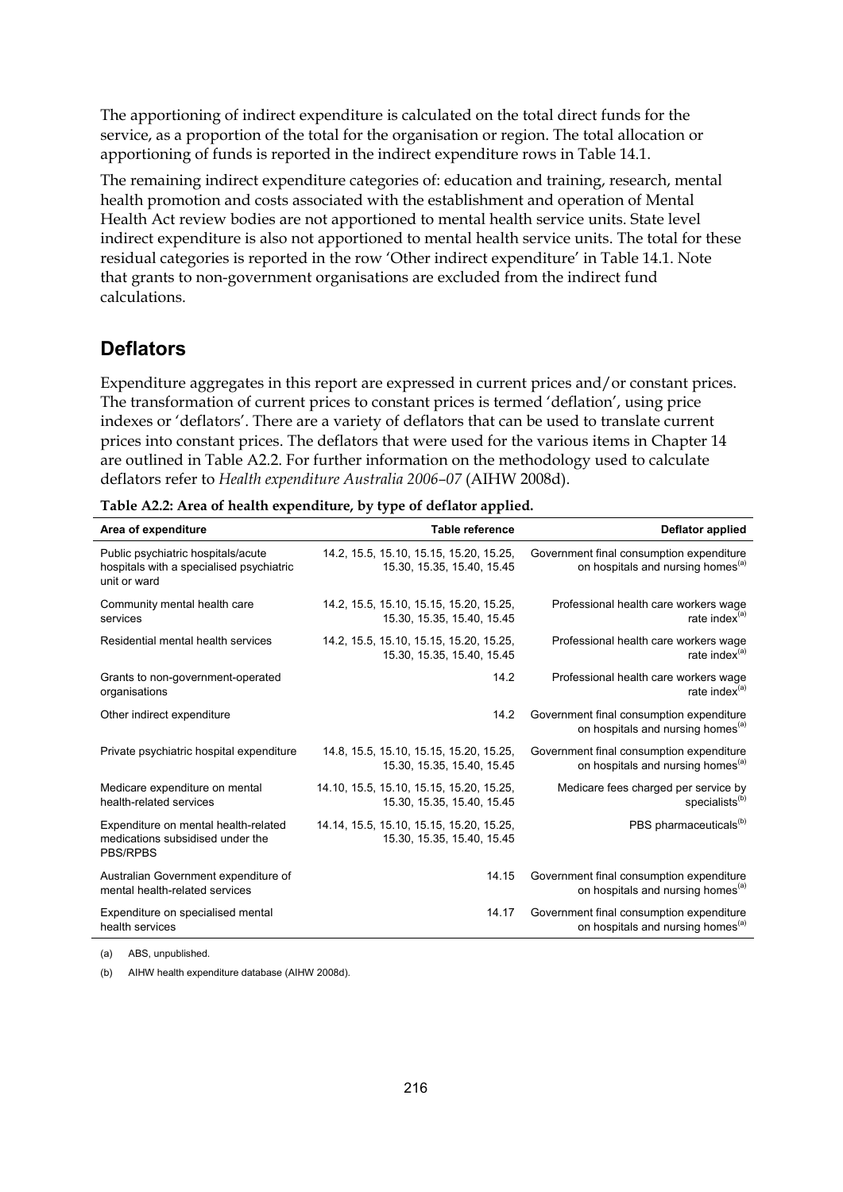The apportioning of indirect expenditure is calculated on the total direct funds for the service, as a proportion of the total for the organisation or region. The total allocation or apportioning of funds is reported in the indirect expenditure rows in Table 14.1.

The remaining indirect expenditure categories of: education and training, research, mental health promotion and costs associated with the establishment and operation of Mental Health Act review bodies are not apportioned to mental health service units. State level indirect expenditure is also not apportioned to mental health service units. The total for these residual categories is reported in the row 'Other indirect expenditure' in Table 14.1. Note that grants to non-government organisations are excluded from the indirect fund calculations.

## Deflators

Expenditure aggregates in this report are expressed in current prices and/or constant prices. The transformation of current prices to constant prices is termed 'deflation', using price indexes or 'deflators'. There are a variety of deflators that can be used to translate current prices into constant prices. The deflators that were used for the various items in Chapter 14 are outlined in Table A2.2. For further information on the methodology used to calculate deflators refer to *Health expenditure Australia 2006–07* (AIHW 2008d).

**Table A2.2: Area of health expenditure, by type of deflator applied.**

| Area of expenditure | Table reference | Deflator applied |
|---|---|---|
| Public psychiatric hospitals/acute hospitals with a specialised psychiatric unit or ward | 14.2, 15.5, 15.10, 15.15, 15.20, 15.25, 15.30, 15.35, 15.40, 15.45 | Government final consumption expenditure on hospitals and nursing homes[(a)] |
| Community mental health care services | 14.2, 15.5, 15.10, 15.15, 15.20, 15.25, 15.30, 15.35, 15.40, 15.45 | Professional health care workers wage rate index[(a)] |
| Residential mental health services | 14.2, 15.5, 15.10, 15.15, 15.20, 15.25, 15.30, 15.35, 15.40, 15.45 | Professional health care workers wage rate index[(a)] |
| Grants to non-government-operated organisations | 14.2 | Professional health care workers wage rate index[(a)] |
| Other indirect expenditure | 14.2 | Government final consumption expenditure on hospitals and nursing homes[(a)] |
| Private psychiatric hospital expenditure | 14.8, 15.5, 15.10, 15.15, 15.20, 15.25, 15.30, 15.35, 15.40, 15.45 | Government final consumption expenditure on hospitals and nursing homes[(a)] |
| Medicare expenditure on mental health-related services | 14.10, 15.5, 15.10, 15.15, 15.20, 15.25, 15.30, 15.35, 15.40, 15.45 | Medicare fees charged per service by specialists[(b)] |
| Expenditure on mental health-related medications subsidised under the PBS/RPBS | 14.14, 15.5, 15.10, 15.15, 15.20, 15.25, 15.30, 15.35, 15.40, 15.45 | PBS pharmaceuticals[(b)] |
| Australian Government expenditure of mental health-related services | 14.15 | Government final consumption expenditure on hospitals and nursing homes[(a)] |
| Expenditure on specialised mental health services | 14.17 | Government final consumption expenditure on hospitals and nursing homes[(a)] |

(a) ABS, unpublished.

(b) AIHW health expenditure database (AIHW 2008d).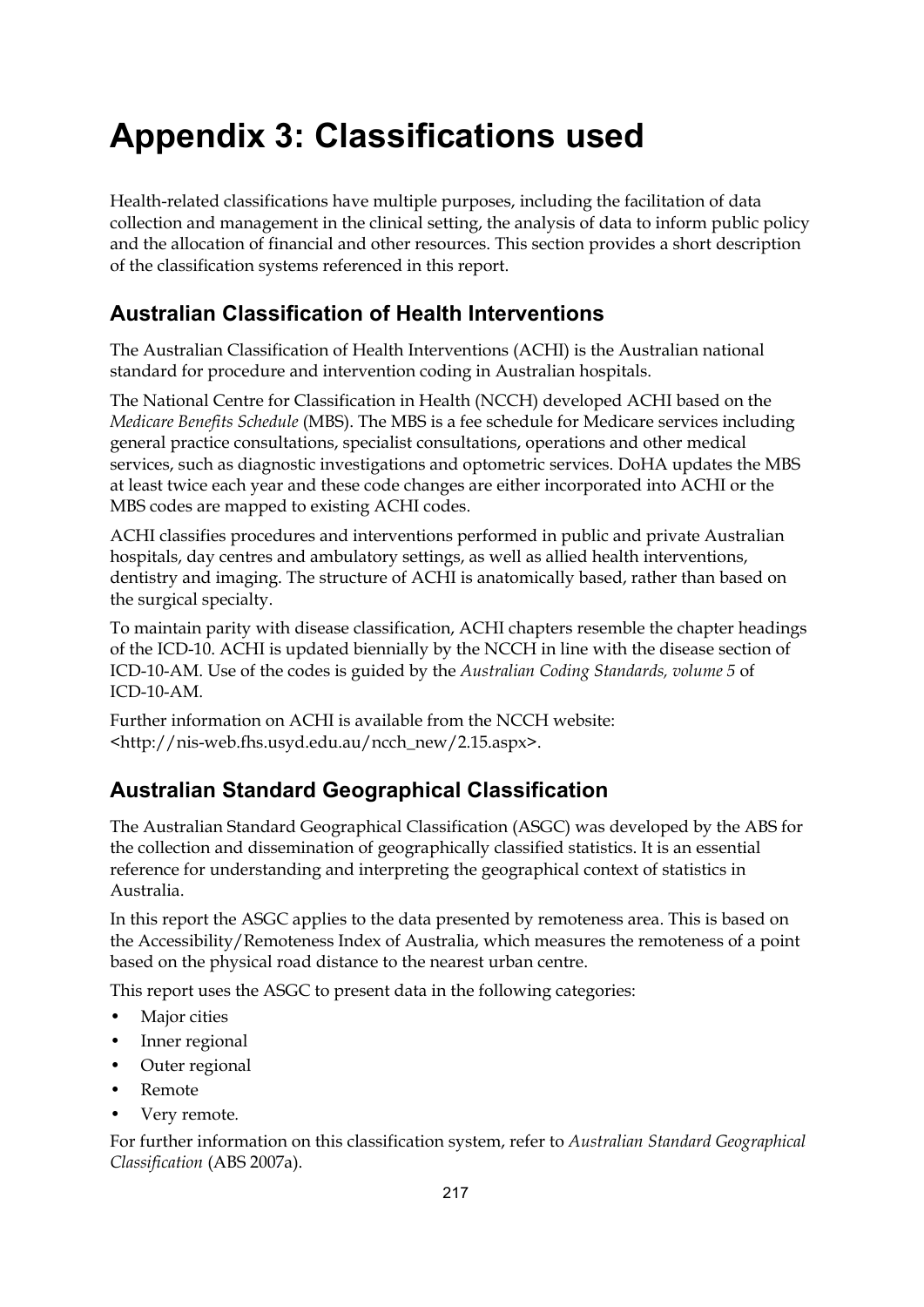# Appendix 3: Classifications used

Health-related classifications have multiple purposes, including the facilitation of data collection and management in the clinical setting, the analysis of data to inform public policy and the allocation of financial and other resources. This section provides a short description of the classification systems referenced in this report.

## Australian Classification of Health Interventions

The Australian Classification of Health Interventions (ACHI) is the Australian national standard for procedure and intervention coding in Australian hospitals.

The National Centre for Classification in Health (NCCH) developed ACHI based on the *Medicare Benefits Schedule* (MBS). The MBS is a fee schedule for Medicare services including general practice consultations, specialist consultations, operations and other medical services, such as diagnostic investigations and optometric services. DoHA updates the MBS at least twice each year and these code changes are either incorporated into ACHI or the MBS codes are mapped to existing ACHI codes.

ACHI classifies procedures and interventions performed in public and private Australian hospitals, day centres and ambulatory settings, as well as allied health interventions, dentistry and imaging. The structure of ACHI is anatomically based, rather than based on the surgical specialty.

To maintain parity with disease classification, ACHI chapters resemble the chapter headings of the ICD-10. ACHI is updated biennially by the NCCH in line with the disease section of ICD-10-AM. Use of the codes is guided by the *Australian Coding Standards, volume 5* of ICD-10-AM.

Further information on ACHI is available from the NCCH website: <http://nis-web.fhs.usyd.edu.au/ncch_new/2.15.aspx>.

## Australian Standard Geographical Classification

The Australian Standard Geographical Classification (ASGC) was developed by the ABS for the collection and dissemination of geographically classified statistics. It is an essential reference for understanding and interpreting the geographical context of statistics in Australia.

In this report the ASGC applies to the data presented by remoteness area. This is based on the Accessibility/Remoteness Index of Australia, which measures the remoteness of a point based on the physical road distance to the nearest urban centre.

This report uses the ASGC to present data in the following categories:

- Major cities
- Inner regional
- Outer regional
- Remote
- Very remote.

For further information on this classification system, refer to *Australian Standard Geographical Classification* (ABS 2007a).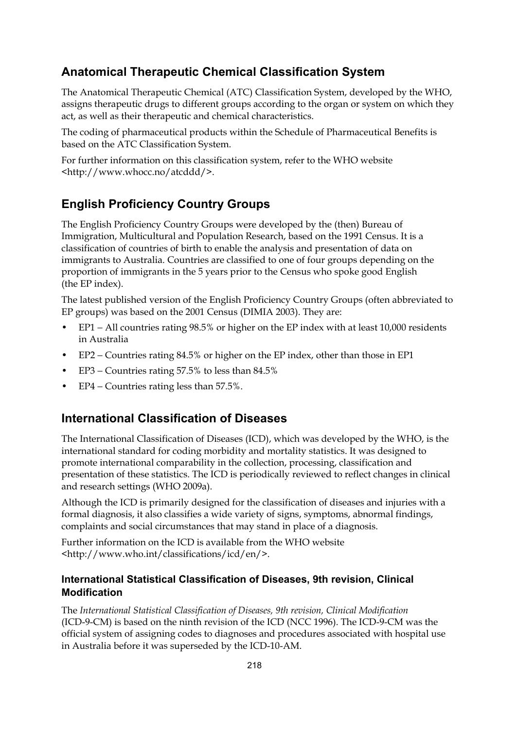## Anatomical Therapeutic Chemical Classification System

The Anatomical Therapeutic Chemical (ATC) Classification System, developed by the WHO, assigns therapeutic drugs to different groups according to the organ or system on which they act, as well as their therapeutic and chemical characteristics.

The coding of pharmaceutical products within the Schedule of Pharmaceutical Benefits is based on the ATC Classification System.

For further information on this classification system, refer to the WHO website <http://www.whocc.no/atcddd/>.

## English Proficiency Country Groups

The English Proficiency Country Groups were developed by the (then) Bureau of Immigration, Multicultural and Population Research, based on the 1991 Census. It is a classification of countries of birth to enable the analysis and presentation of data on immigrants to Australia. Countries are classified to one of four groups depending on the proportion of immigrants in the 5 years prior to the Census who spoke good English (the EP index).

The latest published version of the English Proficiency Country Groups (often abbreviated to EP groups) was based on the 2001 Census (DIMIA 2003). They are:

- EP1 – All countries rating 98.5% or higher on the EP index with at least 10,000 residents in Australia
- EP2 – Countries rating 84.5% or higher on the EP index, other than those in EP1
- EP3 – Countries rating 57.5% to less than 84.5%
- EP4 – Countries rating less than 57.5%.

## International Classification of Diseases

The International Classification of Diseases (ICD), which was developed by the WHO, is the international standard for coding morbidity and mortality statistics. It was designed to promote international comparability in the collection, processing, classification and presentation of these statistics. The ICD is periodically reviewed to reflect changes in clinical and research settings (WHO 2009a).

Although the ICD is primarily designed for the classification of diseases and injuries with a formal diagnosis, it also classifies a wide variety of signs, symptoms, abnormal findings, complaints and social circumstances that may stand in place of a diagnosis.

Further information on the ICD is available from the WHO website <http://www.who.int/classifications/icd/en/>.

### International Statistical Classification of Diseases, 9th revision, Clinical Modification

The *International Statistical Classification of Diseases, 9th revision, Clinical Modification* (ICD-9-CM) is based on the ninth revision of the ICD (NCC 1996). The ICD-9-CM was the official system of assigning codes to diagnoses and procedures associated with hospital use in Australia before it was superseded by the ICD-10-AM.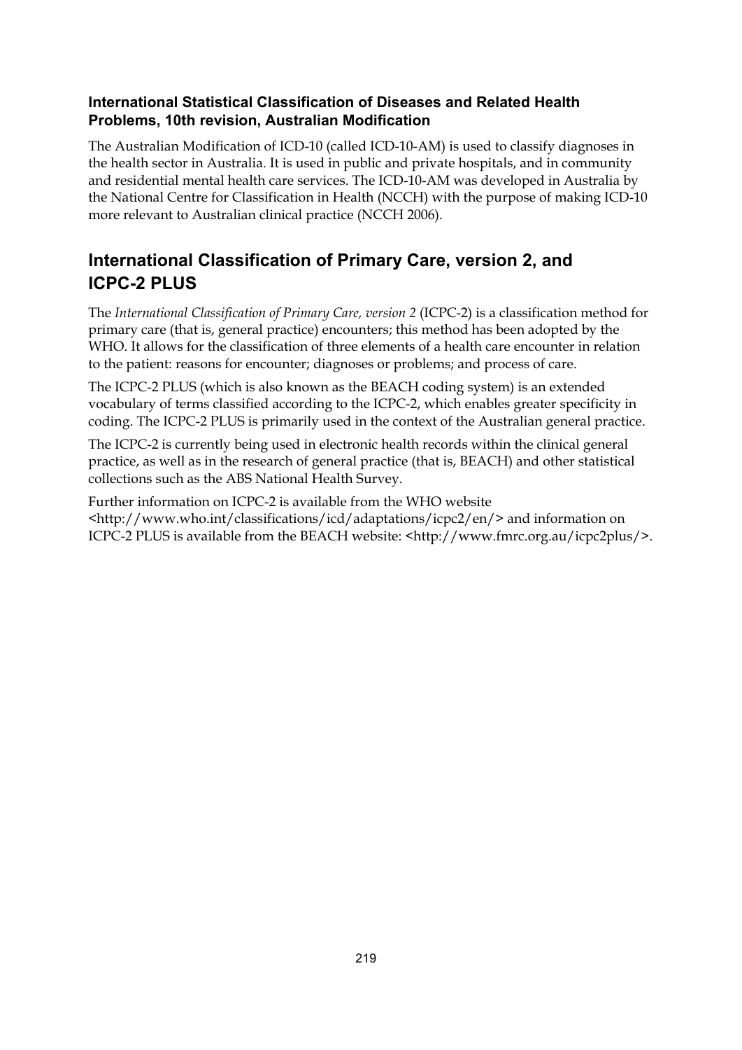### International Statistical Classification of Diseases and Related Health Problems, 10th revision, Australian Modification

The Australian Modification of ICD-10 (called ICD-10-AM) is used to classify diagnoses in the health sector in Australia. It is used in public and private hospitals, and in community and residential mental health care services. The ICD-10-AM was developed in Australia by the National Centre for Classification in Health (NCCH) with the purpose of making ICD-10 more relevant to Australian clinical practice (NCCH 2006).

## International Classification of Primary Care, version 2, and ICPC-2 PLUS

The *International Classification of Primary Care, version 2* (ICPC-2) is a classification method for primary care (that is, general practice) encounters; this method has been adopted by the WHO. It allows for the classification of three elements of a health care encounter in relation to the patient: reasons for encounter; diagnoses or problems; and process of care.

The ICPC-2 PLUS (which is also known as the BEACH coding system) is an extended vocabulary of terms classified according to the ICPC-2, which enables greater specificity in coding. The ICPC-2 PLUS is primarily used in the context of the Australian general practice.

The ICPC-2 is currently being used in electronic health records within the clinical general practice, as well as in the research of general practice (that is, BEACH) and other statistical collections such as the ABS National Health Survey.

Further information on ICPC-2 is available from the WHO website <http://www.who.int/classifications/icd/adaptations/icpc2/en/> and information on ICPC-2 PLUS is available from the BEACH website: <http://www.fmrc.org.au/icpc2plus/>.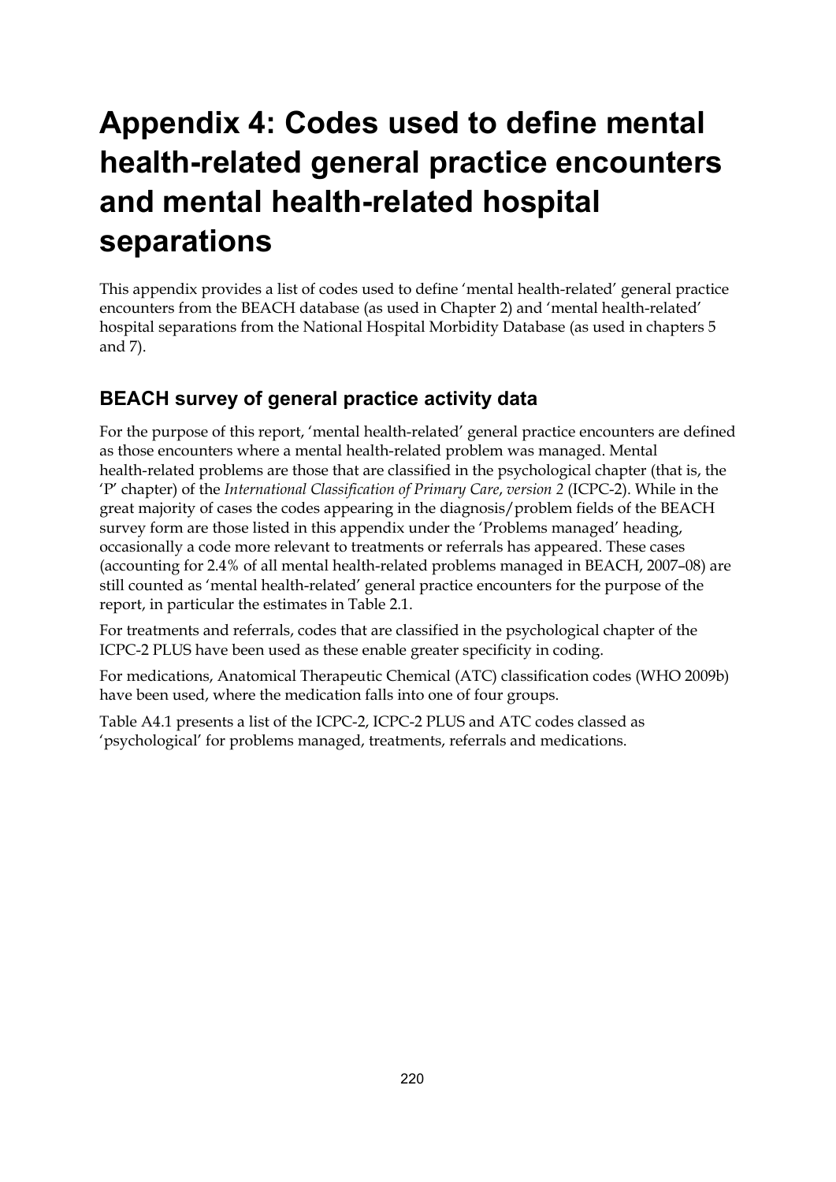# Appendix 4: Codes used to define mental health-related general practice encounters and mental health-related hospital separations

This appendix provides a list of codes used to define 'mental health-related' general practice encounters from the BEACH database (as used in Chapter 2) and 'mental health-related' hospital separations from the National Hospital Morbidity Database (as used in chapters 5 and 7).

## BEACH survey of general practice activity data

For the purpose of this report, 'mental health-related' general practice encounters are defined as those encounters where a mental health-related problem was managed. Mental health-related problems are those that are classified in the psychological chapter (that is, the 'P' chapter) of the *International Classification of Primary Care, version 2* (ICPC-2). While in the great majority of cases the codes appearing in the diagnosis/problem fields of the BEACH survey form are those listed in this appendix under the 'Problems managed' heading, occasionally a code more relevant to treatments or referrals has appeared. These cases (accounting for 2.4% of all mental health-related problems managed in BEACH, 2007–08) are still counted as 'mental health-related' general practice encounters for the purpose of the report, in particular the estimates in Table 2.1.

For treatments and referrals, codes that are classified in the psychological chapter of the ICPC-2 PLUS have been used as these enable greater specificity in coding.

For medications, Anatomical Therapeutic Chemical (ATC) classification codes (WHO 2009b) have been used, where the medication falls into one of four groups.

Table A4.1 presents a list of the ICPC-2, ICPC-2 PLUS and ATC codes classed as 'psychological' for problems managed, treatments, referrals and medications.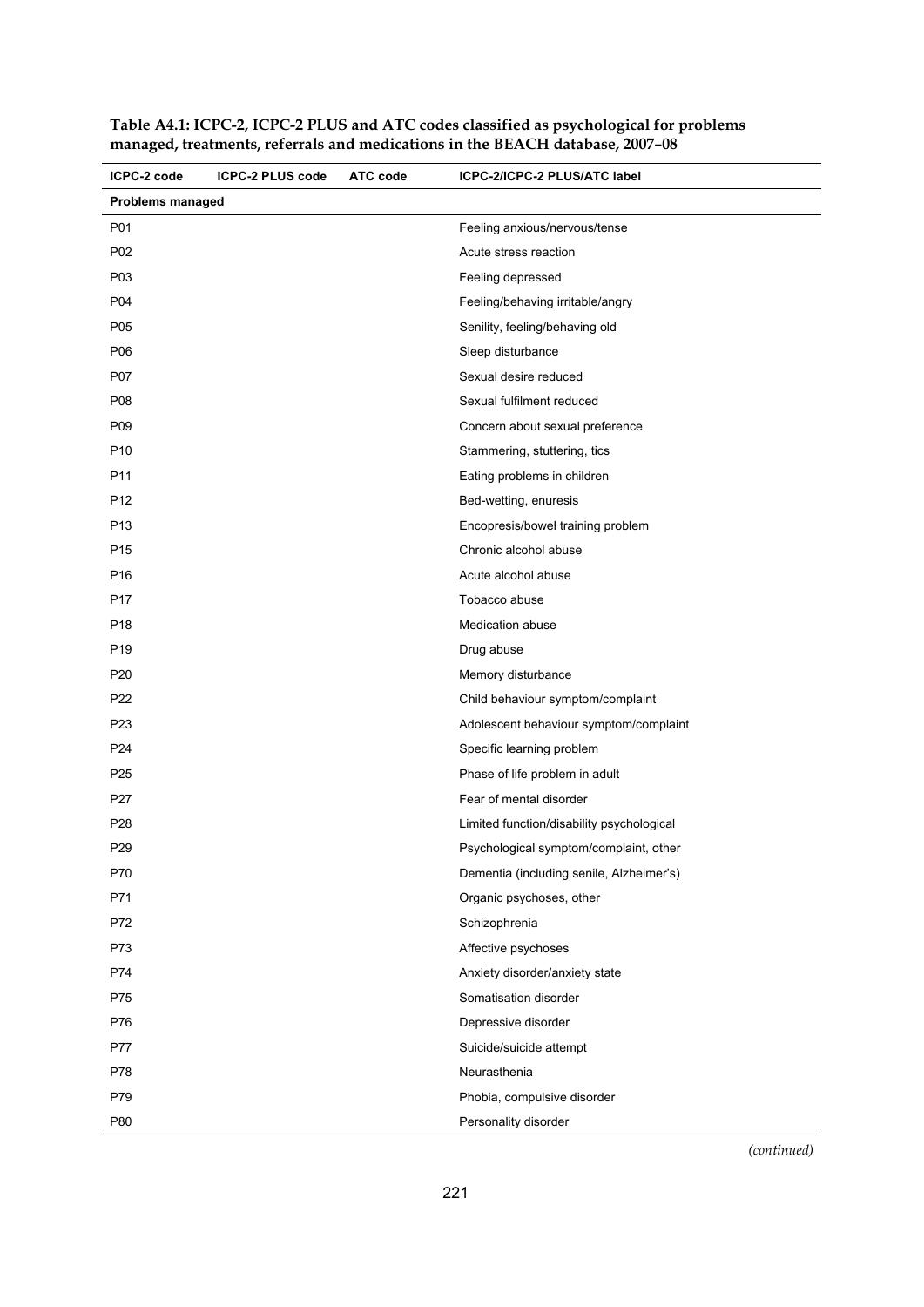**Table A4.1: ICPC-2, ICPC-2 PLUS and ATC codes classified as psychological for problems managed, treatments, referrals and medications in the BEACH database, 2007–08**

| ICPC-2 code | ICPC-2 PLUS code | ATC code | ICPC-2/ICPC-2 PLUS/ATC label |
|---|---|---|---|
| **Problems managed** | | | |
| P01 | | | Feeling anxious/nervous/tense |
| P02 | | | Acute stress reaction |
| P03 | | | Feeling depressed |
| P04 | | | Feeling/behaving irritable/angry |
| P05 | | | Senility, feeling/behaving old |
| P06 | | | Sleep disturbance |
| P07 | | | Sexual desire reduced |
| P08 | | | Sexual fulfilment reduced |
| P09 | | | Concern about sexual preference |
| P10 | | | Stammering, stuttering, tics |
| P11 | | | Eating problems in children |
| P12 | | | Bed-wetting, enuresis |
| P13 | | | Encopresis/bowel training problem |
| P15 | | | Chronic alcohol abuse |
| P16 | | | Acute alcohol abuse |
| P17 | | | Tobacco abuse |
| P18 | | | Medication abuse |
| P19 | | | Drug abuse |
| P20 | | | Memory disturbance |
| P22 | | | Child behaviour symptom/complaint |
| P23 | | | Adolescent behaviour symptom/complaint |
| P24 | | | Specific learning problem |
| P25 | | | Phase of life problem in adult |
| P27 | | | Fear of mental disorder |
| P28 | | | Limited function/disability psychological |
| P29 | | | Psychological symptom/complaint, other |
| P70 | | | Dementia (including senile, Alzheimer's) |
| P71 | | | Organic psychoses, other |
| P72 | | | Schizophrenia |
| P73 | | | Affective psychoses |
| P74 | | | Anxiety disorder/anxiety state |
| P75 | | | Somatisation disorder |
| P76 | | | Depressive disorder |
| P77 | | | Suicide/suicide attempt |
| P78 | | | Neurasthenia |
| P79 | | | Phobia, compulsive disorder |
| P80 | | | Personality disorder |

*(continued)*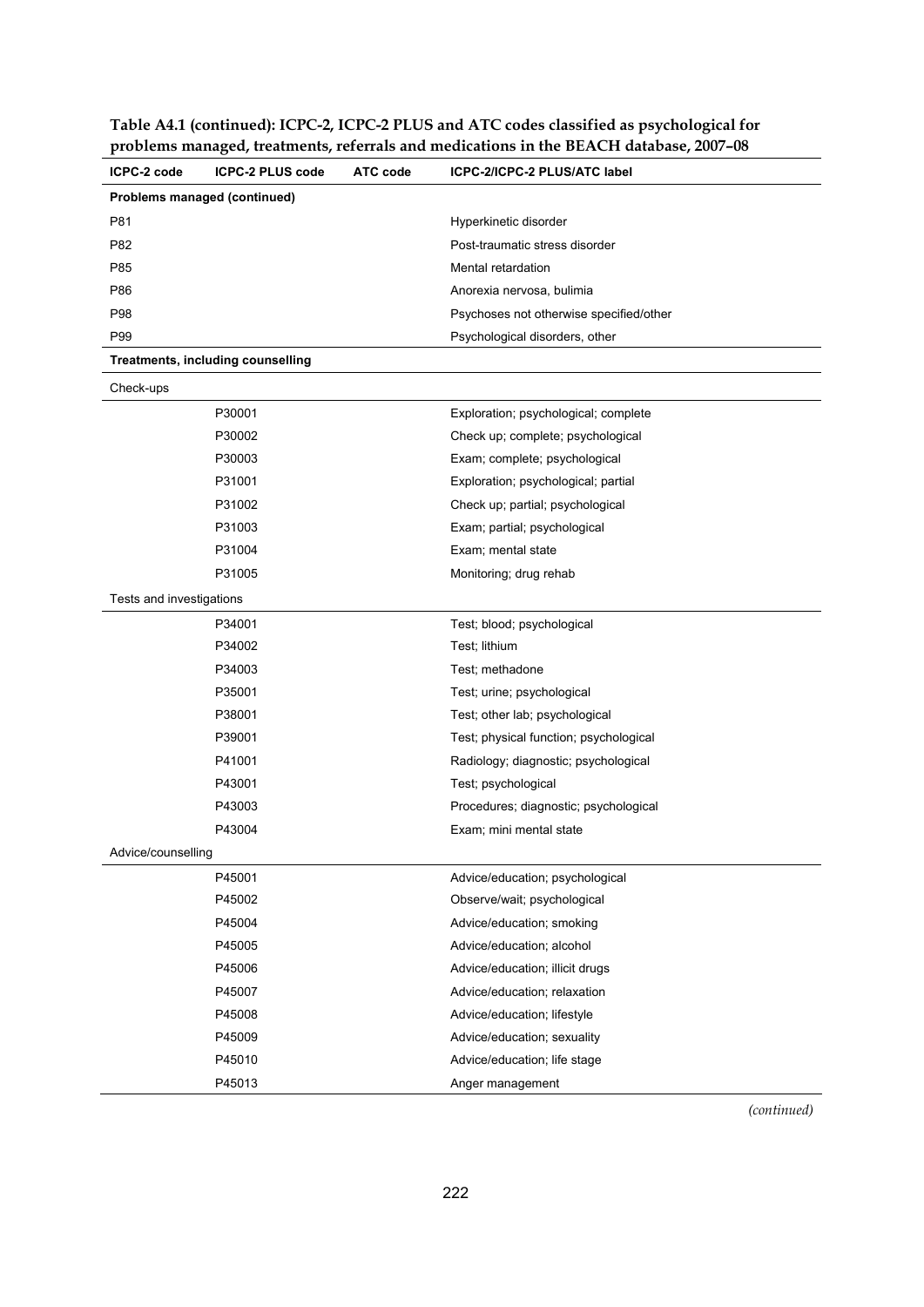**Table A4.1 (continued): ICPC-2, ICPC-2 PLUS and ATC codes classified as psychological for problems managed, treatments, referrals and medications in the BEACH database, 2007–08**

| ICPC-2 code | ICPC-2 PLUS code | ATC code | ICPC-2/ICPC-2 PLUS/ATC label |
|---|---|---|---|
| **Problems managed (continued)** | | | |
| P81 | | | Hyperkinetic disorder |
| P82 | | | Post-traumatic stress disorder |
| P85 | | | Mental retardation |
| P86 | | | Anorexia nervosa, bulimia |
| P98 | | | Psychoses not otherwise specified/other |
| P99 | | | Psychological disorders, other |
| **Treatments, including counselling** | | | |
| Check-ups | | | |
| | P30001 | | Exploration; psychological; complete |
| | P30002 | | Check up; complete; psychological |
| | P30003 | | Exam; complete; psychological |
| | P31001 | | Exploration; psychological; partial |
| | P31002 | | Check up; partial; psychological |
| | P31003 | | Exam; partial; psychological |
| | P31004 | | Exam; mental state |
| | P31005 | | Monitoring; drug rehab |
| Tests and investigations | | | |
| | P34001 | | Test; blood; psychological |
| | P34002 | | Test; lithium |
| | P34003 | | Test; methadone |
| | P35001 | | Test; urine; psychological |
| | P38001 | | Test; other lab; psychological |
| | P39001 | | Test; physical function; psychological |
| | P41001 | | Radiology; diagnostic; psychological |
| | P43001 | | Test; psychological |
| | P43003 | | Procedures; diagnostic; psychological |
| | P43004 | | Exam; mini mental state |
| Advice/counselling | | | |
| | P45001 | | Advice/education; psychological |
| | P45002 | | Observe/wait; psychological |
| | P45004 | | Advice/education; smoking |
| | P45005 | | Advice/education; alcohol |
| | P45006 | | Advice/education; illicit drugs |
| | P45007 | | Advice/education; relaxation |
| | P45008 | | Advice/education; lifestyle |
| | P45009 | | Advice/education; sexuality |
| | P45010 | | Advice/education; life stage |
| | P45013 | | Anger management |

*(continued)*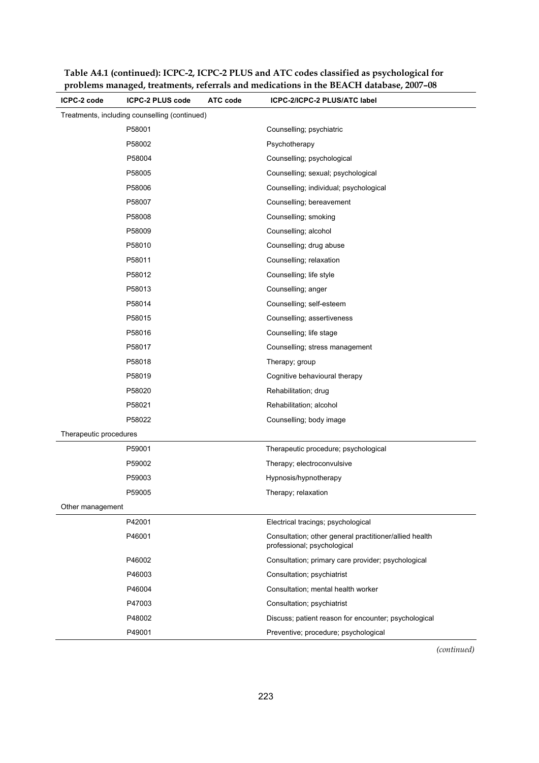**Table A4.1 (continued): ICPC-2, ICPC-2 PLUS and ATC codes classified as psychological for problems managed, treatments, referrals and medications in the BEACH database, 2007–08**

| ICPC-2 code | ICPC-2 PLUS code | ATC code | ICPC-2/ICPC-2 PLUS/ATC label |
|---|---|---|---|
| Treatments, including counselling (continued) | | | |
| | P58001 | | Counselling; psychiatric |
| | P58002 | | Psychotherapy |
| | P58004 | | Counselling; psychological |
| | P58005 | | Counselling; sexual; psychological |
| | P58006 | | Counselling; individual; psychological |
| | P58007 | | Counselling; bereavement |
| | P58008 | | Counselling; smoking |
| | P58009 | | Counselling; alcohol |
| | P58010 | | Counselling; drug abuse |
| | P58011 | | Counselling; relaxation |
| | P58012 | | Counselling; life style |
| | P58013 | | Counselling; anger |
| | P58014 | | Counselling; self-esteem |
| | P58015 | | Counselling; assertiveness |
| | P58016 | | Counselling; life stage |
| | P58017 | | Counselling; stress management |
| | P58018 | | Therapy; group |
| | P58019 | | Cognitive behavioural therapy |
| | P58020 | | Rehabilitation; drug |
| | P58021 | | Rehabilitation; alcohol |
| | P58022 | | Counselling; body image |
| Therapeutic procedures | | | |
| | P59001 | | Therapeutic procedure; psychological |
| | P59002 | | Therapy; electroconvulsive |
| | P59003 | | Hypnosis/hypnotherapy |
| | P59005 | | Therapy; relaxation |
| Other management | | | |
| | P42001 | | Electrical tracings; psychological |
| | P46001 | | Consultation; other general practitioner/allied health professional; psychological |
| | P46002 | | Consultation; primary care provider; psychological |
| | P46003 | | Consultation; psychiatrist |
| | P46004 | | Consultation; mental health worker |
| | P47003 | | Consultation; psychiatrist |
| | P48002 | | Discuss; patient reason for encounter; psychological |
| | P49001 | | Preventive; procedure; psychological |

*(continued)*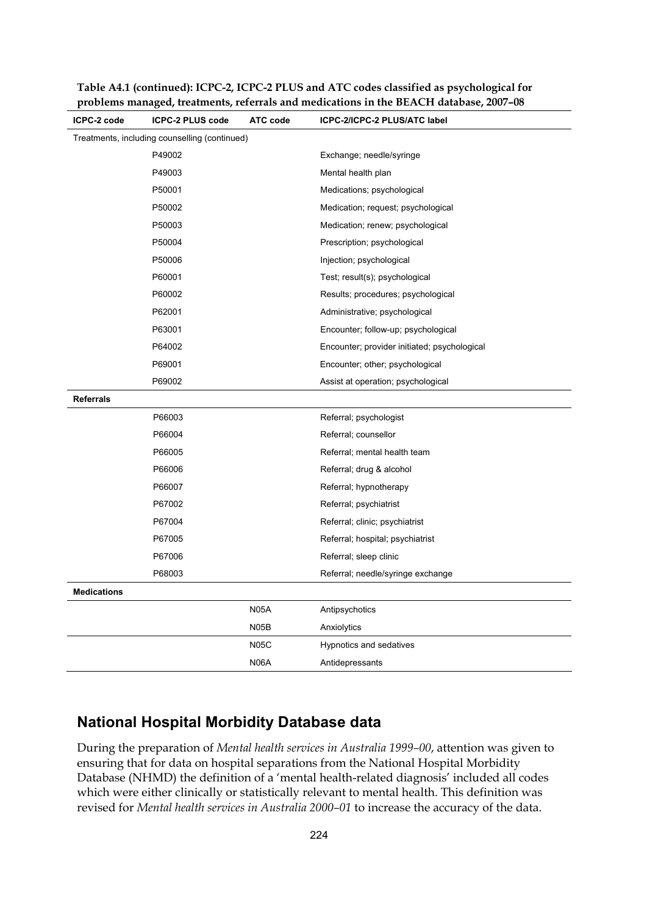**Table A4.1 (continued): ICPC-2, ICPC-2 PLUS and ATC codes classified as psychological for problems managed, treatments, referrals and medications in the BEACH database, 2007–08**

| ICPC-2 code | ICPC-2 PLUS code | ATC code | ICPC-2/ICPC-2 PLUS/ATC label |
| --- | --- | --- | --- |
| Treatments, including counselling (continued) | | | |
| | P49002 | | Exchange; needle/syringe |
| | P49003 | | Mental health plan |
| | P50001 | | Medications; psychological |
| | P50002 | | Medication; request; psychological |
| | P50003 | | Medication; renew; psychological |
| | P50004 | | Prescription; psychological |
| | P50006 | | Injection; psychological |
| | P60001 | | Test; result(s); psychological |
| | P60002 | | Results; procedures; psychological |
| | P62001 | | Administrative; psychological |
| | P63001 | | Encounter; follow-up; psychological |
| | P64002 | | Encounter; provider initiated; psychological |
| | P69001 | | Encounter; other; psychological |
| | P69002 | | Assist at operation; psychological |
| **Referrals** | | | |
| | P66003 | | Referral; psychologist |
| | P66004 | | Referral; counsellor |
| | P66005 | | Referral; mental health team |
| | P66006 | | Referral; drug & alcohol |
| | P66007 | | Referral; hypnotherapy |
| | P67002 | | Referral; psychiatrist |
| | P67004 | | Referral; clinic; psychiatrist |
| | P67005 | | Referral; hospital; psychiatrist |
| | P67006 | | Referral; sleep clinic |
| | P68003 | | Referral; needle/syringe exchange |
| **Medications** | | | |
| | | N05A | Antipsychotics |
| | | N05B | Anxiolytics |
| | | N05C | Hypnotics and sedatives |
| | | N06A | Antidepressants |

## National Hospital Morbidity Database data

During the preparation of *Mental health services in Australia 1999–00*, attention was given to ensuring that for data on hospital separations from the National Hospital Morbidity Database (NHMD) the definition of a 'mental health-related diagnosis' included all codes which were either clinically or statistically relevant to mental health. This definition was revised for *Mental health services in Australia 2000–01* to increase the accuracy of the data.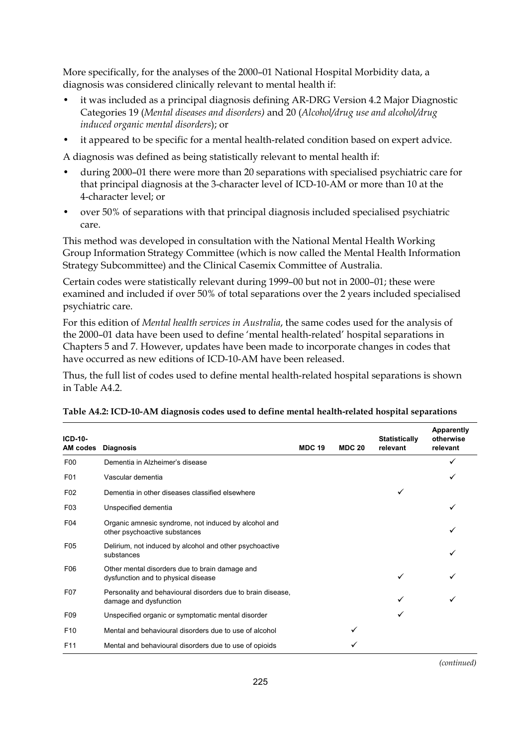More specifically, for the analyses of the 2000–01 National Hospital Morbidity data, a diagnosis was considered clinically relevant to mental health if:

- it was included as a principal diagnosis defining AR-DRG Version 4.2 Major Diagnostic Categories 19 (*Mental diseases and disorders)* and 20 (*Alcohol/drug use and alcohol/drug induced organic mental disorders*); or
- it appeared to be specific for a mental health-related condition based on expert advice.

A diagnosis was defined as being statistically relevant to mental health if:

- during 2000–01 there were more than 20 separations with specialised psychiatric care for that principal diagnosis at the 3-character level of ICD-10-AM or more than 10 at the 4-character level; or
- over 50% of separations with that principal diagnosis included specialised psychiatric care.

This method was developed in consultation with the National Mental Health Working Group Information Strategy Committee (which is now called the Mental Health Information Strategy Subcommittee) and the Clinical Casemix Committee of Australia.

Certain codes were statistically relevant during 1999–00 but not in 2000–01; these were examined and included if over 50% of total separations over the 2 years included specialised psychiatric care.

For this edition of *Mental health services in Australia*, the same codes used for the analysis of the 2000–01 data have been used to define 'mental health-related' hospital separations in Chapters 5 and 7. However, updates have been made to incorporate changes in codes that have occurred as new editions of ICD-10-AM have been released.

Thus, the full list of codes used to define mental health-related hospital separations is shown in Table A4.2.

**Table A4.2: ICD-10-AM diagnosis codes used to define mental health-related hospital separations**

| ICD-10-AM codes | Diagnosis | MDC 19 | MDC 20 | Statistically relevant | Apparently otherwise relevant |
|---|---|---|---|---|---|
| F00 | Dementia in Alzheimer's disease | | | | ✓ |
| F01 | Vascular dementia | | | | ✓ |
| F02 | Dementia in other diseases classified elsewhere | | | ✓ | |
| F03 | Unspecified dementia | | | | ✓ |
| F04 | Organic amnesic syndrome, not induced by alcohol and other psychoactive substances | | | | ✓ |
| F05 | Delirium, not induced by alcohol and other psychoactive substances | | | | ✓ |
| F06 | Other mental disorders due to brain damage and dysfunction and to physical disease | | | ✓ | ✓ |
| F07 | Personality and behavioural disorders due to brain disease, damage and dysfunction | | | ✓ | ✓ |
| F09 | Unspecified organic or symptomatic mental disorder | | | ✓ | |
| F10 | Mental and behavioural disorders due to use of alcohol | | ✓ | | |
| F11 | Mental and behavioural disorders due to use of opioids | | ✓ | | |

*(continued)*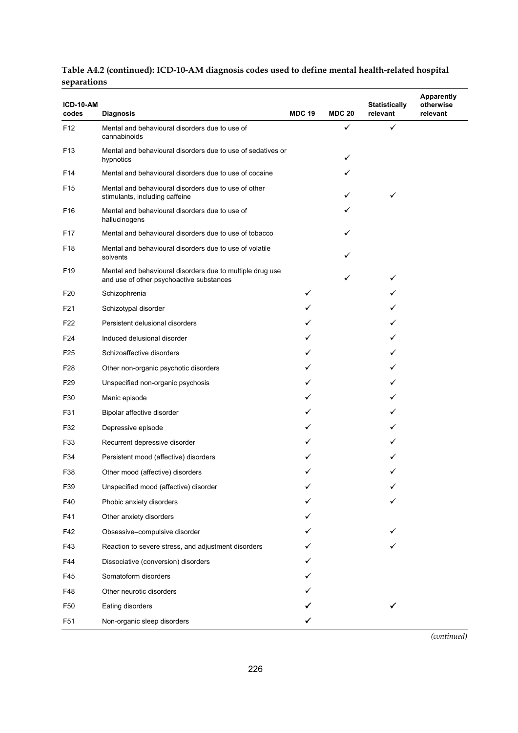**Table A4.2 (continued): ICD-10-AM diagnosis codes used to define mental health-related hospital separations**

| ICD-10-AM codes | Diagnosis | MDC 19 | MDC 20 | Statistically relevant | Apparently otherwise relevant |
|---|---|---|---|---|---|
| F12 | Mental and behavioural disorders due to use of cannabinoids | | ✓ | ✓ | |
| F13 | Mental and behavioural disorders due to use of sedatives or hypnotics | | ✓ | | |
| F14 | Mental and behavioural disorders due to use of cocaine | | ✓ | | |
| F15 | Mental and behavioural disorders due to use of other stimulants, including caffeine | | ✓ | ✓ | |
| F16 | Mental and behavioural disorders due to use of hallucinogens | | ✓ | | |
| F17 | Mental and behavioural disorders due to use of tobacco | | ✓ | | |
| F18 | Mental and behavioural disorders due to use of volatile solvents | | ✓ | | |
| F19 | Mental and behavioural disorders due to multiple drug use and use of other psychoactive substances | | ✓ | ✓ | |
| F20 | Schizophrenia | ✓ | | ✓ | |
| F21 | Schizotypal disorder | ✓ | | ✓ | |
| F22 | Persistent delusional disorders | ✓ | | ✓ | |
| F24 | Induced delusional disorder | ✓ | | ✓ | |
| F25 | Schizoaffective disorders | ✓ | | ✓ | |
| F28 | Other non-organic psychotic disorders | ✓ | | ✓ | |
| F29 | Unspecified non-organic psychosis | ✓ | | ✓ | |
| F30 | Manic episode | ✓ | | ✓ | |
| F31 | Bipolar affective disorder | ✓ | | ✓ | |
| F32 | Depressive episode | ✓ | | ✓ | |
| F33 | Recurrent depressive disorder | ✓ | | ✓ | |
| F34 | Persistent mood (affective) disorders | ✓ | | ✓ | |
| F38 | Other mood (affective) disorders | ✓ | | ✓ | |
| F39 | Unspecified mood (affective) disorder | ✓ | | ✓ | |
| F40 | Phobic anxiety disorders | ✓ | | ✓ | |
| F41 | Other anxiety disorders | ✓ | | | |
| F42 | Obsessive–compulsive disorder | ✓ | | ✓ | |
| F43 | Reaction to severe stress, and adjustment disorders | ✓ | | ✓ | |
| F44 | Dissociative (conversion) disorders | ✓ | | | |
| F45 | Somatoform disorders | ✓ | | | |
| F48 | Other neurotic disorders | ✓ | | | |
| F50 | Eating disorders | ✓ | | ✓ | |
| F51 | Non-organic sleep disorders | ✓ | | | |

*(continued)*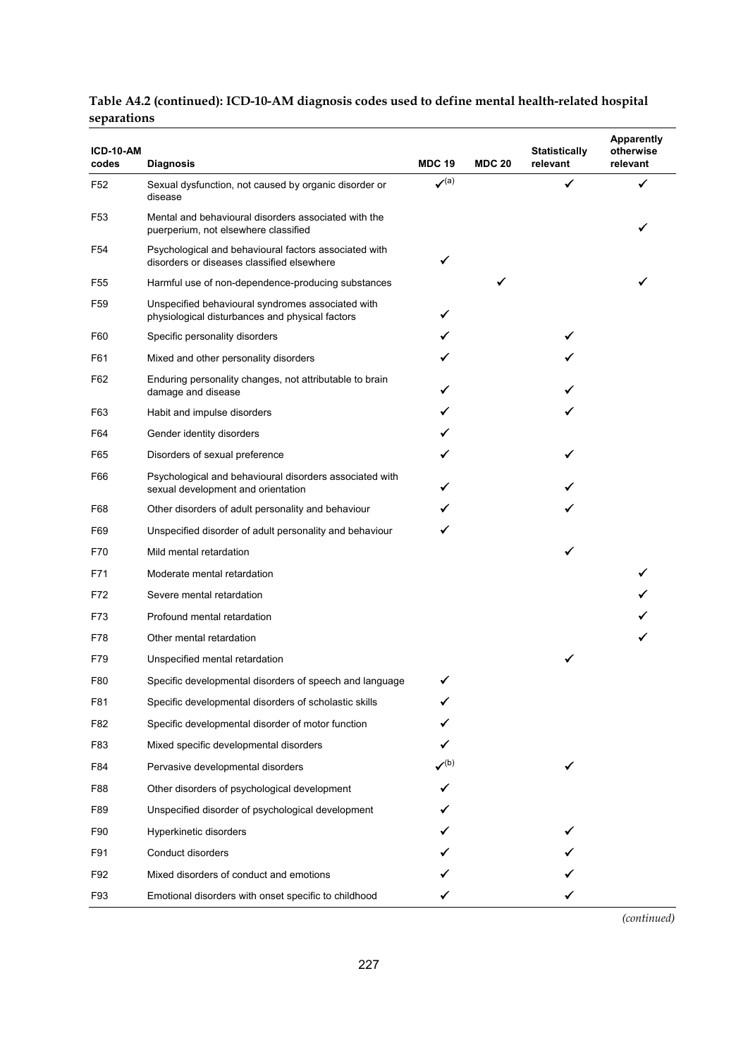**Table A4.2 (continued): ICD-10-AM diagnosis codes used to define mental health-related hospital separations**

| ICD-10-AM codes | Diagnosis | MDC 19 | MDC 20 | Statistically relevant | Apparently otherwise relevant |
|---|---|---|---|---|---|
| F52 | Sexual dysfunction, not caused by organic disorder or disease | ✓[(a)] | | ✓ | ✓ |
| F53 | Mental and behavioural disorders associated with the puerperium, not elsewhere classified | | | | ✓ |
| F54 | Psychological and behavioural factors associated with disorders or diseases classified elsewhere | ✓ | | | |
| F55 | Harmful use of non-dependence-producing substances | | ✓ | | ✓ |
| F59 | Unspecified behavioural syndromes associated with physiological disturbances and physical factors | ✓ | | | |
| F60 | Specific personality disorders | ✓ | | ✓ | |
| F61 | Mixed and other personality disorders | ✓ | | ✓ | |
| F62 | Enduring personality changes, not attributable to brain damage and disease | ✓ | | ✓ | |
| F63 | Habit and impulse disorders | ✓ | | ✓ | |
| F64 | Gender identity disorders | ✓ | | | |
| F65 | Disorders of sexual preference | ✓ | | ✓ | |
| F66 | Psychological and behavioural disorders associated with sexual development and orientation | ✓ | | ✓ | |
| F68 | Other disorders of adult personality and behaviour | ✓ | | ✓ | |
| F69 | Unspecified disorder of adult personality and behaviour | ✓ | | | |
| F70 | Mild mental retardation | | | ✓ | |
| F71 | Moderate mental retardation | | | | ✓ |
| F72 | Severe mental retardation | | | | ✓ |
| F73 | Profound mental retardation | | | | ✓ |
| F78 | Other mental retardation | | | | ✓ |
| F79 | Unspecified mental retardation | | | ✓ | |
| F80 | Specific developmental disorders of speech and language | ✓ | | | |
| F81 | Specific developmental disorders of scholastic skills | ✓ | | | |
| F82 | Specific developmental disorder of motor function | ✓ | | | |
| F83 | Mixed specific developmental disorders | ✓ | | | |
| F84 | Pervasive developmental disorders | ✓[(b)] | | ✓ | |
| F88 | Other disorders of psychological development | ✓ | | | |
| F89 | Unspecified disorder of psychological development | ✓ | | | |
| F90 | Hyperkinetic disorders | ✓ | | ✓ | |
| F91 | Conduct disorders | ✓ | | ✓ | |
| F92 | Mixed disorders of conduct and emotions | ✓ | | ✓ | |
| F93 | Emotional disorders with onset specific to childhood | ✓ | | ✓ | |

*(continued)*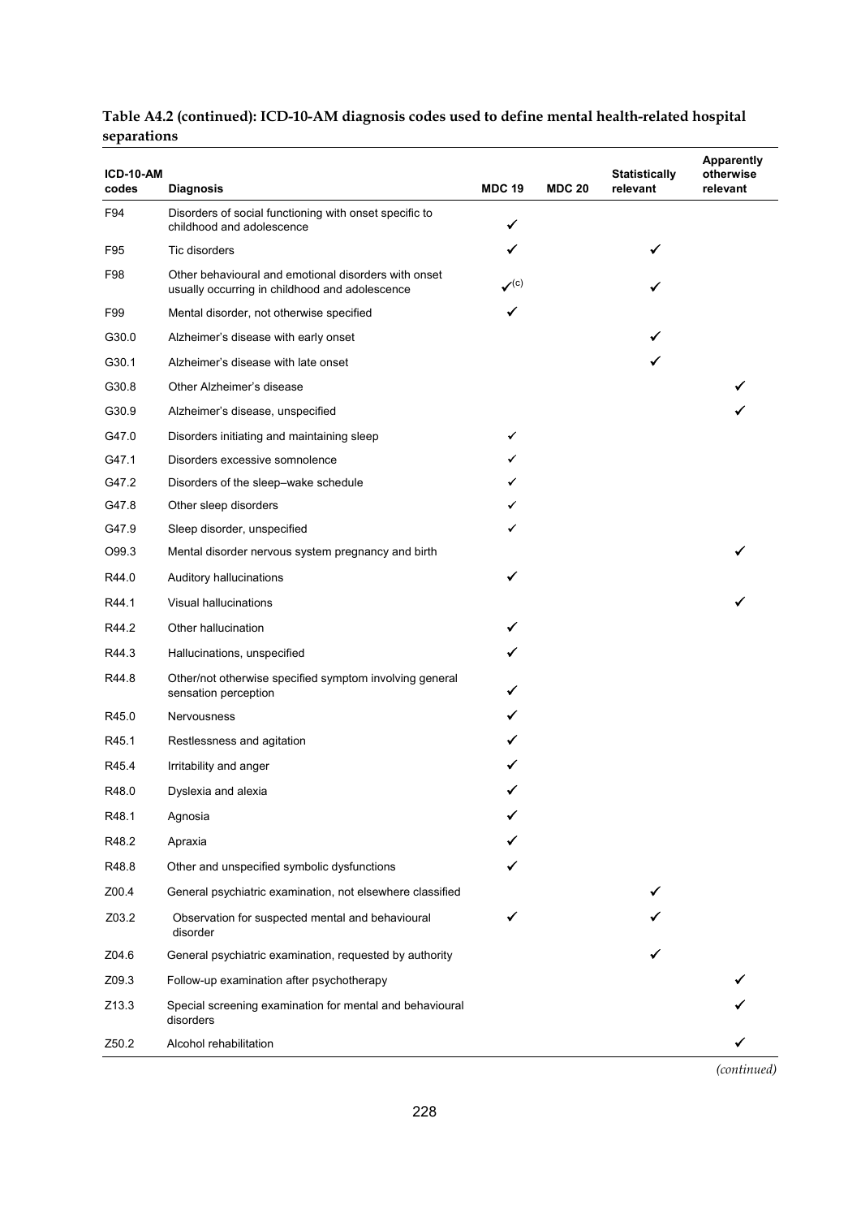**Table A4.2 (continued): ICD-10-AM diagnosis codes used to define mental health-related hospital separations**

| ICD-10-AM codes | Diagnosis | MDC 19 | MDC 20 | Statistically relevant | Apparently otherwise relevant |
|---|---|---|---|---|---|
| F94 | Disorders of social functioning with onset specific to childhood and adolescence | ✓ | | | |
| F95 | Tic disorders | ✓ | | ✓ | |
| F98 | Other behavioural and emotional disorders with onset usually occurring in childhood and adolescence | ✓(c) | | ✓ | |
| F99 | Mental disorder, not otherwise specified | ✓ | | | |
| G30.0 | Alzheimer's disease with early onset | | | ✓ | |
| G30.1 | Alzheimer's disease with late onset | | | ✓ | |
| G30.8 | Other Alzheimer's disease | | | | ✓ |
| G30.9 | Alzheimer's disease, unspecified | | | | ✓ |
| G47.0 | Disorders initiating and maintaining sleep | ✓ | | | |
| G47.1 | Disorders excessive somnolence | ✓ | | | |
| G47.2 | Disorders of the sleep–wake schedule | ✓ | | | |
| G47.8 | Other sleep disorders | ✓ | | | |
| G47.9 | Sleep disorder, unspecified | ✓ | | | |
| O99.3 | Mental disorder nervous system pregnancy and birth | | | | ✓ |
| R44.0 | Auditory hallucinations | ✓ | | | |
| R44.1 | Visual hallucinations | | | | ✓ |
| R44.2 | Other hallucination | ✓ | | | |
| R44.3 | Hallucinations, unspecified | ✓ | | | |
| R44.8 | Other/not otherwise specified symptom involving general sensation perception | ✓ | | | |
| R45.0 | Nervousness | ✓ | | | |
| R45.1 | Restlessness and agitation | ✓ | | | |
| R45.4 | Irritability and anger | ✓ | | | |
| R48.0 | Dyslexia and alexia | ✓ | | | |
| R48.1 | Agnosia | ✓ | | | |
| R48.2 | Apraxia | ✓ | | | |
| R48.8 | Other and unspecified symbolic dysfunctions | ✓ | | | |
| Z00.4 | General psychiatric examination, not elsewhere classified | | | ✓ | |
| Z03.2 | Observation for suspected mental and behavioural disorder | ✓ | | ✓ | |
| Z04.6 | General psychiatric examination, requested by authority | | | ✓ | |
| Z09.3 | Follow-up examination after psychotherapy | | | | ✓ |
| Z13.3 | Special screening examination for mental and behavioural disorders | | | | ✓ |
| Z50.2 | Alcohol rehabilitation | | | | ✓ |

*(continued)*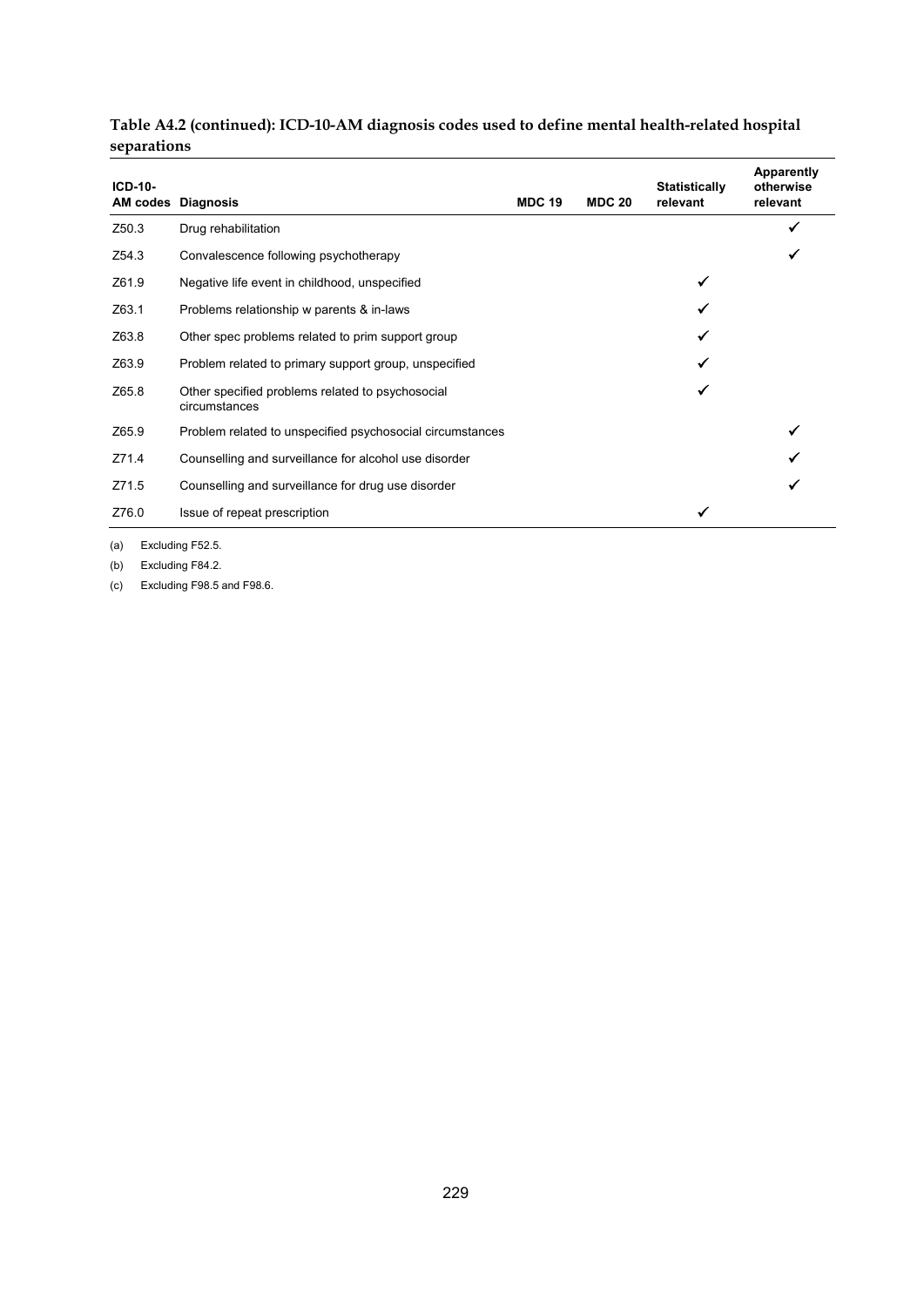**Table A4.2 (continued): ICD-10-AM diagnosis codes used to define mental health-related hospital separations**

| ICD-10-AM codes | Diagnosis | MDC 19 | MDC 20 | Statistically relevant | Apparently otherwise relevant |
|---|---|---|---|---|---|
| Z50.3 | Drug rehabilitation | | | | ✓ |
| Z54.3 | Convalescence following psychotherapy | | | | ✓ |
| Z61.9 | Negative life event in childhood, unspecified | | | ✓ | |
| Z63.1 | Problems relationship w parents & in-laws | | | ✓ | |
| Z63.8 | Other spec problems related to prim support group | | | ✓ | |
| Z63.9 | Problem related to primary support group, unspecified | | | ✓ | |
| Z65.8 | Other specified problems related to psychosocial circumstances | | | ✓ | |
| Z65.9 | Problem related to unspecified psychosocial circumstances | | | | ✓ |
| Z71.4 | Counselling and surveillance for alcohol use disorder | | | | ✓ |
| Z71.5 | Counselling and surveillance for drug use disorder | | | | ✓ |
| Z76.0 | Issue of repeat prescription | | | ✓ | |

(a) Excluding F52.5.

(b) Excluding F84.2.

(c) Excluding F98.5 and F98.6.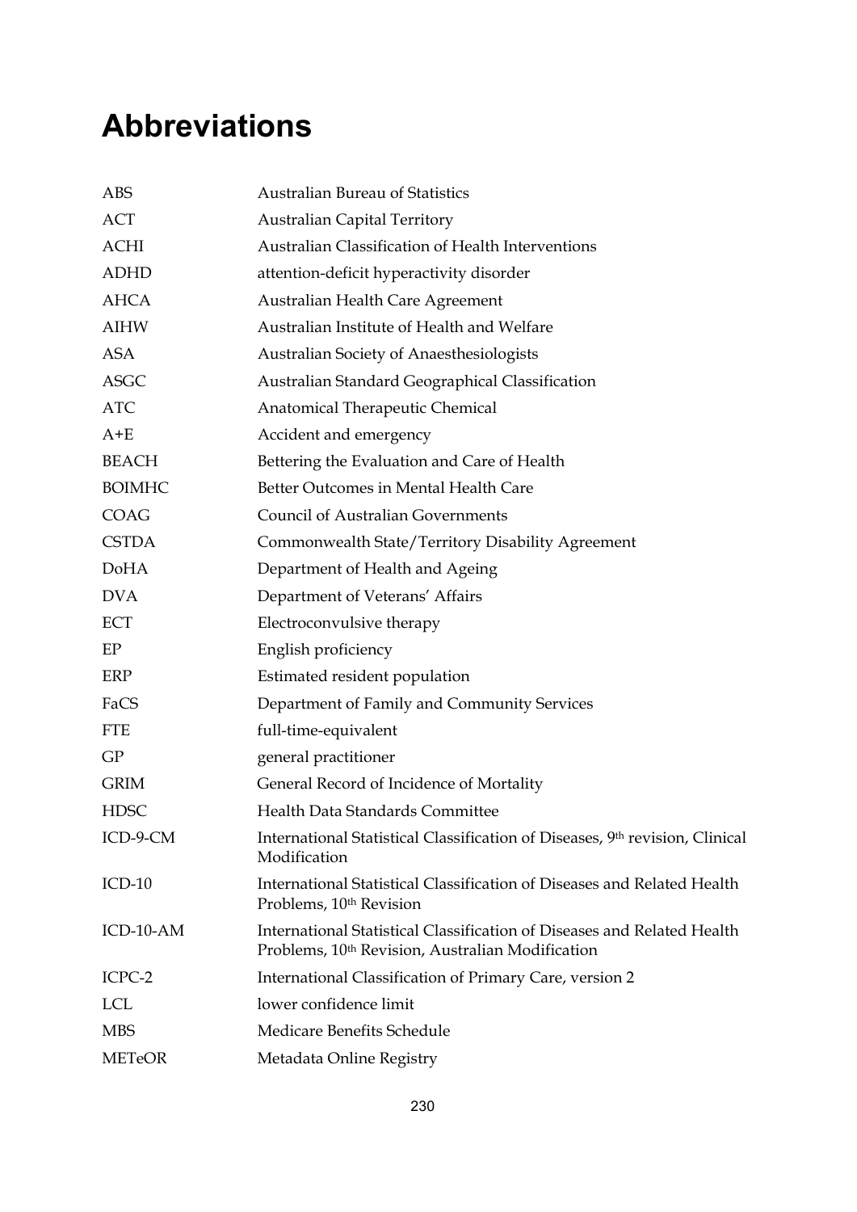# Abbreviations

| | |
|---|---|
| ABS | Australian Bureau of Statistics |
| ACT | Australian Capital Territory |
| ACHI | Australian Classification of Health Interventions |
| ADHD | attention-deficit hyperactivity disorder |
| AHCA | Australian Health Care Agreement |
| AIHW | Australian Institute of Health and Welfare |
| ASA | Australian Society of Anaesthesiologists |
| ASGC | Australian Standard Geographical Classification |
| ATC | Anatomical Therapeutic Chemical |
| A+E | Accident and emergency |
| BEACH | Bettering the Evaluation and Care of Health |
| BOIMHC | Better Outcomes in Mental Health Care |
| COAG | Council of Australian Governments |
| CSTDA | Commonwealth State/Territory Disability Agreement |
| DoHA | Department of Health and Ageing |
| DVA | Department of Veterans' Affairs |
| ECT | Electroconvulsive therapy |
| EP | English proficiency |
| ERP | Estimated resident population |
| FaCS | Department of Family and Community Services |
| FTE | full-time-equivalent |
| GP | general practitioner |
| GRIM | General Record of Incidence of Mortality |
| HDSC | Health Data Standards Committee |
| ICD-9-CM | International Statistical Classification of Diseases, 9th revision, Clinical Modification |
| ICD-10 | International Statistical Classification of Diseases and Related Health Problems, 10th Revision |
| ICD-10-AM | International Statistical Classification of Diseases and Related Health Problems, 10th Revision, Australian Modification |
| ICPC-2 | International Classification of Primary Care, version 2 |
| LCL | lower confidence limit |
| MBS | Medicare Benefits Schedule |
| METeOR | Metadata Online Registry |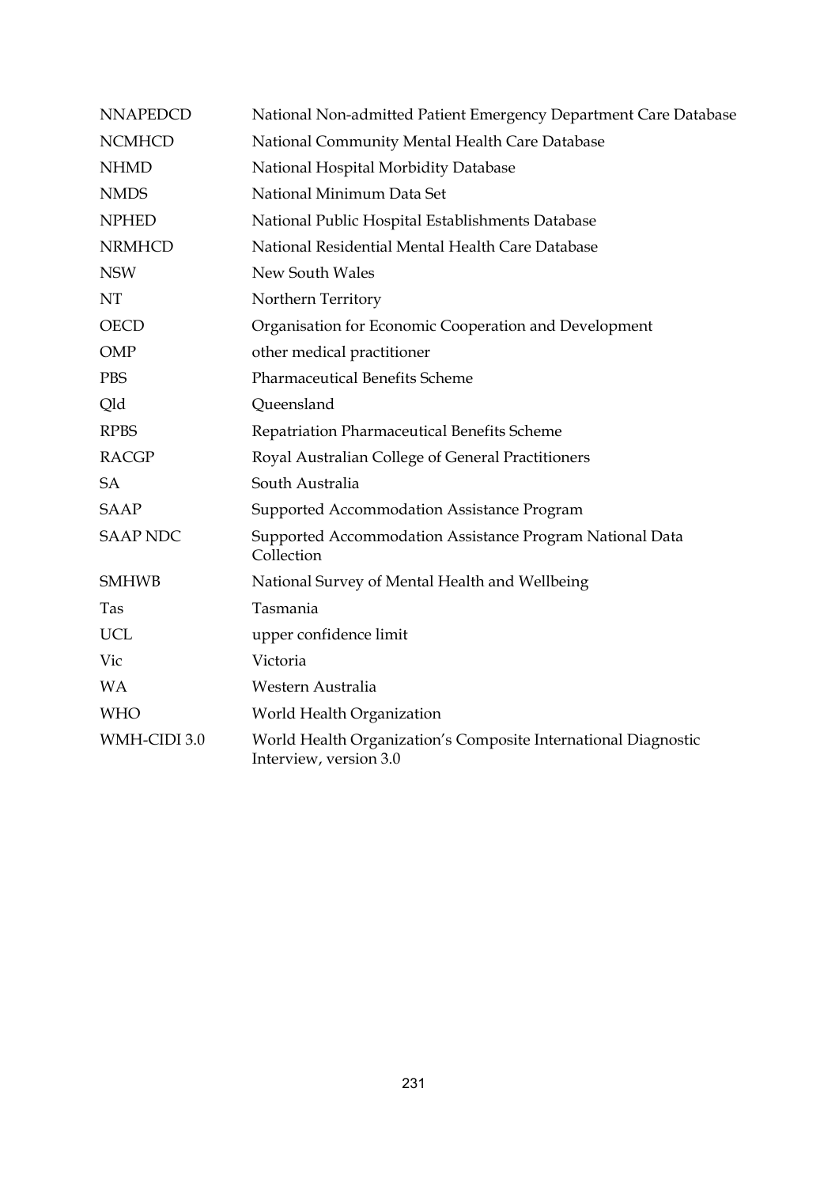| | |
|---|---|
| NNAPEDCD | National Non-admitted Patient Emergency Department Care Database |
| NCMHCD | National Community Mental Health Care Database |
| NHMD | National Hospital Morbidity Database |
| NMDS | National Minimum Data Set |
| NPHED | National Public Hospital Establishments Database |
| NRMHCD | National Residential Mental Health Care Database |
| NSW | New South Wales |
| NT | Northern Territory |
| OECD | Organisation for Economic Cooperation and Development |
| OMP | other medical practitioner |
| PBS | Pharmaceutical Benefits Scheme |
| Qld | Queensland |
| RPBS | Repatriation Pharmaceutical Benefits Scheme |
| RACGP | Royal Australian College of General Practitioners |
| SA | South Australia |
| SAAP | Supported Accommodation Assistance Program |
| SAAP NDC | Supported Accommodation Assistance Program National Data Collection |
| SMHWB | National Survey of Mental Health and Wellbeing |
| Tas | Tasmania |
| UCL | upper confidence limit |
| Vic | Victoria |
| WA | Western Australia |
| WHO | World Health Organization |
| WMH-CIDI 3.0 | World Health Organization's Composite International Diagnostic Interview, version 3.0 |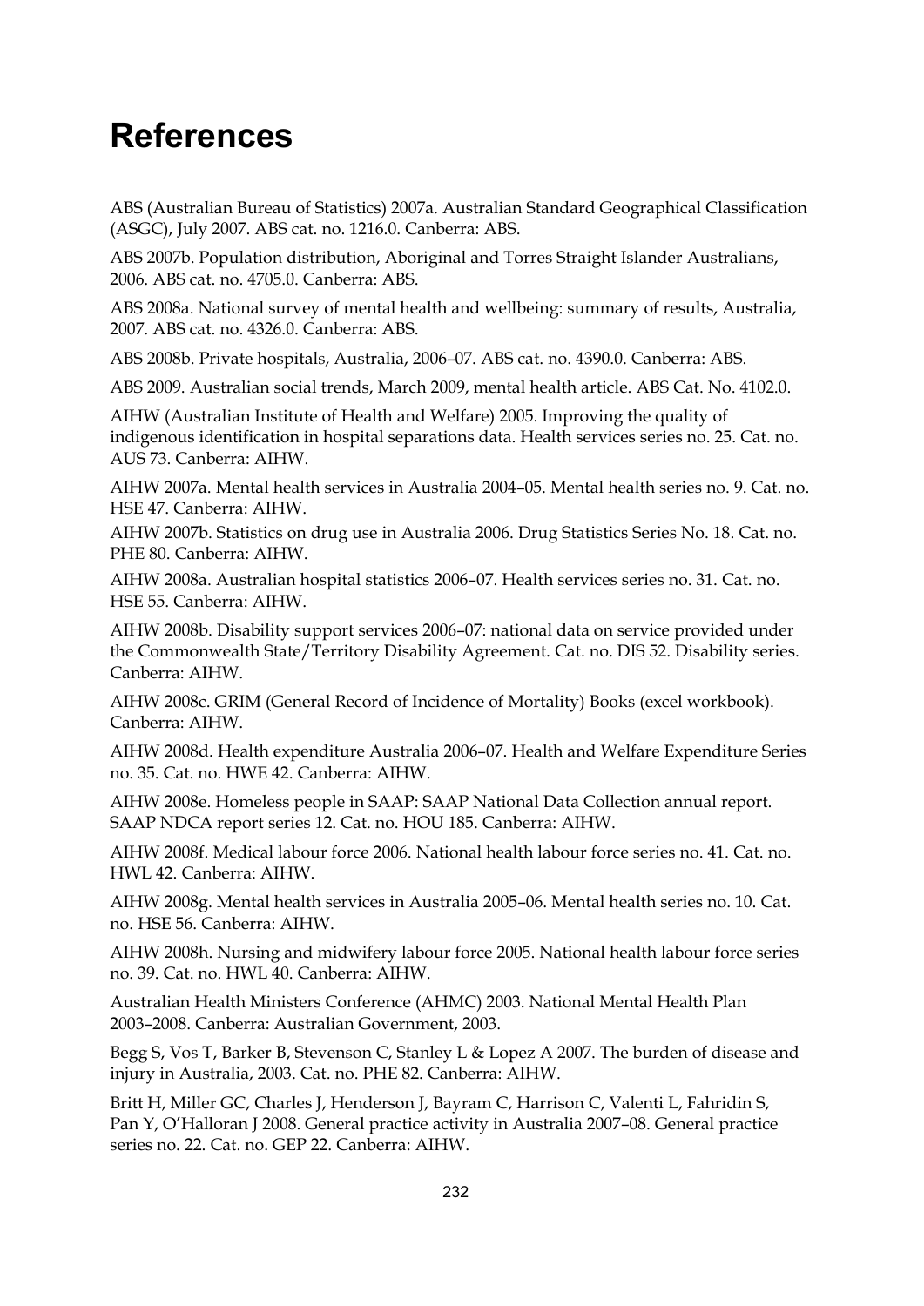# References

ABS (Australian Bureau of Statistics) 2007a. Australian Standard Geographical Classification (ASGC), July 2007. ABS cat. no. 1216.0. Canberra: ABS.

ABS 2007b. Population distribution, Aboriginal and Torres Straight Islander Australians, 2006. ABS cat. no. 4705.0. Canberra: ABS.

ABS 2008a. National survey of mental health and wellbeing: summary of results, Australia, 2007. ABS cat. no. 4326.0. Canberra: ABS.

ABS 2008b. Private hospitals, Australia, 2006–07. ABS cat. no. 4390.0. Canberra: ABS.

ABS 2009. Australian social trends, March 2009, mental health article. ABS Cat. No. 4102.0.

AIHW (Australian Institute of Health and Welfare) 2005. Improving the quality of indigenous identification in hospital separations data. Health services series no. 25. Cat. no. AUS 73. Canberra: AIHW.

AIHW 2007a. Mental health services in Australia 2004–05. Mental health series no. 9. Cat. no. HSE 47. Canberra: AIHW.

AIHW 2007b. Statistics on drug use in Australia 2006. Drug Statistics Series No. 18. Cat. no. PHE 80. Canberra: AIHW.

AIHW 2008a. Australian hospital statistics 2006–07. Health services series no. 31. Cat. no. HSE 55. Canberra: AIHW.

AIHW 2008b. Disability support services 2006–07: national data on service provided under the Commonwealth State/Territory Disability Agreement. Cat. no. DIS 52. Disability series. Canberra: AIHW.

AIHW 2008c. GRIM (General Record of Incidence of Mortality) Books (excel workbook). Canberra: AIHW.

AIHW 2008d. Health expenditure Australia 2006–07. Health and Welfare Expenditure Series no. 35. Cat. no. HWE 42. Canberra: AIHW.

AIHW 2008e. Homeless people in SAAP: SAAP National Data Collection annual report. SAAP NDCA report series 12. Cat. no. HOU 185. Canberra: AIHW.

AIHW 2008f. Medical labour force 2006. National health labour force series no. 41. Cat. no. HWL 42. Canberra: AIHW.

AIHW 2008g. Mental health services in Australia 2005–06. Mental health series no. 10. Cat. no. HSE 56. Canberra: AIHW.

AIHW 2008h. Nursing and midwifery labour force 2005. National health labour force series no. 39. Cat. no. HWL 40. Canberra: AIHW.

Australian Health Ministers Conference (AHMC) 2003. National Mental Health Plan 2003–2008. Canberra: Australian Government, 2003.

Begg S, Vos T, Barker B, Stevenson C, Stanley L & Lopez A 2007. The burden of disease and injury in Australia, 2003. Cat. no. PHE 82. Canberra: AIHW.

Britt H, Miller GC, Charles J, Henderson J, Bayram C, Harrison C, Valenti L, Fahridin S, Pan Y, O'Halloran J 2008. General practice activity in Australia 2007–08. General practice series no. 22. Cat. no. GEP 22. Canberra: AIHW.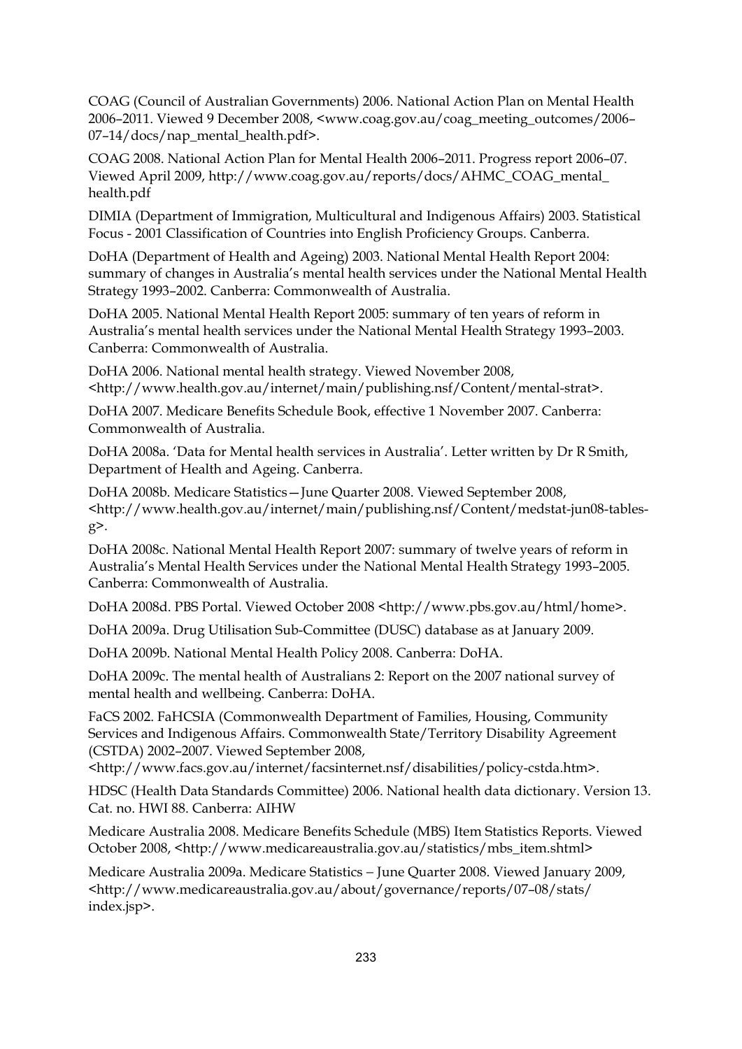COAG (Council of Australian Governments) 2006. National Action Plan on Mental Health 2006–2011. Viewed 9 December 2008, <www.coag.gov.au/coag_meeting_outcomes/2006–07–14/docs/nap_mental_health.pdf>.

COAG 2008. National Action Plan for Mental Health 2006–2011. Progress report 2006–07. Viewed April 2009, http://www.coag.gov.au/reports/docs/AHMC_COAG_mental_health.pdf

DIMIA (Department of Immigration, Multicultural and Indigenous Affairs) 2003. Statistical Focus - 2001 Classification of Countries into English Proficiency Groups. Canberra.

DoHA (Department of Health and Ageing) 2003. National Mental Health Report 2004: summary of changes in Australia's mental health services under the National Mental Health Strategy 1993–2002. Canberra: Commonwealth of Australia.

DoHA 2005. National Mental Health Report 2005: summary of ten years of reform in Australia's mental health services under the National Mental Health Strategy 1993–2003. Canberra: Commonwealth of Australia.

DoHA 2006. National mental health strategy. Viewed November 2008, <http://www.health.gov.au/internet/main/publishing.nsf/Content/mental-strat>.

DoHA 2007. Medicare Benefits Schedule Book, effective 1 November 2007. Canberra: Commonwealth of Australia.

DoHA 2008a. 'Data for Mental health services in Australia'. Letter written by Dr R Smith, Department of Health and Ageing. Canberra.

DoHA 2008b. Medicare Statistics—June Quarter 2008. Viewed September 2008, <http://www.health.gov.au/internet/main/publishing.nsf/Content/medstat-jun08-tables-g>.

DoHA 2008c. National Mental Health Report 2007: summary of twelve years of reform in Australia's Mental Health Services under the National Mental Health Strategy 1993–2005. Canberra: Commonwealth of Australia.

DoHA 2008d. PBS Portal. Viewed October 2008 <http://www.pbs.gov.au/html/home>.

DoHA 2009a. Drug Utilisation Sub-Committee (DUSC) database as at January 2009.

DoHA 2009b. National Mental Health Policy 2008. Canberra: DoHA.

DoHA 2009c. The mental health of Australians 2: Report on the 2007 national survey of mental health and wellbeing. Canberra: DoHA.

FaCS 2002. FaHCSIA (Commonwealth Department of Families, Housing, Community Services and Indigenous Affairs. Commonwealth State/Territory Disability Agreement (CSTDA) 2002–2007. Viewed September 2008, <http://www.facs.gov.au/internet/facsinternet.nsf/disabilities/policy-cstda.htm>.

HDSC (Health Data Standards Committee) 2006. National health data dictionary. Version 13. Cat. no. HWI 88. Canberra: AIHW

Medicare Australia 2008. Medicare Benefits Schedule (MBS) Item Statistics Reports. Viewed October 2008, <http://www.medicareaustralia.gov.au/statistics/mbs_item.shtml>

Medicare Australia 2009a. Medicare Statistics – June Quarter 2008. Viewed January 2009, <http://www.medicareaustralia.gov.au/about/governance/reports/07–08/stats/index.jsp>.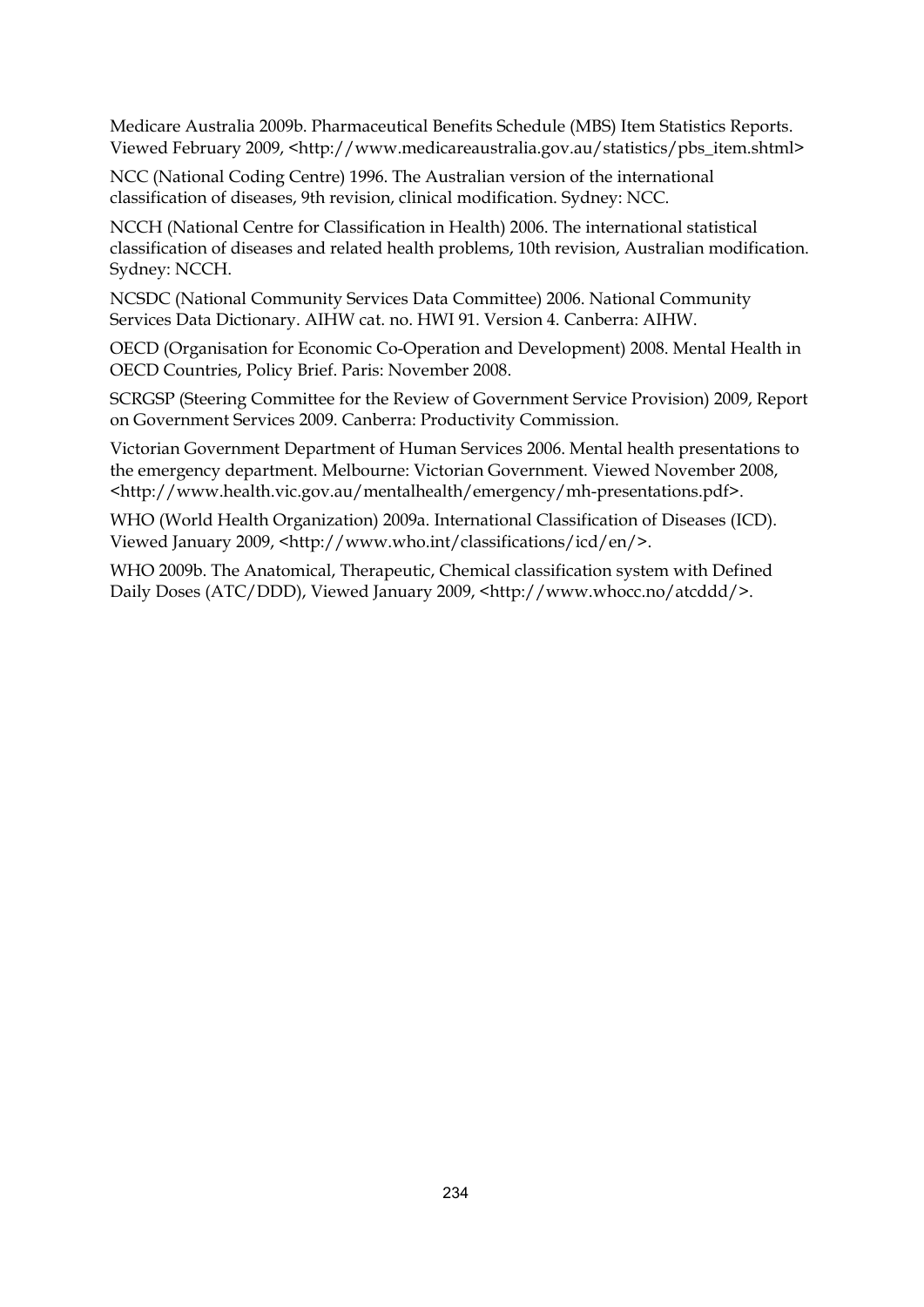Medicare Australia 2009b. Pharmaceutical Benefits Schedule (MBS) Item Statistics Reports. Viewed February 2009, <http://www.medicareaustralia.gov.au/statistics/pbs_item.shtml>

NCC (National Coding Centre) 1996. The Australian version of the international classification of diseases, 9th revision, clinical modification. Sydney: NCC.

NCCH (National Centre for Classification in Health) 2006. The international statistical classification of diseases and related health problems, 10th revision, Australian modification. Sydney: NCCH.

NCSDC (National Community Services Data Committee) 2006. National Community Services Data Dictionary. AIHW cat. no. HWI 91. Version 4. Canberra: AIHW.

OECD (Organisation for Economic Co-Operation and Development) 2008. Mental Health in OECD Countries, Policy Brief. Paris: November 2008.

SCRGSP (Steering Committee for the Review of Government Service Provision) 2009, Report on Government Services 2009. Canberra: Productivity Commission.

Victorian Government Department of Human Services 2006. Mental health presentations to the emergency department. Melbourne: Victorian Government. Viewed November 2008, <http://www.health.vic.gov.au/mentalhealth/emergency/mh-presentations.pdf>.

WHO (World Health Organization) 2009a. International Classification of Diseases (ICD). Viewed January 2009, <http://www.who.int/classifications/icd/en/>.

WHO 2009b. The Anatomical, Therapeutic, Chemical classification system with Defined Daily Doses (ATC/DDD), Viewed January 2009, <http://www.whocc.no/atcddd/>.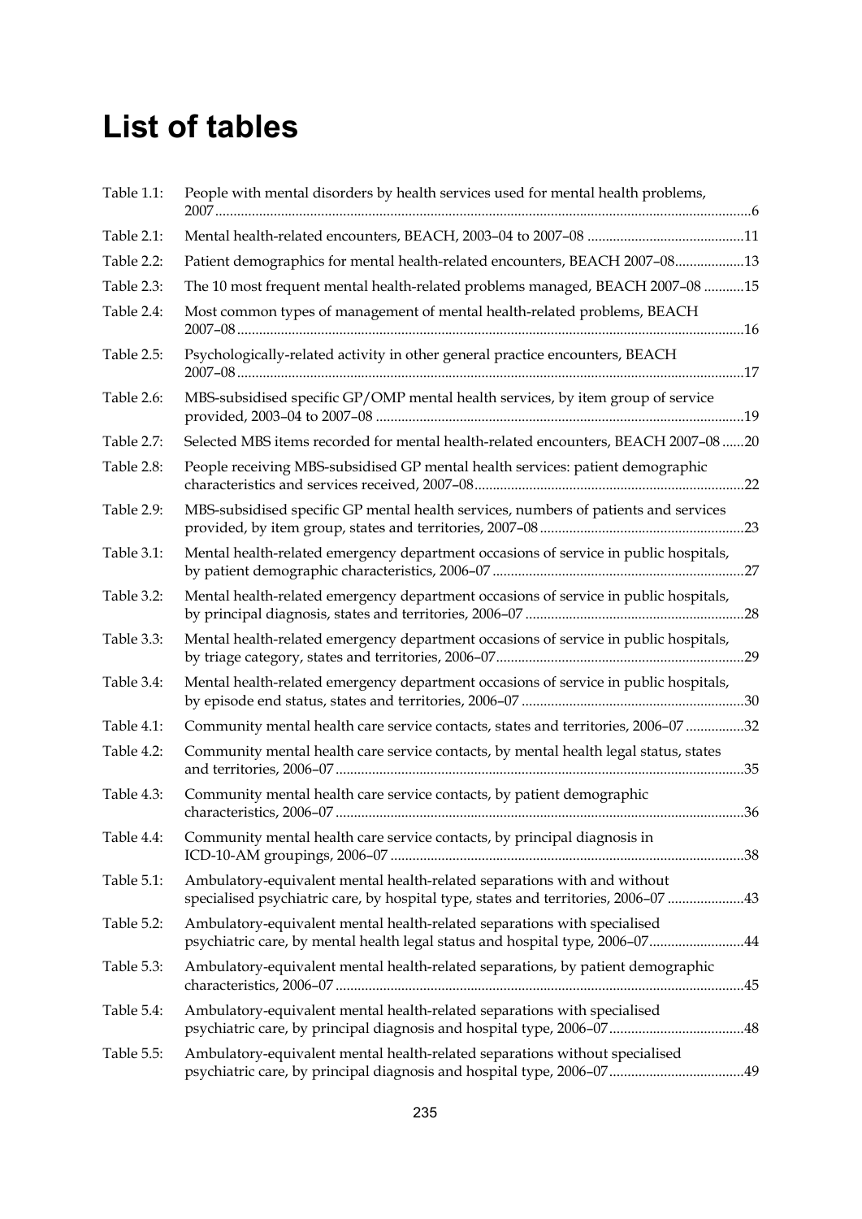# List of tables

| | | |
|---|---|---|
| Table 1.1: | People with mental disorders by health services used for mental health problems, 2007 | 6 |
| Table 2.1: | Mental health-related encounters, BEACH, 2003–04 to 2007–08 | 11 |
| Table 2.2: | Patient demographics for mental health-related encounters, BEACH 2007–08 | 13 |
| Table 2.3: | The 10 most frequent mental health-related problems managed, BEACH 2007–08 | 15 |
| Table 2.4: | Most common types of management of mental health-related problems, BEACH 2007–08 | 16 |
| Table 2.5: | Psychologically-related activity in other general practice encounters, BEACH 2007–08 | 17 |
| Table 2.6: | MBS-subsidised specific GP/OMP mental health services, by item group of service provided, 2003–04 to 2007–08 | 19 |
| Table 2.7: | Selected MBS items recorded for mental health-related encounters, BEACH 2007–08 | 20 |
| Table 2.8: | People receiving MBS-subsidised GP mental health services: patient demographic characteristics and services received, 2007–08 | 22 |
| Table 2.9: | MBS-subsidised specific GP mental health services, numbers of patients and services provided, by item group, states and territories, 2007–08 | 23 |
| Table 3.1: | Mental health-related emergency department occasions of service in public hospitals, by patient demographic characteristics, 2006–07 | 27 |
| Table 3.2: | Mental health-related emergency department occasions of service in public hospitals, by principal diagnosis, states and territories, 2006–07 | 28 |
| Table 3.3: | Mental health-related emergency department occasions of service in public hospitals, by triage category, states and territories, 2006–07 | 29 |
| Table 3.4: | Mental health-related emergency department occasions of service in public hospitals, by episode end status, states and territories, 2006–07 | 30 |
| Table 4.1: | Community mental health care service contacts, states and territories, 2006–07 | 32 |
| Table 4.2: | Community mental health care service contacts, by mental health legal status, states and territories, 2006–07 | 35 |
| Table 4.3: | Community mental health care service contacts, by patient demographic characteristics, 2006–07 | 36 |
| Table 4.4: | Community mental health care service contacts, by principal diagnosis in ICD-10-AM groupings, 2006–07 | 38 |
| Table 5.1: | Ambulatory-equivalent mental health-related separations with and without specialised psychiatric care, by hospital type, states and territories, 2006–07 | 43 |
| Table 5.2: | Ambulatory-equivalent mental health-related separations with specialised psychiatric care, by mental health legal status and hospital type, 2006–07 | 44 |
| Table 5.3: | Ambulatory-equivalent mental health-related separations, by patient demographic characteristics, 2006–07 | 45 |
| Table 5.4: | Ambulatory-equivalent mental health-related separations with specialised psychiatric care, by principal diagnosis and hospital type, 2006–07 | 48 |
| Table 5.5: | Ambulatory-equivalent mental health-related separations without specialised psychiatric care, by principal diagnosis and hospital type, 2006–07 | 49 |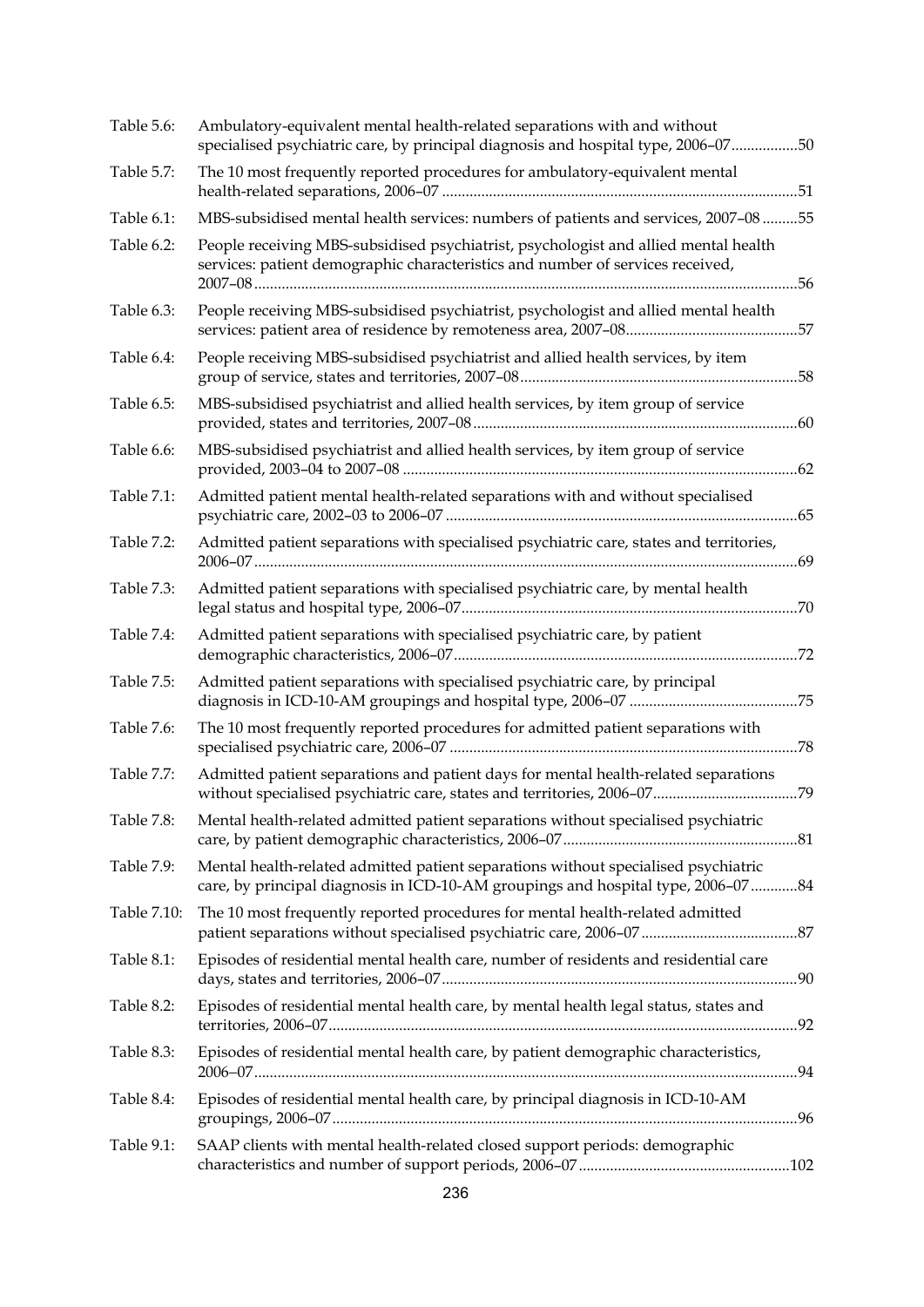| | | |
|---|---|---|
| Table 5.6: | Ambulatory-equivalent mental health-related separations with and without specialised psychiatric care, by principal diagnosis and hospital type, 2006–07 | 50 |
| Table 5.7: | The 10 most frequently reported procedures for ambulatory-equivalent mental health-related separations, 2006–07 | 51 |
| Table 6.1: | MBS-subsidised mental health services: numbers of patients and services, 2007–08 | 55 |
| Table 6.2: | People receiving MBS-subsidised psychiatrist, psychologist and allied mental health services: patient demographic characteristics and number of services received, 2007–08 | 56 |
| Table 6.3: | People receiving MBS-subsidised psychiatrist, psychologist and allied mental health services: patient area of residence by remoteness area, 2007–08 | 57 |
| Table 6.4: | People receiving MBS-subsidised psychiatrist and allied health services, by item group of service, states and territories, 2007–08 | 58 |
| Table 6.5: | MBS-subsidised psychiatrist and allied health services, by item group of service provided, states and territories, 2007–08 | 60 |
| Table 6.6: | MBS-subsidised psychiatrist and allied health services, by item group of service provided, 2003–04 to 2007–08 | 62 |
| Table 7.1: | Admitted patient mental health-related separations with and without specialised psychiatric care, 2002–03 to 2006–07 | 65 |
| Table 7.2: | Admitted patient separations with specialised psychiatric care, states and territories, 2006–07 | 69 |
| Table 7.3: | Admitted patient separations with specialised psychiatric care, by mental health legal status and hospital type, 2006–07 | 70 |
| Table 7.4: | Admitted patient separations with specialised psychiatric care, by patient demographic characteristics, 2006–07 | 72 |
| Table 7.5: | Admitted patient separations with specialised psychiatric care, by principal diagnosis in ICD-10-AM groupings and hospital type, 2006–07 | 75 |
| Table 7.6: | The 10 most frequently reported procedures for admitted patient separations with specialised psychiatric care, 2006–07 | 78 |
| Table 7.7: | Admitted patient separations and patient days for mental health-related separations without specialised psychiatric care, states and territories, 2006–07 | 79 |
| Table 7.8: | Mental health-related admitted patient separations without specialised psychiatric care, by patient demographic characteristics, 2006–07 | 81 |
| Table 7.9: | Mental health-related admitted patient separations without specialised psychiatric care, by principal diagnosis in ICD-10-AM groupings and hospital type, 2006–07 | 84 |
| Table 7.10: | The 10 most frequently reported procedures for mental health-related admitted patient separations without specialised psychiatric care, 2006–07 | 87 |
| Table 8.1: | Episodes of residential mental health care, number of residents and residential care days, states and territories, 2006–07 | 90 |
| Table 8.2: | Episodes of residential mental health care, by mental health legal status, states and territories, 2006–07 | 92 |
| Table 8.3: | Episodes of residential mental health care, by patient demographic characteristics, 2006–07 | 94 |
| Table 8.4: | Episodes of residential mental health care, by principal diagnosis in ICD-10-AM groupings, 2006–07 | 96 |
| Table 9.1: | SAAP clients with mental health-related closed support periods: demographic characteristics and number of support periods, 2006–07 | 102 |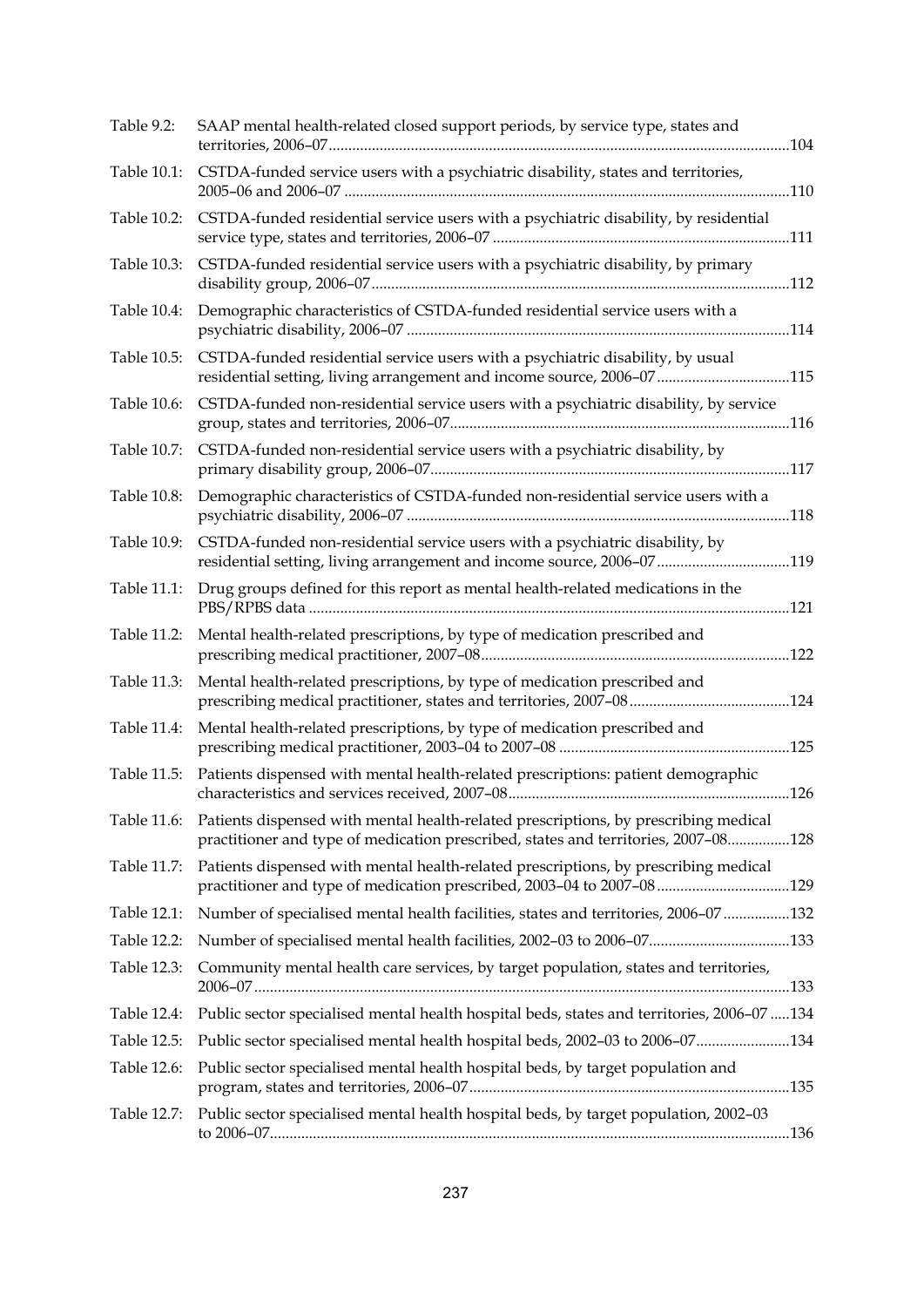| | | |
|---|---|---|
| Table 9.2: | SAAP mental health-related closed support periods, by service type, states and territories, 2006–07 | 104 |
| Table 10.1: | CSTDA-funded service users with a psychiatric disability, states and territories, 2005–06 and 2006–07 | 110 |
| Table 10.2: | CSTDA-funded residential service users with a psychiatric disability, by residential service type, states and territories, 2006–07 | 111 |
| Table 10.3: | CSTDA-funded residential service users with a psychiatric disability, by primary disability group, 2006–07 | 112 |
| Table 10.4: | Demographic characteristics of CSTDA-funded residential service users with a psychiatric disability, 2006–07 | 114 |
| Table 10.5: | CSTDA-funded residential service users with a psychiatric disability, by usual residential setting, living arrangement and income source, 2006–07 | 115 |
| Table 10.6: | CSTDA-funded non-residential service users with a psychiatric disability, by service group, states and territories, 2006–07 | 116 |
| Table 10.7: | CSTDA-funded non-residential service users with a psychiatric disability, by primary disability group, 2006–07 | 117 |
| Table 10.8: | Demographic characteristics of CSTDA-funded non-residential service users with a psychiatric disability, 2006–07 | 118 |
| Table 10.9: | CSTDA-funded non-residential service users with a psychiatric disability, by residential setting, living arrangement and income source, 2006–07 | 119 |
| Table 11.1: | Drug groups defined for this report as mental health-related medications in the PBS/RPBS data | 121 |
| Table 11.2: | Mental health-related prescriptions, by type of medication prescribed and prescribing medical practitioner, 2007–08 | 122 |
| Table 11.3: | Mental health-related prescriptions, by type of medication prescribed and prescribing medical practitioner, states and territories, 2007–08 | 124 |
| Table 11.4: | Mental health-related prescriptions, by type of medication prescribed and prescribing medical practitioner, 2003–04 to 2007–08 | 125 |
| Table 11.5: | Patients dispensed with mental health-related prescriptions: patient demographic characteristics and services received, 2007–08 | 126 |
| Table 11.6: | Patients dispensed with mental health-related prescriptions, by prescribing medical practitioner and type of medication prescribed, states and territories, 2007–08 | 128 |
| Table 11.7: | Patients dispensed with mental health-related prescriptions, by prescribing medical practitioner and type of medication prescribed, 2003–04 to 2007–08 | 129 |
| Table 12.1: | Number of specialised mental health facilities, states and territories, 2006–07 | 132 |
| Table 12.2: | Number of specialised mental health facilities, 2002–03 to 2006–07 | 133 |
| Table 12.3: | Community mental health care services, by target population, states and territories, 2006–07 | 133 |
| Table 12.4: | Public sector specialised mental health hospital beds, states and territories, 2006–07 | 134 |
| Table 12.5: | Public sector specialised mental health hospital beds, 2002–03 to 2006–07 | 134 |
| Table 12.6: | Public sector specialised mental health hospital beds, by target population and program, states and territories, 2006–07 | 135 |
| Table 12.7: | Public sector specialised mental health hospital beds, by target population, 2002–03 to 2006–07 | 136 |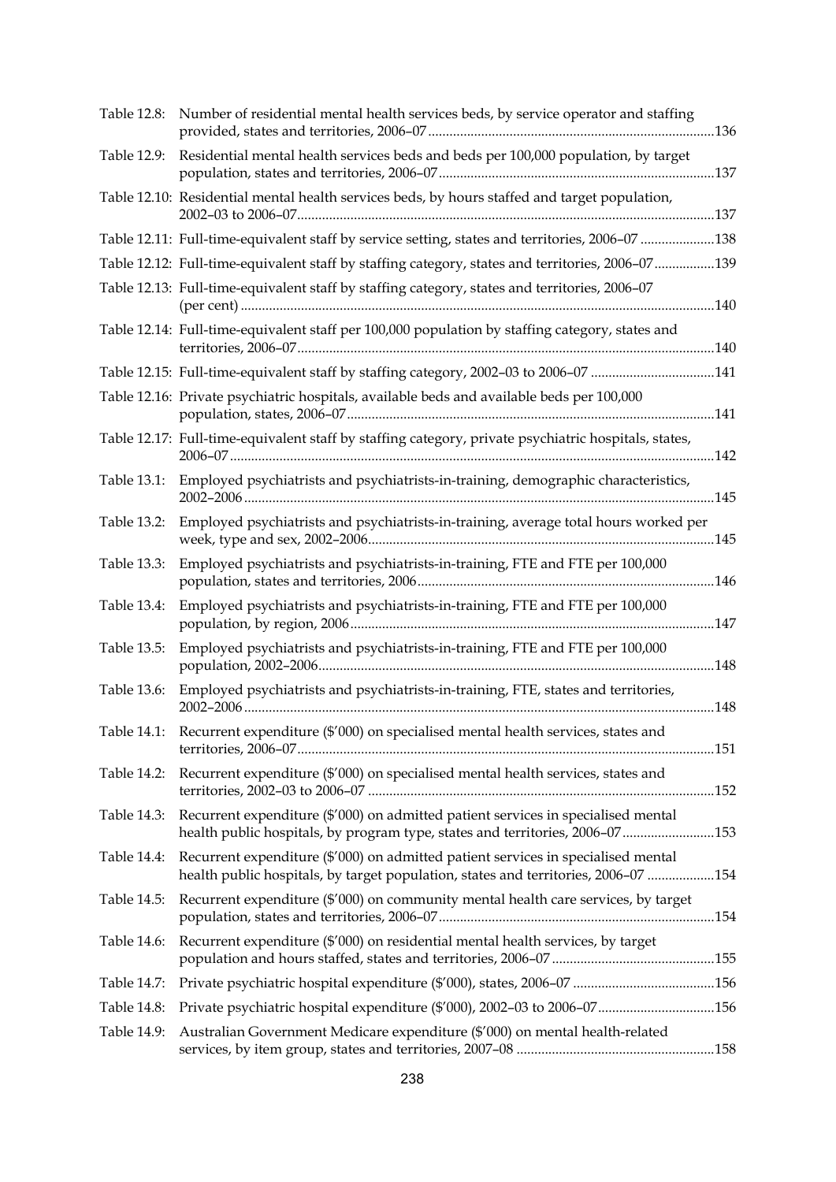Table 12.8: Number of residential mental health services beds, by service operator and staffing provided, states and territories, 2006–07 ....... 136

Table 12.9: Residential mental health services beds and beds per 100,000 population, by target population, states and territories, 2006–07 ....... 137

Table 12.10: Residential mental health services beds, by hours staffed and target population, 2002–03 to 2006–07 ....... 137

Table 12.11: Full-time-equivalent staff by service setting, states and territories, 2006–07 ....... 138

Table 12.12: Full-time-equivalent staff by staffing category, states and territories, 2006–07 ....... 139

Table 12.13: Full-time-equivalent staff by staffing category, states and territories, 2006–07 (per cent) ....... 140

Table 12.14: Full-time-equivalent staff per 100,000 population by staffing category, states and territories, 2006–07 ....... 140

Table 12.15: Full-time-equivalent staff by staffing category, 2002–03 to 2006–07 ....... 141

Table 12.16: Private psychiatric hospitals, available beds and available beds per 100,000 population, states, 2006–07 ....... 141

Table 12.17: Full-time-equivalent staff by staffing category, private psychiatric hospitals, states, 2006–07 ....... 142

Table 13.1: Employed psychiatrists and psychiatrists-in-training, demographic characteristics, 2002–2006 ....... 145

Table 13.2: Employed psychiatrists and psychiatrists-in-training, average total hours worked per week, type and sex, 2002–2006 ....... 145

Table 13.3: Employed psychiatrists and psychiatrists-in-training, FTE and FTE per 100,000 population, states and territories, 2006 ....... 146

Table 13.4: Employed psychiatrists and psychiatrists-in-training, FTE and FTE per 100,000 population, by region, 2006 ....... 147

Table 13.5: Employed psychiatrists and psychiatrists-in-training, FTE and FTE per 100,000 population, 2002–2006 ....... 148

Table 13.6: Employed psychiatrists and psychiatrists-in-training, FTE, states and territories, 2002–2006 ....... 148

Table 14.1: Recurrent expenditure ($'000) on specialised mental health services, states and territories, 2006–07 ....... 151

Table 14.2: Recurrent expenditure ($'000) on specialised mental health services, states and territories, 2002–03 to 2006–07 ....... 152

Table 14.3: Recurrent expenditure ($'000) on admitted patient services in specialised mental health public hospitals, by program type, states and territories, 2006–07 ....... 153

Table 14.4: Recurrent expenditure ($'000) on admitted patient services in specialised mental health public hospitals, by target population, states and territories, 2006–07 ....... 154

Table 14.5: Recurrent expenditure ($'000) on community mental health care services, by target population, states and territories, 2006–07 ....... 154

Table 14.6: Recurrent expenditure ($'000) on residential mental health services, by target population and hours staffed, states and territories, 2006–07 ....... 155

Table 14.7: Private psychiatric hospital expenditure ($'000), states, 2006–07 ....... 156

Table 14.8: Private psychiatric hospital expenditure ($'000), 2002–03 to 2006–07 ....... 156

Table 14.9: Australian Government Medicare expenditure ($'000) on mental health-related services, by item group, states and territories, 2007–08 ....... 158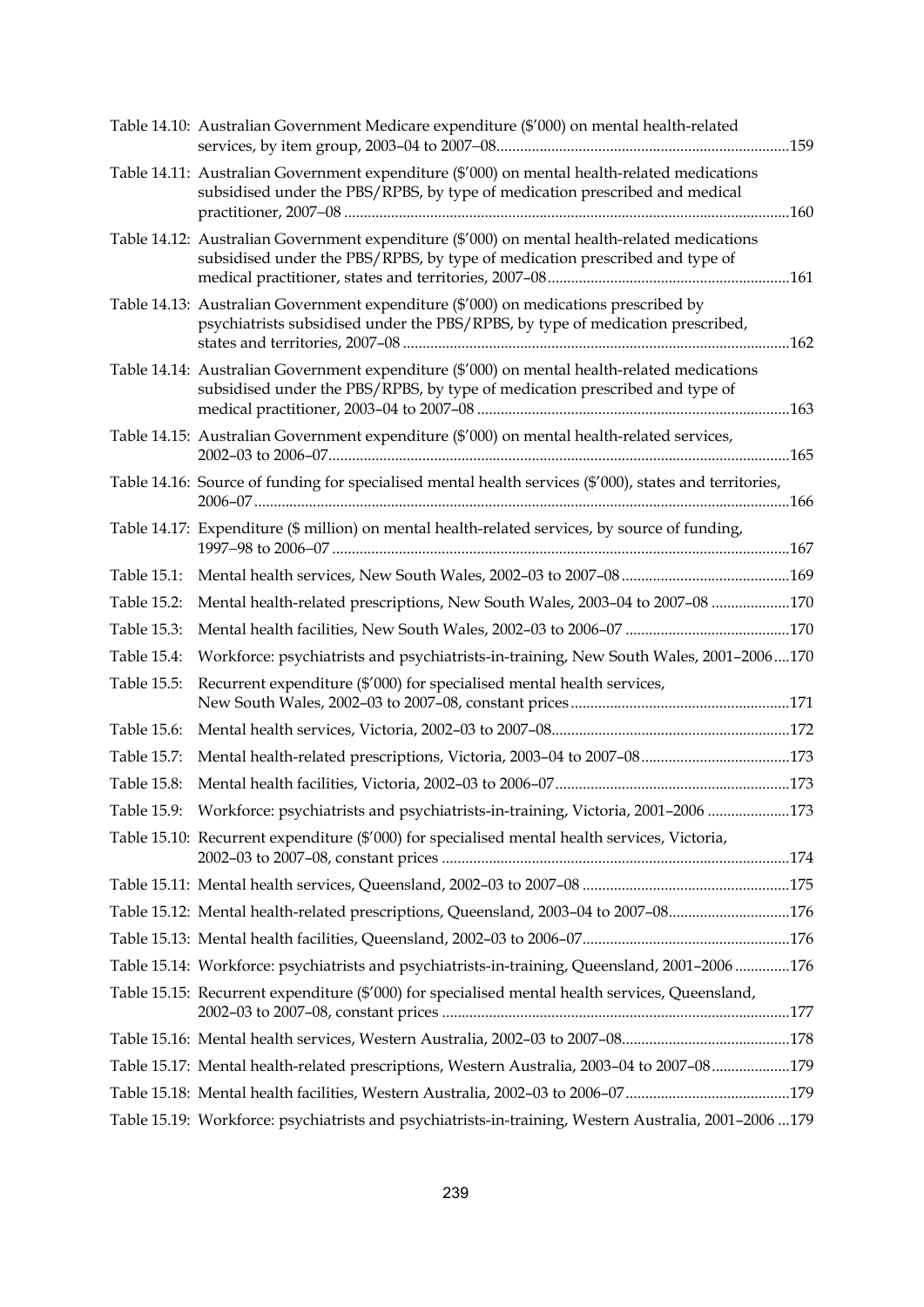Table 14.10: Australian Government Medicare expenditure ($'000) on mental health-related services, by item group, 2003–04 to 2007–08 ....... 159

Table 14.11: Australian Government expenditure ($'000) on mental health-related medications subsidised under the PBS/RPBS, by type of medication prescribed and medical practitioner, 2007–08 ....... 160

Table 14.12: Australian Government expenditure ($'000) on mental health-related medications subsidised under the PBS/RPBS, by type of medication prescribed and type of medical practitioner, states and territories, 2007–08 ....... 161

Table 14.13: Australian Government expenditure ($'000) on medications prescribed by psychiatrists subsidised under the PBS/RPBS, by type of medication prescribed, states and territories, 2007–08 ....... 162

Table 14.14: Australian Government expenditure ($'000) on mental health-related medications subsidised under the PBS/RPBS, by type of medication prescribed and type of medical practitioner, 2003–04 to 2007–08 ....... 163

Table 14.15: Australian Government expenditure ($'000) on mental health-related services, 2002–03 to 2006–07 ....... 165

Table 14.16: Source of funding for specialised mental health services ($'000), states and territories, 2006–07 ....... 166

Table 14.17: Expenditure ($ million) on mental health-related services, by source of funding, 1997–98 to 2006–07 ....... 167

Table 15.1: Mental health services, New South Wales, 2002–03 to 2007–08 ....... 169

Table 15.2: Mental health-related prescriptions, New South Wales, 2003–04 to 2007–08 ....... 170

Table 15.3: Mental health facilities, New South Wales, 2002–03 to 2006–07 ....... 170

Table 15.4: Workforce: psychiatrists and psychiatrists-in-training, New South Wales, 2001–2006 ....... 170

Table 15.5: Recurrent expenditure ($'000) for specialised mental health services, New South Wales, 2002–03 to 2007–08, constant prices ....... 171

Table 15.6: Mental health services, Victoria, 2002–03 to 2007–08 ....... 172

Table 15.7: Mental health-related prescriptions, Victoria, 2003–04 to 2007–08 ....... 173

Table 15.8: Mental health facilities, Victoria, 2002–03 to 2006–07 ....... 173

Table 15.9: Workforce: psychiatrists and psychiatrists-in-training, Victoria, 2001–2006 ....... 173

Table 15.10: Recurrent expenditure ($'000) for specialised mental health services, Victoria, 2002–03 to 2007–08, constant prices ....... 174

Table 15.11: Mental health services, Queensland, 2002–03 to 2007–08 ....... 175

Table 15.12: Mental health-related prescriptions, Queensland, 2003–04 to 2007–08 ....... 176

Table 15.13: Mental health facilities, Queensland, 2002–03 to 2006–07 ....... 176

Table 15.14: Workforce: psychiatrists and psychiatrists-in-training, Queensland, 2001–2006 ....... 176

Table 15.15: Recurrent expenditure ($'000) for specialised mental health services, Queensland, 2002–03 to 2007–08, constant prices ....... 177

Table 15.16: Mental health services, Western Australia, 2002–03 to 2007–08 ....... 178

Table 15.17: Mental health-related prescriptions, Western Australia, 2003–04 to 2007–08 ....... 179

Table 15.18: Mental health facilities, Western Australia, 2002–03 to 2006–07 ....... 179

Table 15.19: Workforce: psychiatrists and psychiatrists-in-training, Western Australia, 2001–2006 ....... 179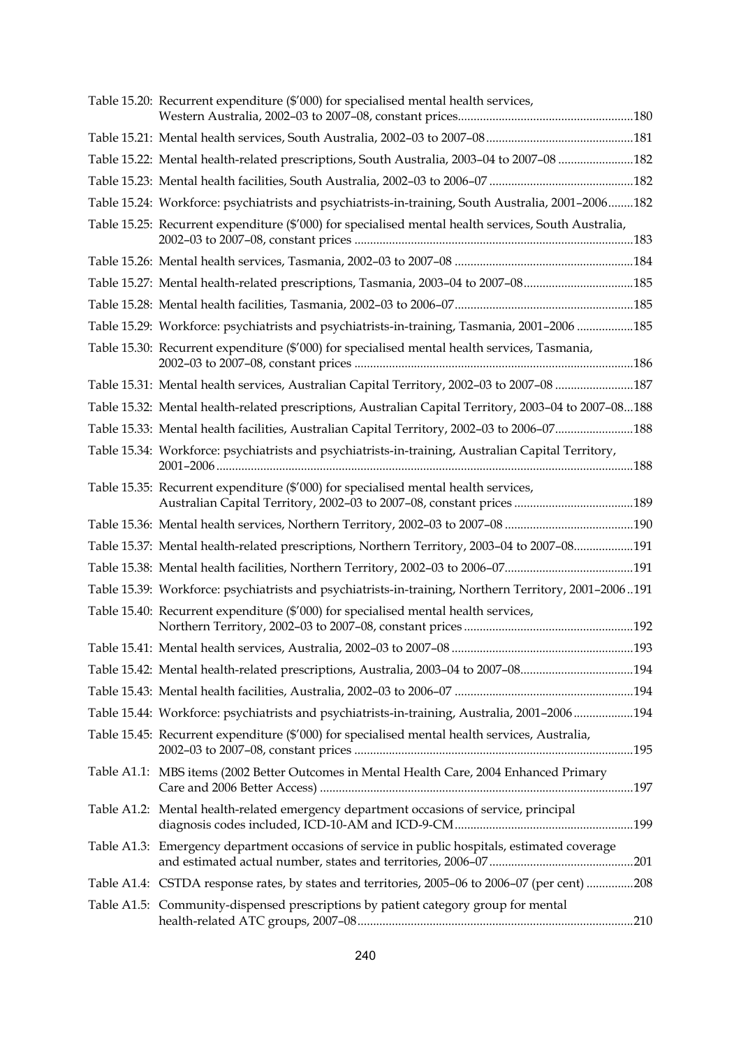Table 15.20: Recurrent expenditure ($'000) for specialised mental health services, Western Australia, 2002–03 to 2007–08, constant prices........................................................180

Table 15.21: Mental health services, South Australia, 2002–03 to 2007–08...............................................181

Table 15.22: Mental health-related prescriptions, South Australia, 2003–04 to 2007–08 ........................182

Table 15.23: Mental health facilities, South Australia, 2002–03 to 2006–07 ..............................................182

Table 15.24: Workforce: psychiatrists and psychiatrists-in-training, South Australia, 2001–2006........182

Table 15.25: Recurrent expenditure ($'000) for specialised mental health services, South Australia, 2002–03 to 2007–08, constant prices ........................................................................................183

Table 15.26: Mental health services, Tasmania, 2002–03 to 2007–08 .........................................................184

Table 15.27: Mental health-related prescriptions, Tasmania, 2003–04 to 2007–08...................................185

Table 15.28: Mental health facilities, Tasmania, 2002–03 to 2006–07.........................................................185

Table 15.29: Workforce: psychiatrists and psychiatrists-in-training, Tasmania, 2001–2006 ..................185

Table 15.30: Recurrent expenditure ($'000) for specialised mental health services, Tasmania, 2002–03 to 2007–08, constant prices ........................................................................................186

Table 15.31: Mental health services, Australian Capital Territory, 2002–03 to 2007–08 .........................187

Table 15.32: Mental health-related prescriptions, Australian Capital Territory, 2003–04 to 2007–08...188

Table 15.33: Mental health facilities, Australian Capital Territory, 2002–03 to 2006–07.........................188

Table 15.34: Workforce: psychiatrists and psychiatrists-in-training, Australian Capital Territory, 2001–2006 ....................................................................................................................................188

Table 15.35: Recurrent expenditure ($'000) for specialised mental health services, Australian Capital Territory, 2002–03 to 2007–08, constant prices ......................................189

Table 15.36: Mental health services, Northern Territory, 2002–03 to 2007–08 .........................................190

Table 15.37: Mental health-related prescriptions, Northern Territory, 2003–04 to 2007–08...................191

Table 15.38: Mental health facilities, Northern Territory, 2002–03 to 2006–07.........................................191

Table 15.39: Workforce: psychiatrists and psychiatrists-in-training, Northern Territory, 2001–2006..191

Table 15.40: Recurrent expenditure ($'000) for specialised mental health services, Northern Territory, 2002–03 to 2007–08, constant prices ......................................................192

Table 15.41: Mental health services, Australia, 2002–03 to 2007–08 ..........................................................193

Table 15.42: Mental health-related prescriptions, Australia, 2003–04 to 2007–08....................................194

Table 15.43: Mental health facilities, Australia, 2002–03 to 2006–07 .........................................................194

Table 15.44: Workforce: psychiatrists and psychiatrists-in-training, Australia, 2001–2006 ...................194

Table 15.45: Recurrent expenditure ($'000) for specialised mental health services, Australia, 2002–03 to 2007–08, constant prices ........................................................................................195

Table A1.1: MBS items (2002 Better Outcomes in Mental Health Care, 2004 Enhanced Primary Care and 2006 Better Access) ...................................................................................................197

Table A1.2: Mental health-related emergency department occasions of service, principal diagnosis codes included, ICD-10-AM and ICD-9-CM.........................................................199

Table A1.3: Emergency department occasions of service in public hospitals, estimated coverage and estimated actual number, states and territories, 2006–07 .............................................201

Table A1.4: CSTDA response rates, by states and territories, 2005–06 to 2006–07 (per cent) ...............208

Table A1.5: Community-dispensed prescriptions by patient category group for mental health-related ATC groups, 2007–08.......................................................................................210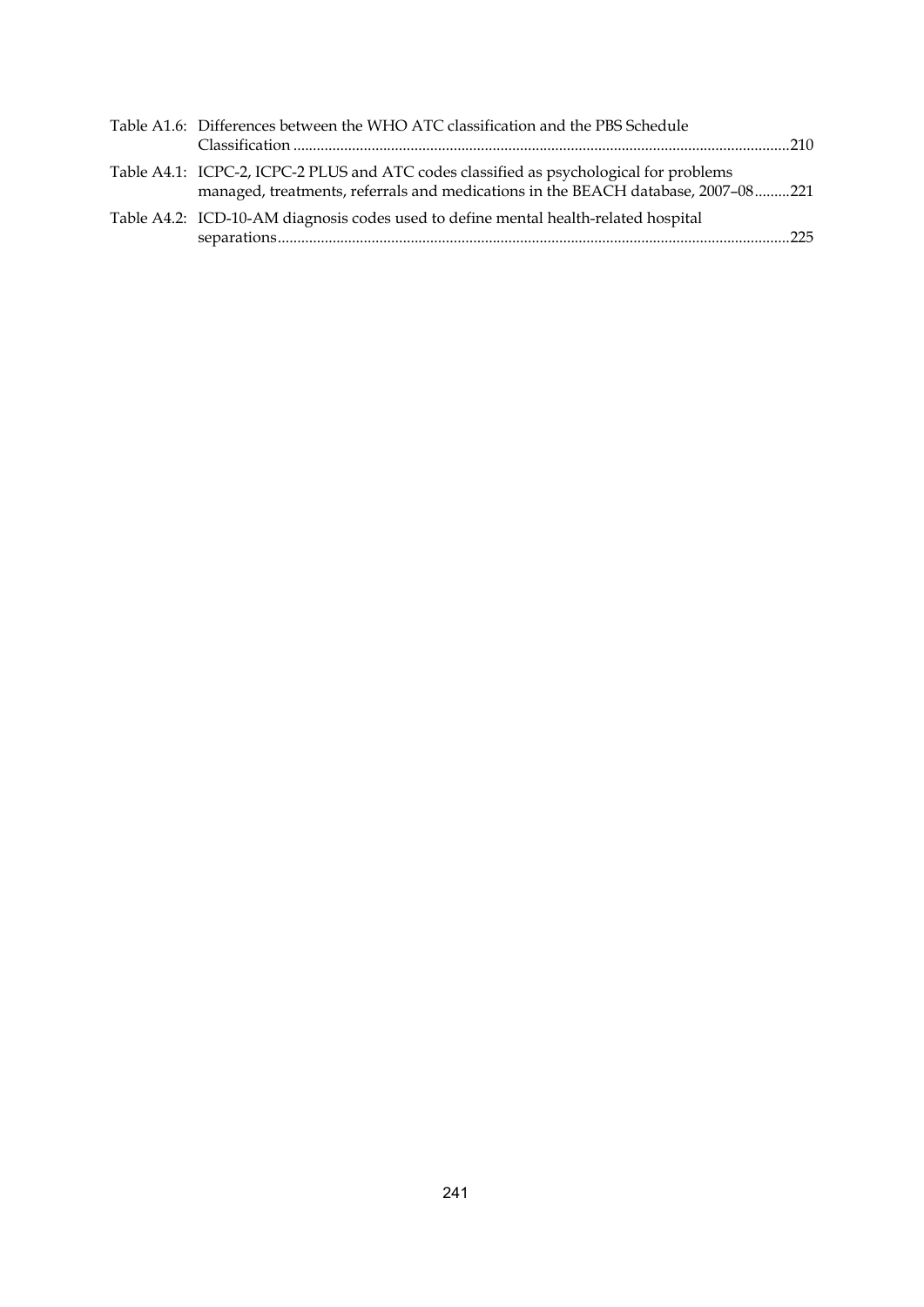Table A1.6: Differences between the WHO ATC classification and the PBS Schedule Classification ....................................................................................................................... 210

Table A4.1: ICPC-2, ICPC-2 PLUS and ATC codes classified as psychological for problems managed, treatments, referrals and medications in the BEACH database, 2007–08......... 221

Table A4.2: ICD-10-AM diagnosis codes used to define mental health-related hospital separations.................................................................................................................................. 225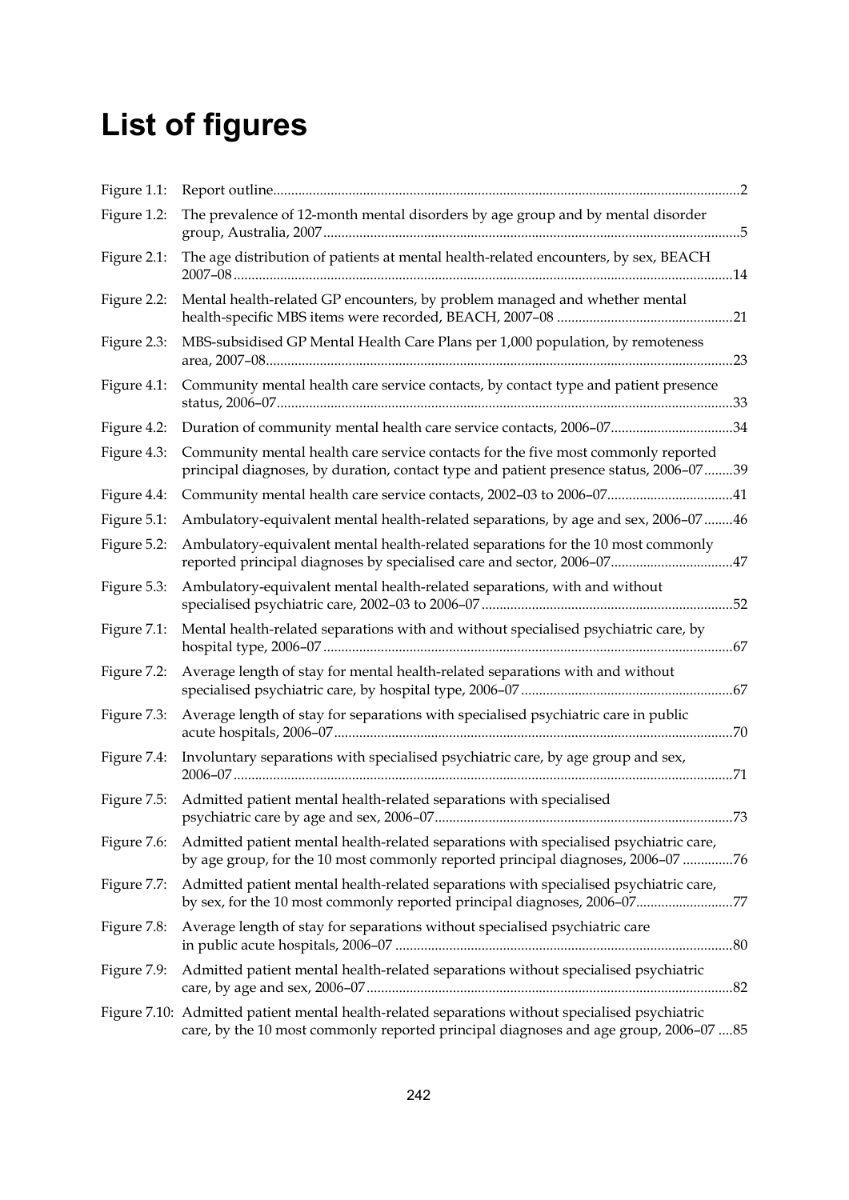# List of figures

| | | |
|---|---|---|
| Figure 1.1: | Report outline | 2 |
| Figure 1.2: | The prevalence of 12-month mental disorders by age group and by mental disorder group, Australia, 2007 | 5 |
| Figure 2.1: | The age distribution of patients at mental health-related encounters, by sex, BEACH 2007–08 | 14 |
| Figure 2.2: | Mental health-related GP encounters, by problem managed and whether mental health-specific MBS items were recorded, BEACH, 2007–08 | 21 |
| Figure 2.3: | MBS-subsidised GP Mental Health Care Plans per 1,000 population, by remoteness area, 2007–08 | 23 |
| Figure 4.1: | Community mental health care service contacts, by contact type and patient presence status, 2006–07 | 33 |
| Figure 4.2: | Duration of community mental health care service contacts, 2006–07 | 34 |
| Figure 4.3: | Community mental health care service contacts for the five most commonly reported principal diagnoses, by duration, contact type and patient presence status, 2006–07 | 39 |
| Figure 4.4: | Community mental health care service contacts, 2002–03 to 2006–07 | 41 |
| Figure 5.1: | Ambulatory-equivalent mental health-related separations, by age and sex, 2006–07 | 46 |
| Figure 5.2: | Ambulatory-equivalent mental health-related separations for the 10 most commonly reported principal diagnoses by specialised care and sector, 2006–07 | 47 |
| Figure 5.3: | Ambulatory-equivalent mental health-related separations, with and without specialised psychiatric care, 2002–03 to 2006–07 | 52 |
| Figure 7.1: | Mental health-related separations with and without specialised psychiatric care, by hospital type, 2006–07 | 67 |
| Figure 7.2: | Average length of stay for mental health-related separations with and without specialised psychiatric care, by hospital type, 2006–07 | 67 |
| Figure 7.3: | Average length of stay for separations with specialised psychiatric care in public acute hospitals, 2006–07 | 70 |
| Figure 7.4: | Involuntary separations with specialised psychiatric care, by age group and sex, 2006–07 | 71 |
| Figure 7.5: | Admitted patient mental health-related separations with specialised psychiatric care by age and sex, 2006–07 | 73 |
| Figure 7.6: | Admitted patient mental health-related separations with specialised psychiatric care, by age group, for the 10 most commonly reported principal diagnoses, 2006–07 | 76 |
| Figure 7.7: | Admitted patient mental health-related separations with specialised psychiatric care, by sex, for the 10 most commonly reported principal diagnoses, 2006–07 | 77 |
| Figure 7.8: | Average length of stay for separations without specialised psychiatric care in public acute hospitals, 2006–07 | 80 |
| Figure 7.9: | Admitted patient mental health-related separations without specialised psychiatric care, by age and sex, 2006–07 | 82 |
| Figure 7.10: | Admitted patient mental health-related separations without specialised psychiatric care, by the 10 most commonly reported principal diagnoses and age group, 2006–07 | 85 |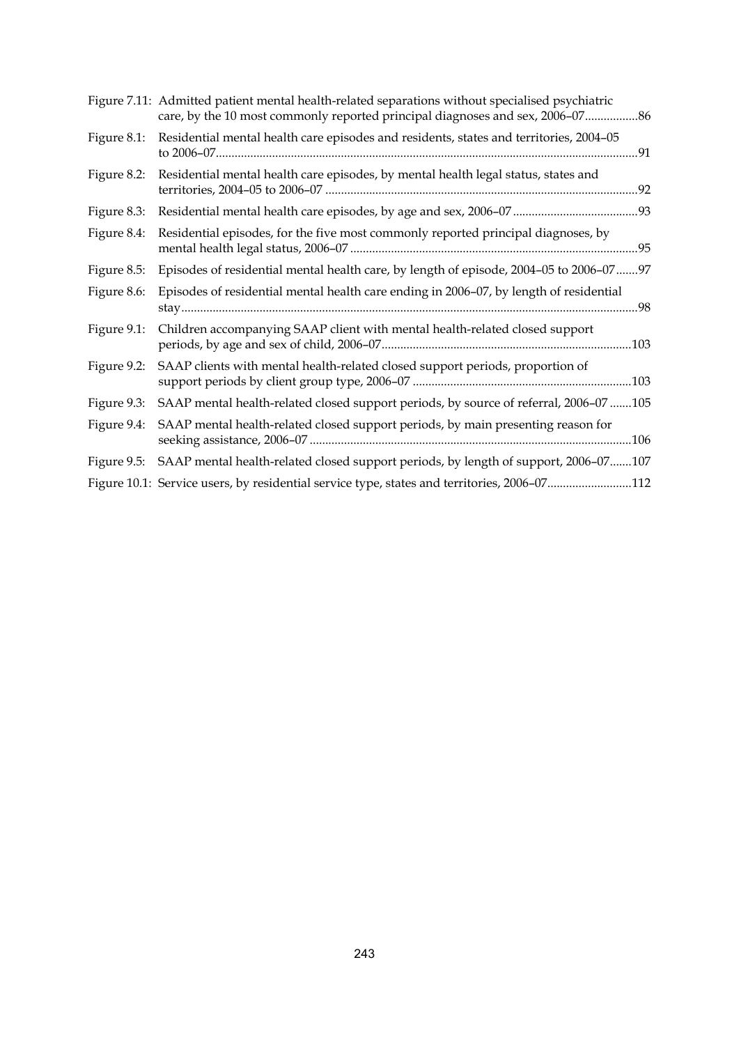Figure 7.11: Admitted patient mental health-related separations without specialised psychiatric care, by the 10 most commonly reported principal diagnoses and sex, 2006–07.................86

Figure 8.1: Residential mental health care episodes and residents, states and territories, 2004–05 to 2006–07.....................................................................................................................................91

Figure 8.2: Residential mental health care episodes, by mental health legal status, states and territories, 2004–05 to 2006–07 ...................................................................................................92

Figure 8.3: Residential mental health care episodes, by age and sex, 2006–07 ........................................93

Figure 8.4: Residential episodes, for the five most commonly reported principal diagnoses, by mental health legal status, 2006–07 ...........................................................................................95

Figure 8.5: Episodes of residential mental health care, by length of episode, 2004–05 to 2006–07.......97

Figure 8.6: Episodes of residential mental health care ending in 2006–07, by length of residential stay.................................................................................................................................................98

Figure 9.1: Children accompanying SAAP client with mental health-related closed support periods, by age and sex of child, 2006–07...............................................................................103

Figure 9.2: SAAP clients with mental health-related closed support periods, proportion of support periods by client group type, 2006–07 .....................................................................103

Figure 9.3: SAAP mental health-related closed support periods, by source of referral, 2006–07 .......105

Figure 9.4: SAAP mental health-related closed support periods, by main presenting reason for seeking assistance, 2006–07 ......................................................................................................106

Figure 9.5: SAAP mental health-related closed support periods, by length of support, 2006–07.......107

Figure 10.1: Service users, by residential service type, states and territories, 2006–07...........................112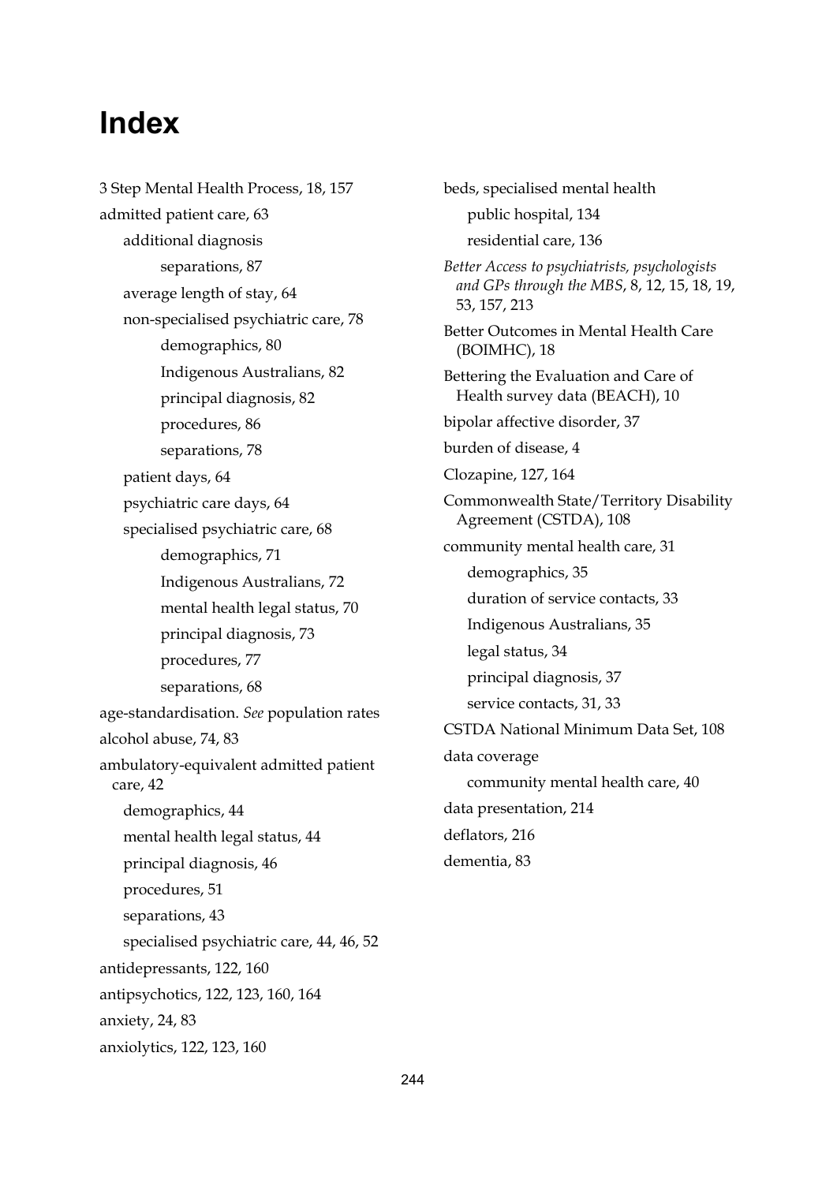# Index

3 Step Mental Health Process, 18, 157

admitted patient care, 63

- additional diagnosis
  - separations, 87
- average length of stay, 64
- non-specialised psychiatric care, 78
  - demographics, 80
  - Indigenous Australians, 82
  - principal diagnosis, 82
  - procedures, 86
  - separations, 78
- patient days, 64
- psychiatric care days, 64
- specialised psychiatric care, 68
  - demographics, 71
  - Indigenous Australians, 72
  - mental health legal status, 70
  - principal diagnosis, 73
  - procedures, 77
  - separations, 68

age-standardisation. *See* population rates

alcohol abuse, 74, 83

ambulatory-equivalent admitted patient care, 42

- demographics, 44
- mental health legal status, 44
- principal diagnosis, 46
- procedures, 51
- separations, 43
- specialised psychiatric care, 44, 46, 52

antidepressants, 122, 160

antipsychotics, 122, 123, 160, 164

anxiety, 24, 83

anxiolytics, 122, 123, 160

beds, specialised mental health

- public hospital, 134
- residential care, 136

*Better Access to psychiatrists, psychologists and GPs through the MBS*, 8, 12, 15, 18, 19, 53, 157, 213

Better Outcomes in Mental Health Care (BOIMHC), 18

Bettering the Evaluation and Care of Health survey data (BEACH), 10

bipolar affective disorder, 37

burden of disease, 4

Clozapine, 127, 164

Commonwealth State/Territory Disability Agreement (CSTDA), 108

community mental health care, 31

- demographics, 35
- duration of service contacts, 33
- Indigenous Australians, 35
- legal status, 34
- principal diagnosis, 37
- service contacts, 31, 33

CSTDA National Minimum Data Set, 108

data coverage

- community mental health care, 40

data presentation, 214

deflators, 216

dementia, 83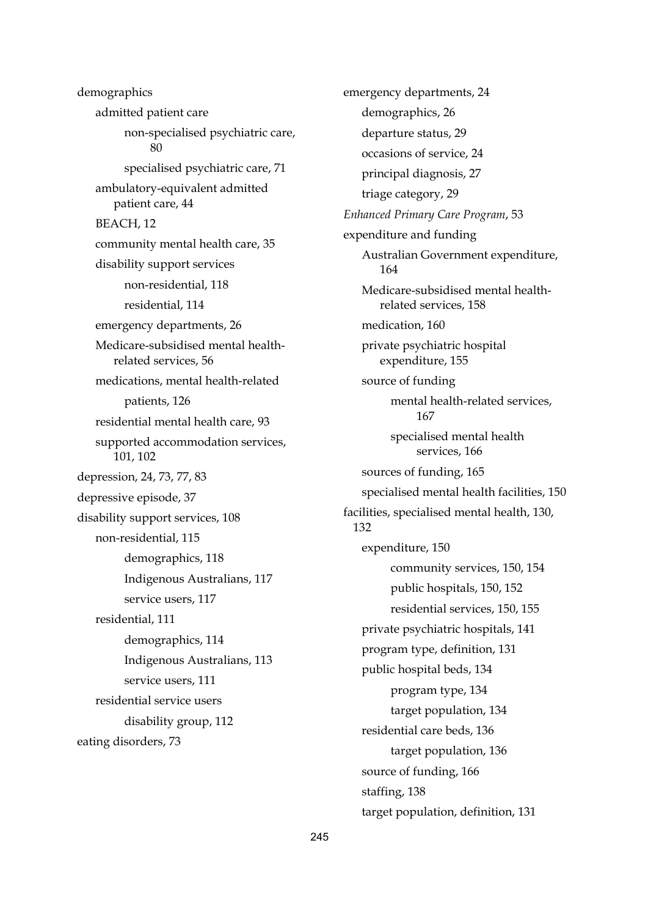demographics
- admitted patient care
  - non-specialised psychiatric care, 80
  - specialised psychiatric care, 71
- ambulatory-equivalent admitted patient care, 44
- BEACH, 12
- community mental health care, 35
- disability support services
  - non-residential, 118
  - residential, 114
- emergency departments, 26
- Medicare-subsidised mental health-related services, 56
- medications, mental health-related
  - patients, 126
- residential mental health care, 93
- supported accommodation services, 101, 102

depression, 24, 73, 77, 83

depressive episode, 37

disability support services, 108
- non-residential, 115
  - demographics, 118
  - Indigenous Australians, 117
  - service users, 117
- residential, 111
  - demographics, 114
  - Indigenous Australians, 113
  - service users, 111
- residential service users
  - disability group, 112

eating disorders, 73

emergency departments, 24
- demographics, 26
- departure status, 29
- occasions of service, 24
- principal diagnosis, 27
- triage category, 29

*Enhanced Primary Care Program*, 53

expenditure and funding
- Australian Government expenditure, 164
- Medicare-subsidised mental health-related services, 158
- medication, 160
- private psychiatric hospital expenditure, 155
- source of funding
  - mental health-related services, 167
  - specialised mental health services, 166
- sources of funding, 165
- specialised mental health facilities, 150

facilities, specialised mental health, 130, 132
- expenditure, 150
  - community services, 150, 154
  - public hospitals, 150, 152
  - residential services, 150, 155
- private psychiatric hospitals, 141
- program type, definition, 131
- public hospital beds, 134
  - program type, 134
  - target population, 134
- residential care beds, 136
  - target population, 136
- source of funding, 166
- staffing, 138
- target population, definition, 131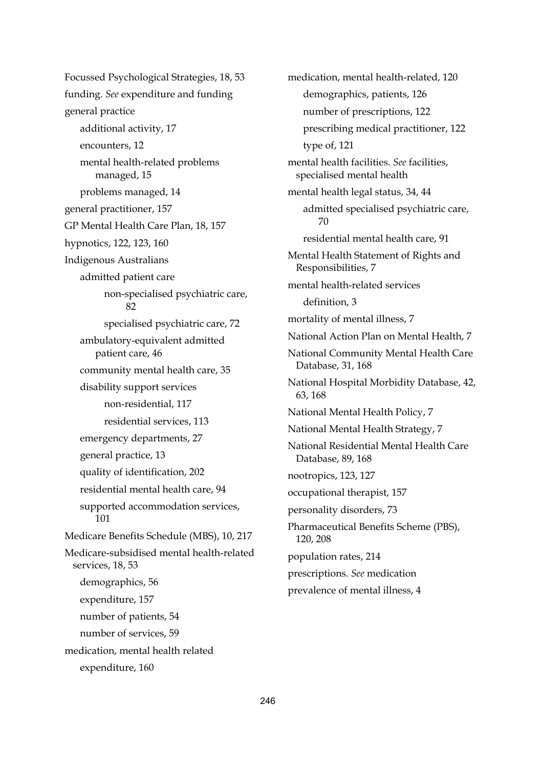Focussed Psychological Strategies, 18, 53

funding. *See* expenditure and funding

general practice

- additional activity, 17
- encounters, 12
- mental health-related problems managed, 15
- problems managed, 14

general practitioner, 157

GP Mental Health Care Plan, 18, 157

hypnotics, 122, 123, 160

Indigenous Australians

- admitted patient care
    - non-specialised psychiatric care, 82
    - specialised psychiatric care, 72
- ambulatory-equivalent admitted patient care, 46
- community mental health care, 35
- disability support services
    - non-residential, 117
    - residential services, 113
- emergency departments, 27
- general practice, 13
- quality of identification, 202
- residential mental health care, 94
- supported accommodation services, 101

Medicare Benefits Schedule (MBS), 10, 217

Medicare-subsidised mental health-related services, 18, 53

- demographics, 56
- expenditure, 157
- number of patients, 54
- number of services, 59

medication, mental health related

- expenditure, 160

medication, mental health-related, 120

- demographics, patients, 126
- number of prescriptions, 122
- prescribing medical practitioner, 122
- type of, 121

mental health facilities. *See* facilities, specialised mental health

mental health legal status, 34, 44

- admitted specialised psychiatric care, 70
- residential mental health care, 91

Mental Health Statement of Rights and Responsibilities, 7

mental health-related services

- definition, 3

mortality of mental illness, 7

National Action Plan on Mental Health, 7

National Community Mental Health Care Database, 31, 168

National Hospital Morbidity Database, 42, 63, 168

National Mental Health Policy, 7

National Mental Health Strategy, 7

National Residential Mental Health Care Database, 89, 168

nootropics, 123, 127

occupational therapist, 157

personality disorders, 73

Pharmaceutical Benefits Scheme (PBS), 120, 208

population rates, 214

prescriptions. *See* medication

prevalence of mental illness, 4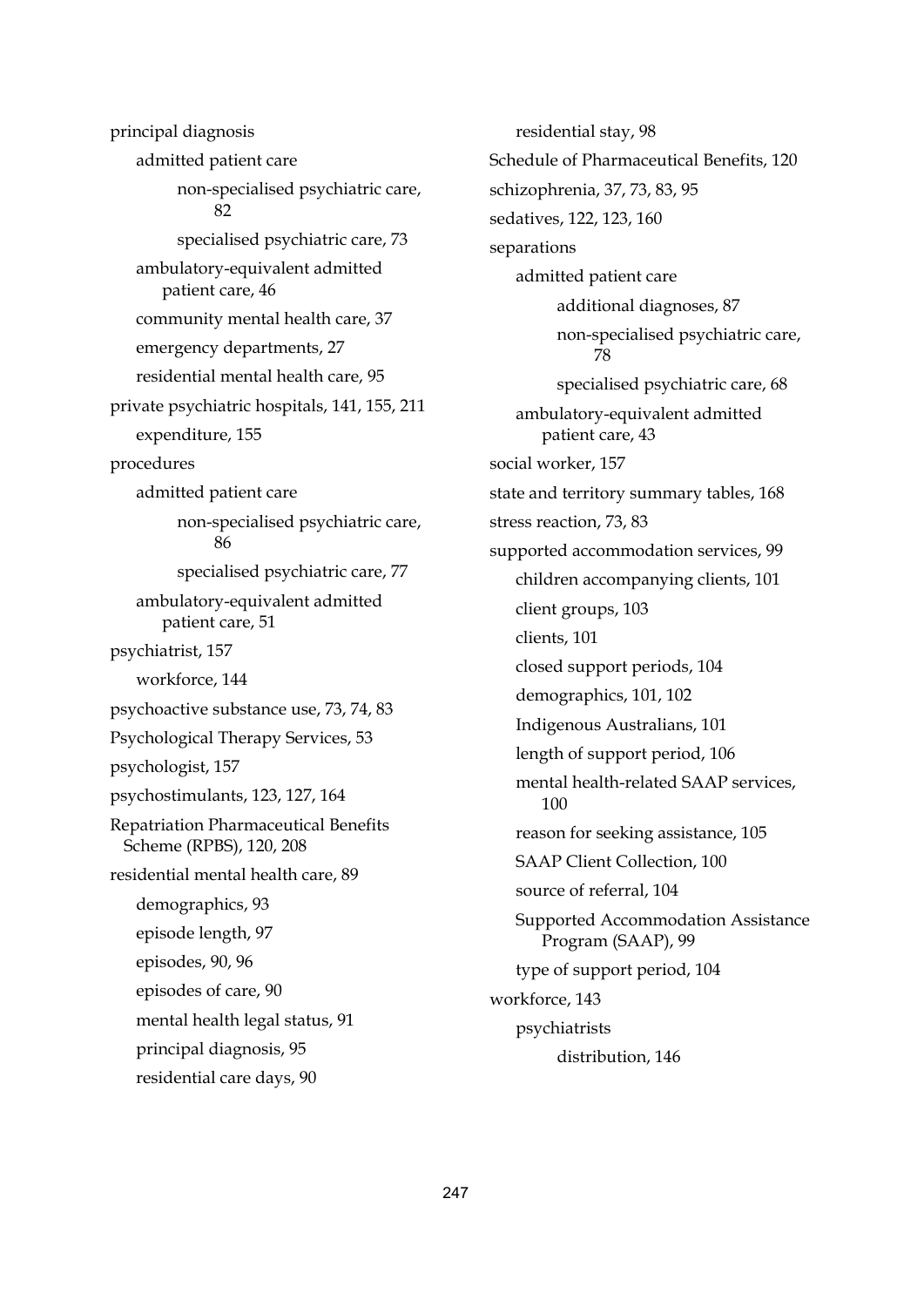principal diagnosis
- admitted patient care
  - non-specialised psychiatric care, 82
  - specialised psychiatric care, 73
- ambulatory-equivalent admitted patient care, 46
- community mental health care, 37
- emergency departments, 27
- residential mental health care, 95

private psychiatric hospitals, 141, 155, 211
- expenditure, 155

procedures
- admitted patient care
  - non-specialised psychiatric care, 86
  - specialised psychiatric care, 77
- ambulatory-equivalent admitted patient care, 51

psychiatrist, 157
- workforce, 144

psychoactive substance use, 73, 74, 83

Psychological Therapy Services, 53

psychologist, 157

psychostimulants, 123, 127, 164

Repatriation Pharmaceutical Benefits Scheme (RPBS), 120, 208

residential mental health care, 89
- demographics, 93
- episode length, 97
- episodes, 90, 96
- episodes of care, 90
- mental health legal status, 91
- principal diagnosis, 95
- residential care days, 90
- residential stay, 98

Schedule of Pharmaceutical Benefits, 120

schizophrenia, 37, 73, 83, 95

sedatives, 122, 123, 160

separations
- admitted patient care
  - additional diagnoses, 87
  - non-specialised psychiatric care, 78
  - specialised psychiatric care, 68
- ambulatory-equivalent admitted patient care, 43

social worker, 157

state and territory summary tables, 168

stress reaction, 73, 83

supported accommodation services, 99
- children accompanying clients, 101
- client groups, 103
- clients, 101
- closed support periods, 104
- demographics, 101, 102
- Indigenous Australians, 101
- length of support period, 106
- mental health-related SAAP services, 100
- reason for seeking assistance, 105
- SAAP Client Collection, 100
- source of referral, 104
- Supported Accommodation Assistance Program (SAAP), 99
- type of support period, 104

workforce, 143
- psychiatrists
  - distribution, 146